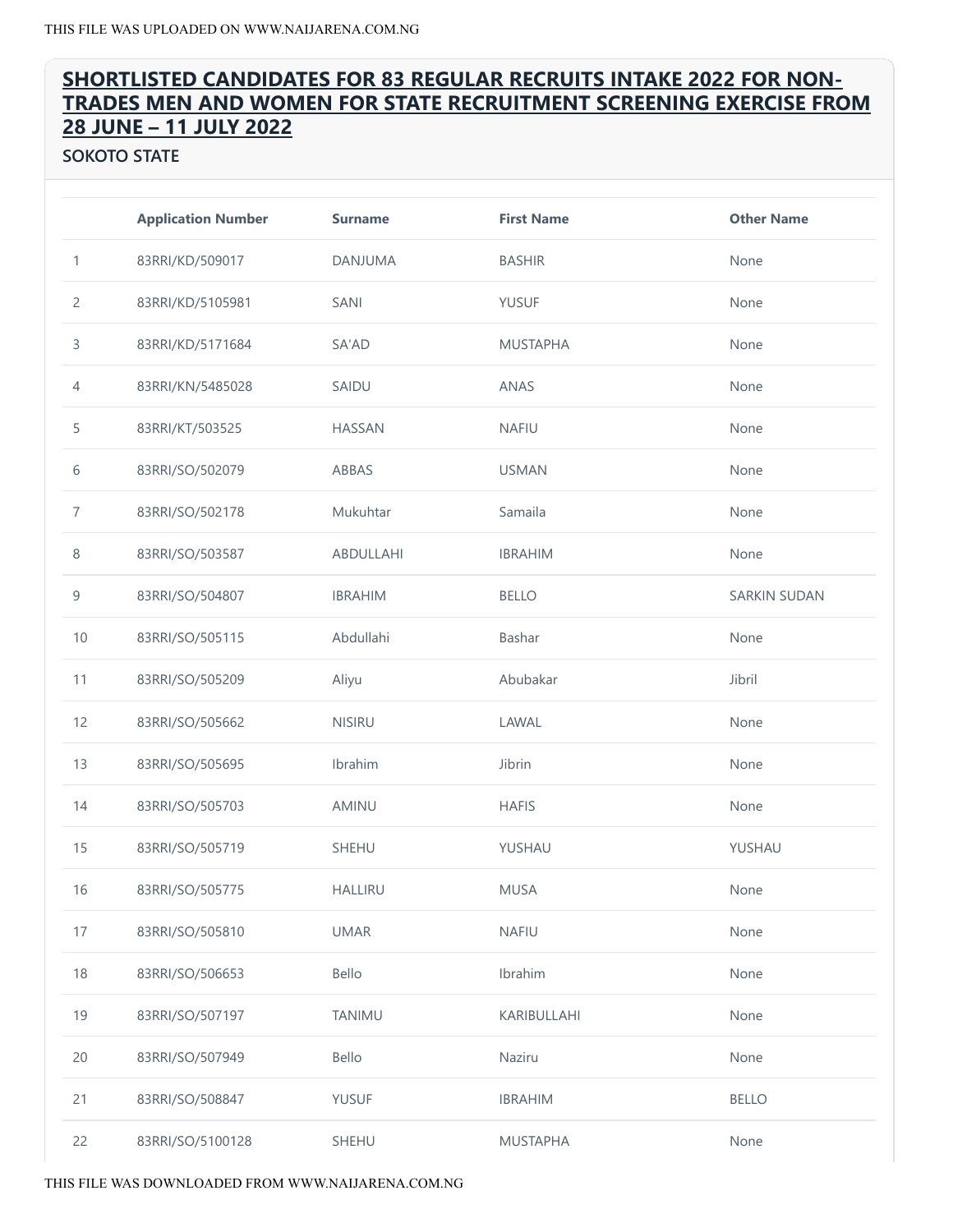## SHORTLISTED CANDIDATES FOR 83 REGULAR RECRUITS INTAKE 2022 FOR NON-TRADES MEN AND WOMEN FOR STATE RECRUITMENT SCREENING EXERCISE FROM 28 JUNE – 11 JULY 2022

### SOKOTO STATE

| | Application Number | Surname | First Name | Other Name |
|---|---|---|---|---|
| 1 | 83RRI/KD/509017 | DANJUMA | BASHIR | None |
| 2 | 83RRI/KD/5105981 | SANI | YUSUF | None |
| 3 | 83RRI/KD/5171684 | SA'AD | MUSTAPHA | None |
| 4 | 83RRI/KN/5485028 | SAIDU | ANAS | None |
| 5 | 83RRI/KT/503525 | HASSAN | NAFIU | None |
| 6 | 83RRI/SO/502079 | ABBAS | USMAN | None |
| 7 | 83RRI/SO/502178 | Mukuhtar | Samaila | None |
| 8 | 83RRI/SO/503587 | ABDULLAHI | IBRAHIM | None |
| 9 | 83RRI/SO/504807 | IBRAHIM | BELLO | SARKIN SUDAN |
| 10 | 83RRI/SO/505115 | Abdullahi | Bashar | None |
| 11 | 83RRI/SO/505209 | Aliyu | Abubakar | Jibril |
| 12 | 83RRI/SO/505662 | NISIRU | LAWAL | None |
| 13 | 83RRI/SO/505695 | Ibrahim | Jibrin | None |
| 14 | 83RRI/SO/505703 | AMINU | HAFIS | None |
| 15 | 83RRI/SO/505719 | SHEHU | YUSHAU | YUSHAU |
| 16 | 83RRI/SO/505775 | HALLIRU | MUSA | None |
| 17 | 83RRI/SO/505810 | UMAR | NAFIU | None |
| 18 | 83RRI/SO/506653 | Bello | Ibrahim | None |
| 19 | 83RRI/SO/507197 | TANIMU | KARIBULLAHI | None |
| 20 | 83RRI/SO/507949 | Bello | Naziru | None |
| 21 | 83RRI/SO/508847 | YUSUF | IBRAHIM | BELLO |
| 22 | 83RRI/SO/5100128 | SHEHU | MUSTAPHA | None |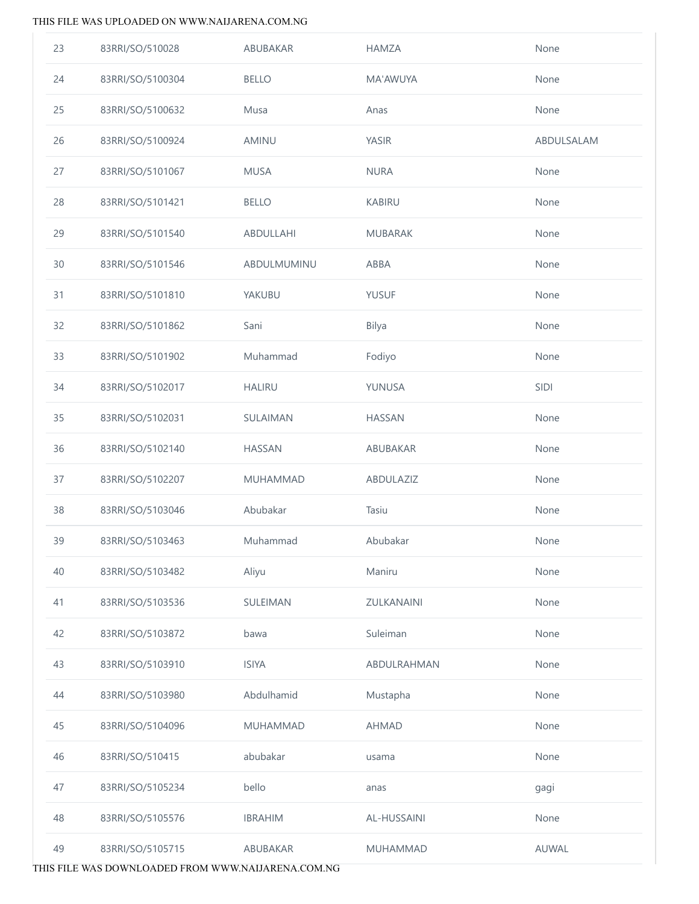| | | | | |
|---|---|---|---|---|
| 23 | 83RRI/SO/510028 | ABUBAKAR | HAMZA | None |
| 24 | 83RRI/SO/5100304 | BELLO | MA'AWUYA | None |
| 25 | 83RRI/SO/5100632 | Musa | Anas | None |
| 26 | 83RRI/SO/5100924 | AMINU | YASIR | ABDULSALAM |
| 27 | 83RRI/SO/5101067 | MUSA | NURA | None |
| 28 | 83RRI/SO/5101421 | BELLO | KABIRU | None |
| 29 | 83RRI/SO/5101540 | ABDULLAHI | MUBARAK | None |
| 30 | 83RRI/SO/5101546 | ABDULMUMINU | ABBA | None |
| 31 | 83RRI/SO/5101810 | YAKUBU | YUSUF | None |
| 32 | 83RRI/SO/5101862 | Sani | Bilya | None |
| 33 | 83RRI/SO/5101902 | Muhammad | Fodiyo | None |
| 34 | 83RRI/SO/5102017 | HALIRU | YUNUSA | SIDI |
| 35 | 83RRI/SO/5102031 | SULAIMAN | HASSAN | None |
| 36 | 83RRI/SO/5102140 | HASSAN | ABUBAKAR | None |
| 37 | 83RRI/SO/5102207 | MUHAMMAD | ABDULAZIZ | None |
| 38 | 83RRI/SO/5103046 | Abubakar | Tasiu | None |
| 39 | 83RRI/SO/5103463 | Muhammad | Abubakar | None |
| 40 | 83RRI/SO/5103482 | Aliyu | Maniru | None |
| 41 | 83RRI/SO/5103536 | SULEIMAN | ZULKANAINI | None |
| 42 | 83RRI/SO/5103872 | bawa | Suleiman | None |
| 43 | 83RRI/SO/5103910 | ISIYA | ABDULRAHMAN | None |
| 44 | 83RRI/SO/5103980 | Abdulhamid | Mustapha | None |
| 45 | 83RRI/SO/5104096 | MUHAMMAD | AHMAD | None |
| 46 | 83RRI/SO/510415 | abubakar | usama | None |
| 47 | 83RRI/SO/5105234 | bello | anas | gagi |
| 48 | 83RRI/SO/5105576 | IBRAHIM | AL-HUSSAINI | None |
| 49 | 83RRI/SO/5105715 | ABUBAKAR | MUHAMMAD | AUWAL |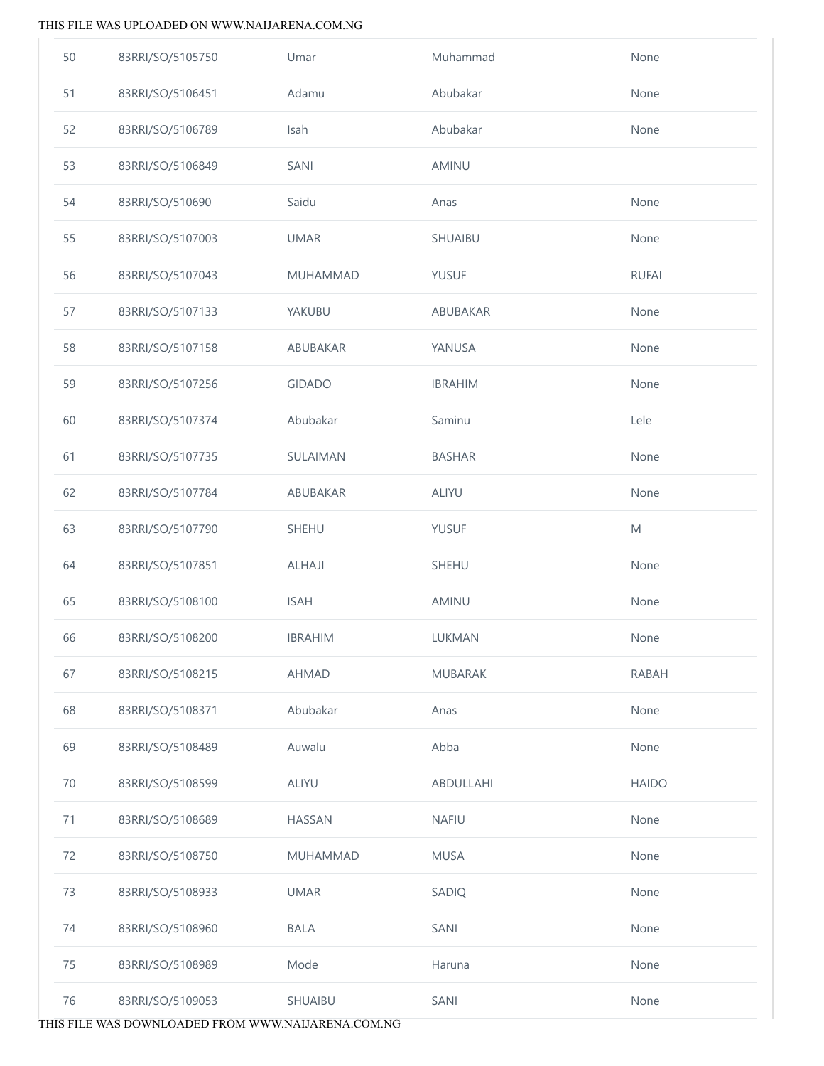| | | | | |
|---|---|---|---|---|
| 50 | 83RRI/SO/5105750 | Umar | Muhammad | None |
| 51 | 83RRI/SO/5106451 | Adamu | Abubakar | None |
| 52 | 83RRI/SO/5106789 | Isah | Abubakar | None |
| 53 | 83RRI/SO/5106849 | SANI | AMINU | |
| 54 | 83RRI/SO/510690 | Saidu | Anas | None |
| 55 | 83RRI/SO/5107003 | UMAR | SHUAIBU | None |
| 56 | 83RRI/SO/5107043 | MUHAMMAD | YUSUF | RUFAI |
| 57 | 83RRI/SO/5107133 | YAKUBU | ABUBAKAR | None |
| 58 | 83RRI/SO/5107158 | ABUBAKAR | YANUSA | None |
| 59 | 83RRI/SO/5107256 | GIDADO | IBRAHIM | None |
| 60 | 83RRI/SO/5107374 | Abubakar | Saminu | Lele |
| 61 | 83RRI/SO/5107735 | SULAIMAN | BASHAR | None |
| 62 | 83RRI/SO/5107784 | ABUBAKAR | ALIYU | None |
| 63 | 83RRI/SO/5107790 | SHEHU | YUSUF | M |
| 64 | 83RRI/SO/5107851 | ALHAJI | SHEHU | None |
| 65 | 83RRI/SO/5108100 | ISAH | AMINU | None |
| 66 | 83RRI/SO/5108200 | IBRAHIM | LUKMAN | None |
| 67 | 83RRI/SO/5108215 | AHMAD | MUBARAK | RABAH |
| 68 | 83RRI/SO/5108371 | Abubakar | Anas | None |
| 69 | 83RRI/SO/5108489 | Auwalu | Abba | None |
| 70 | 83RRI/SO/5108599 | ALIYU | ABDULLAHI | HAIDO |
| 71 | 83RRI/SO/5108689 | HASSAN | NAFIU | None |
| 72 | 83RRI/SO/5108750 | MUHAMMAD | MUSA | None |
| 73 | 83RRI/SO/5108933 | UMAR | SADIQ | None |
| 74 | 83RRI/SO/5108960 | BALA | SANI | None |
| 75 | 83RRI/SO/5108989 | Mode | Haruna | None |
| 76 | 83RRI/SO/5109053 | SHUAIBU | SANI | None |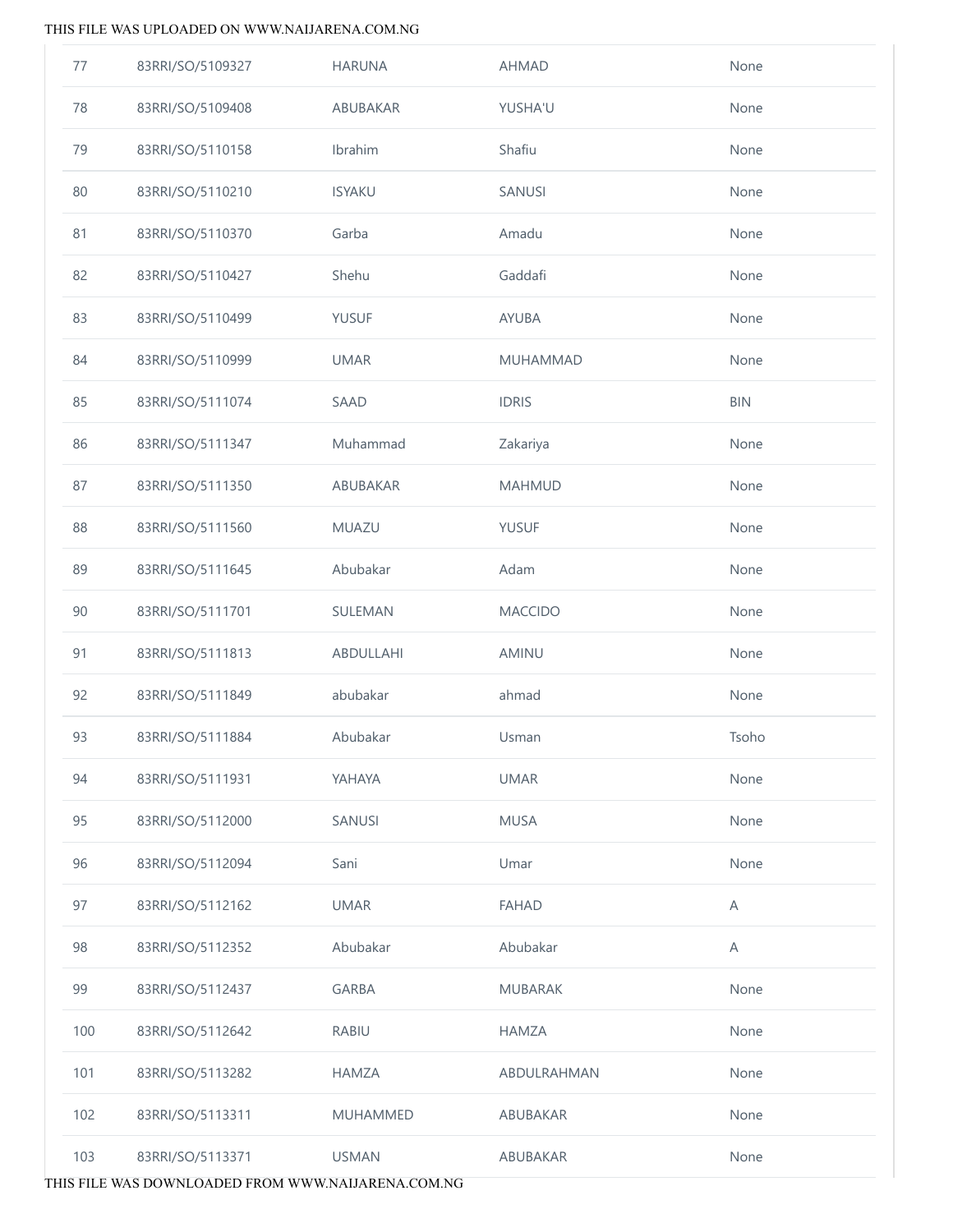| | | | | |
|---|---|---|---|---|
| 77 | 83RRI/SO/5109327 | HARUNA | AHMAD | None |
| 78 | 83RRI/SO/5109408 | ABUBAKAR | YUSHA'U | None |
| 79 | 83RRI/SO/5110158 | Ibrahim | Shafiu | None |
| 80 | 83RRI/SO/5110210 | ISYAKU | SANUSI | None |
| 81 | 83RRI/SO/5110370 | Garba | Amadu | None |
| 82 | 83RRI/SO/5110427 | Shehu | Gaddafi | None |
| 83 | 83RRI/SO/5110499 | YUSUF | AYUBA | None |
| 84 | 83RRI/SO/5110999 | UMAR | MUHAMMAD | None |
| 85 | 83RRI/SO/5111074 | SAAD | IDRIS | BIN |
| 86 | 83RRI/SO/5111347 | Muhammad | Zakariya | None |
| 87 | 83RRI/SO/5111350 | ABUBAKAR | MAHMUD | None |
| 88 | 83RRI/SO/5111560 | MUAZU | YUSUF | None |
| 89 | 83RRI/SO/5111645 | Abubakar | Adam | None |
| 90 | 83RRI/SO/5111701 | SULEMAN | MACCIDO | None |
| 91 | 83RRI/SO/5111813 | ABDULLAHI | AMINU | None |
| 92 | 83RRI/SO/5111849 | abubakar | ahmad | None |
| 93 | 83RRI/SO/5111884 | Abubakar | Usman | Tsoho |
| 94 | 83RRI/SO/5111931 | YAHAYA | UMAR | None |
| 95 | 83RRI/SO/5112000 | SANUSI | MUSA | None |
| 96 | 83RRI/SO/5112094 | Sani | Umar | None |
| 97 | 83RRI/SO/5112162 | UMAR | FAHAD | A |
| 98 | 83RRI/SO/5112352 | Abubakar | Abubakar | A |
| 99 | 83RRI/SO/5112437 | GARBA | MUBARAK | None |
| 100 | 83RRI/SO/5112642 | RABIU | HAMZA | None |
| 101 | 83RRI/SO/5113282 | HAMZA | ABDULRAHMAN | None |
| 102 | 83RRI/SO/5113311 | MUHAMMED | ABUBAKAR | None |
| 103 | 83RRI/SO/5113371 | USMAN | ABUBAKAR | None |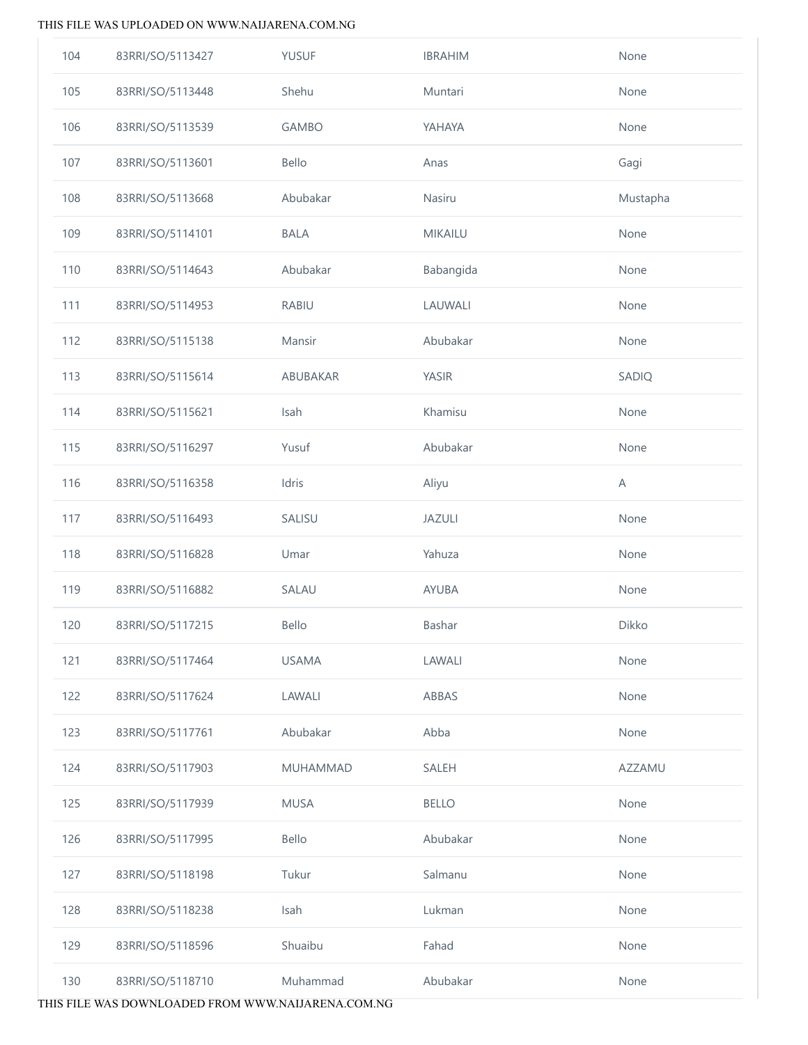| 104 | 83RRI/SO/5113427 | YUSUF | IBRAHIM | None |
|---|---|---|---|---|
| 105 | 83RRI/SO/5113448 | Shehu | Muntari | None |
| 106 | 83RRI/SO/5113539 | GAMBO | YAHAYA | None |
| 107 | 83RRI/SO/5113601 | Bello | Anas | Gagi |
| 108 | 83RRI/SO/5113668 | Abubakar | Nasiru | Mustapha |
| 109 | 83RRI/SO/5114101 | BALA | MIKAILU | None |
| 110 | 83RRI/SO/5114643 | Abubakar | Babangida | None |
| 111 | 83RRI/SO/5114953 | RABIU | LAUWALI | None |
| 112 | 83RRI/SO/5115138 | Mansir | Abubakar | None |
| 113 | 83RRI/SO/5115614 | ABUBAKAR | YASIR | SADIQ |
| 114 | 83RRI/SO/5115621 | Isah | Khamisu | None |
| 115 | 83RRI/SO/5116297 | Yusuf | Abubakar | None |
| 116 | 83RRI/SO/5116358 | Idris | Aliyu | A |
| 117 | 83RRI/SO/5116493 | SALISU | JAZULI | None |
| 118 | 83RRI/SO/5116828 | Umar | Yahuza | None |
| 119 | 83RRI/SO/5116882 | SALAU | AYUBA | None |
| 120 | 83RRI/SO/5117215 | Bello | Bashar | Dikko |
| 121 | 83RRI/SO/5117464 | USAMA | LAWALI | None |
| 122 | 83RRI/SO/5117624 | LAWALI | ABBAS | None |
| 123 | 83RRI/SO/5117761 | Abubakar | Abba | None |
| 124 | 83RRI/SO/5117903 | MUHAMMAD | SALEH | AZZAMU |
| 125 | 83RRI/SO/5117939 | MUSA | BELLO | None |
| 126 | 83RRI/SO/5117995 | Bello | Abubakar | None |
| 127 | 83RRI/SO/5118198 | Tukur | Salmanu | None |
| 128 | 83RRI/SO/5118238 | Isah | Lukman | None |
| 129 | 83RRI/SO/5118596 | Shuaibu | Fahad | None |
| 130 | 83RRI/SO/5118710 | Muhammad | Abubakar | None |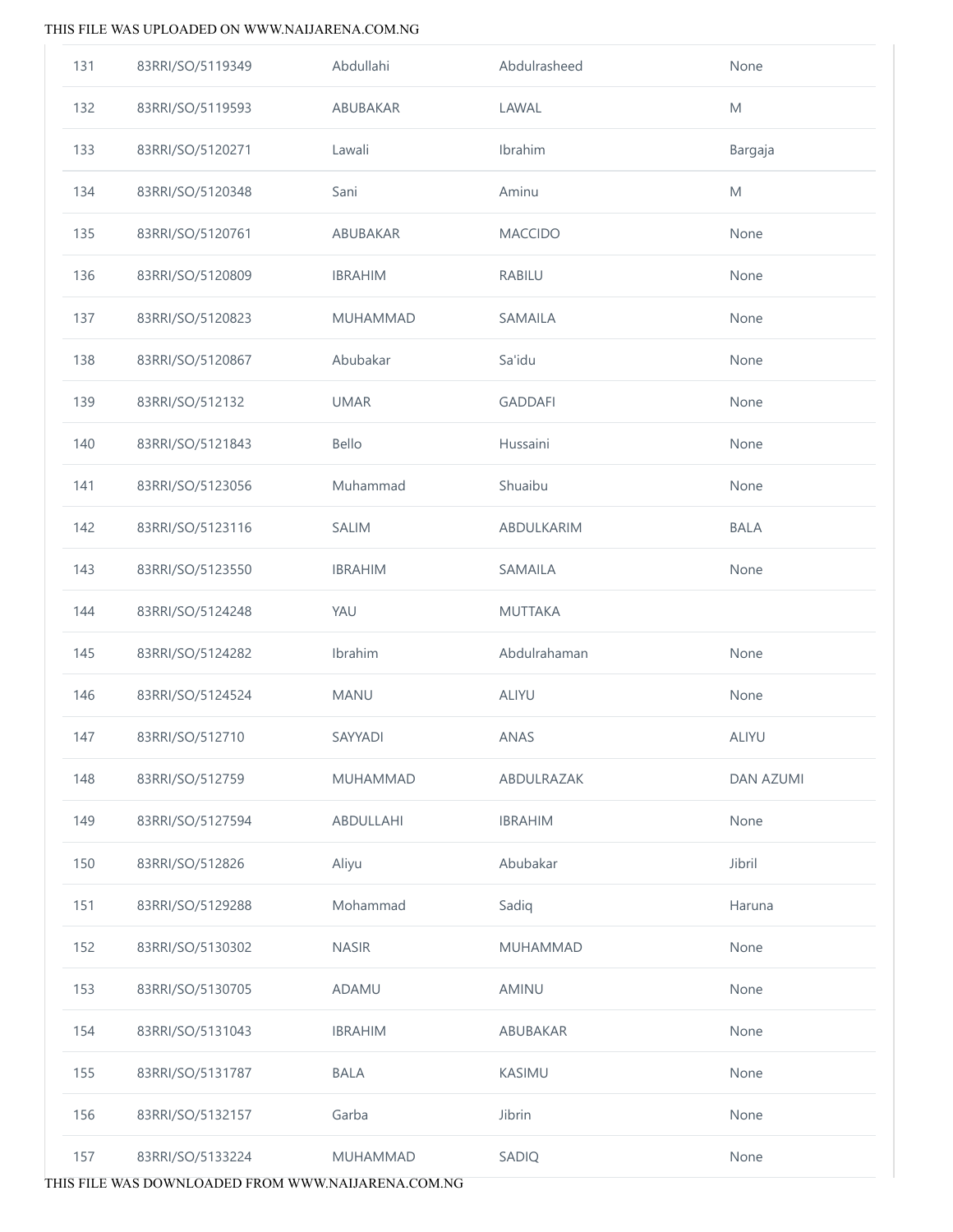| | | | | |
|---|---|---|---|---|
| 131 | 83RRI/SO/5119349 | Abdullahi | Abdulrasheed | None |
| 132 | 83RRI/SO/5119593 | ABUBAKAR | LAWAL | M |
| 133 | 83RRI/SO/5120271 | Lawali | Ibrahim | Bargaja |
| 134 | 83RRI/SO/5120348 | Sani | Aminu | M |
| 135 | 83RRI/SO/5120761 | ABUBAKAR | MACCIDO | None |
| 136 | 83RRI/SO/5120809 | IBRAHIM | RABILU | None |
| 137 | 83RRI/SO/5120823 | MUHAMMAD | SAMAILA | None |
| 138 | 83RRI/SO/5120867 | Abubakar | Sa'idu | None |
| 139 | 83RRI/SO/512132 | UMAR | GADDAFI | None |
| 140 | 83RRI/SO/5121843 | Bello | Hussaini | None |
| 141 | 83RRI/SO/5123056 | Muhammad | Shuaibu | None |
| 142 | 83RRI/SO/5123116 | SALIM | ABDULKARIM | BALA |
| 143 | 83RRI/SO/5123550 | IBRAHIM | SAMAILA | None |
| 144 | 83RRI/SO/5124248 | YAU | MUTTAKA | |
| 145 | 83RRI/SO/5124282 | Ibrahim | Abdulrahaman | None |
| 146 | 83RRI/SO/5124524 | MANU | ALIYU | None |
| 147 | 83RRI/SO/512710 | SAYYADI | ANAS | ALIYU |
| 148 | 83RRI/SO/512759 | MUHAMMAD | ABDULRAZAK | DAN AZUMI |
| 149 | 83RRI/SO/5127594 | ABDULLAHI | IBRAHIM | None |
| 150 | 83RRI/SO/512826 | Aliyu | Abubakar | Jibril |
| 151 | 83RRI/SO/5129288 | Mohammad | Sadiq | Haruna |
| 152 | 83RRI/SO/5130302 | NASIR | MUHAMMAD | None |
| 153 | 83RRI/SO/5130705 | ADAMU | AMINU | None |
| 154 | 83RRI/SO/5131043 | IBRAHIM | ABUBAKAR | None |
| 155 | 83RRI/SO/5131787 | BALA | KASIMU | None |
| 156 | 83RRI/SO/5132157 | Garba | Jibrin | None |
| 157 | 83RRI/SO/5133224 | MUHAMMAD | SADIQ | None |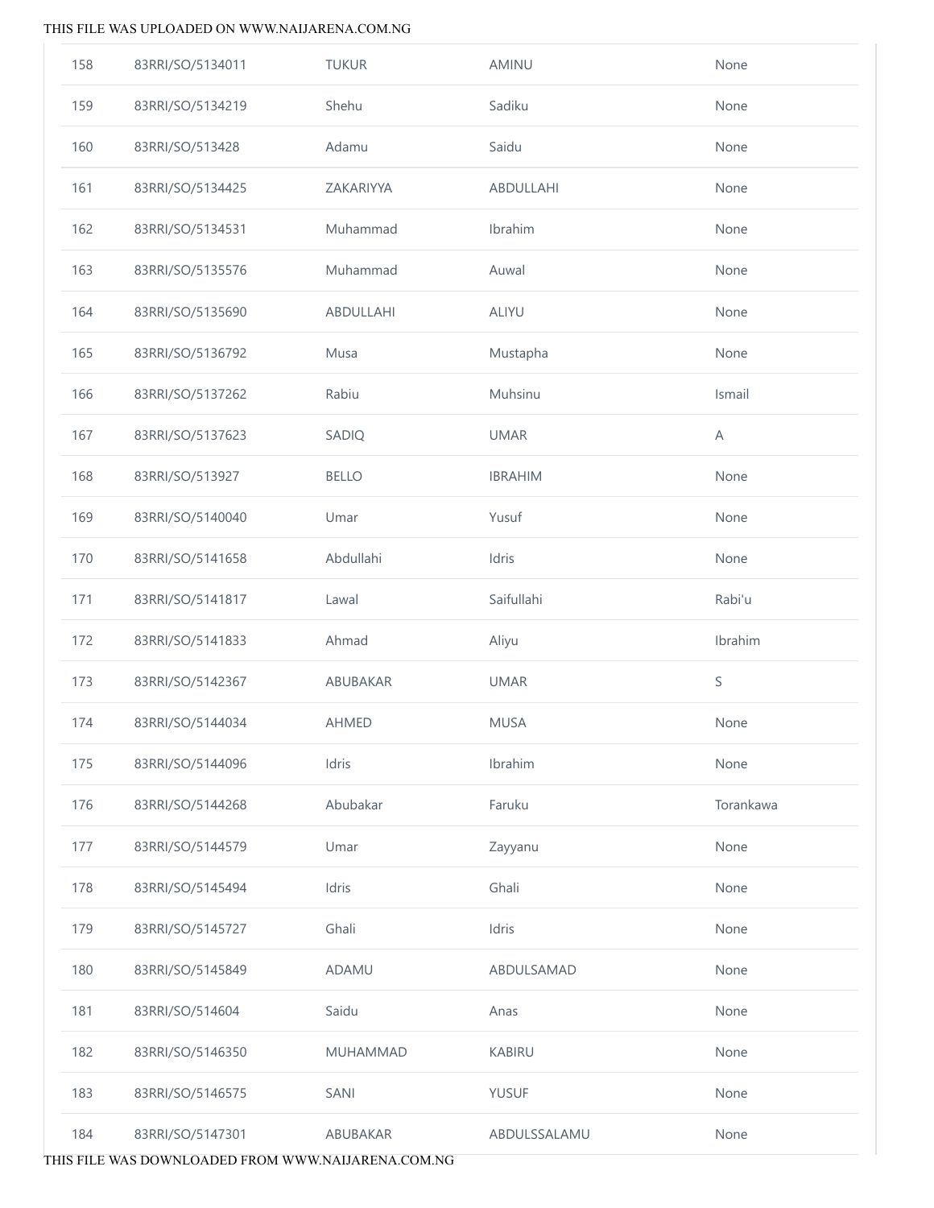| | | | | |
|---|---|---|---|---|
| 158 | 83RRI/SO/5134011 | TUKUR | AMINU | None |
| 159 | 83RRI/SO/5134219 | Shehu | Sadiku | None |
| 160 | 83RRI/SO/513428 | Adamu | Saidu | None |
| 161 | 83RRI/SO/5134425 | ZAKARIYYA | ABDULLAHI | None |
| 162 | 83RRI/SO/5134531 | Muhammad | Ibrahim | None |
| 163 | 83RRI/SO/5135576 | Muhammad | Auwal | None |
| 164 | 83RRI/SO/5135690 | ABDULLAHI | ALIYU | None |
| 165 | 83RRI/SO/5136792 | Musa | Mustapha | None |
| 166 | 83RRI/SO/5137262 | Rabiu | Muhsinu | Ismail |
| 167 | 83RRI/SO/5137623 | SADIQ | UMAR | A |
| 168 | 83RRI/SO/513927 | BELLO | IBRAHIM | None |
| 169 | 83RRI/SO/5140040 | Umar | Yusuf | None |
| 170 | 83RRI/SO/5141658 | Abdullahi | Idris | None |
| 171 | 83RRI/SO/5141817 | Lawal | Saifullahi | Rabi'u |
| 172 | 83RRI/SO/5141833 | Ahmad | Aliyu | Ibrahim |
| 173 | 83RRI/SO/5142367 | ABUBAKAR | UMAR | S |
| 174 | 83RRI/SO/5144034 | AHMED | MUSA | None |
| 175 | 83RRI/SO/5144096 | Idris | Ibrahim | None |
| 176 | 83RRI/SO/5144268 | Abubakar | Faruku | Torankawa |
| 177 | 83RRI/SO/5144579 | Umar | Zayyanu | None |
| 178 | 83RRI/SO/5145494 | Idris | Ghali | None |
| 179 | 83RRI/SO/5145727 | Ghali | Idris | None |
| 180 | 83RRI/SO/5145849 | ADAMU | ABDULSAMAD | None |
| 181 | 83RRI/SO/514604 | Saidu | Anas | None |
| 182 | 83RRI/SO/5146350 | MUHAMMAD | KABIRU | None |
| 183 | 83RRI/SO/5146575 | SANI | YUSUF | None |
| 184 | 83RRI/SO/5147301 | ABUBAKAR | ABDULSSALAMU | None |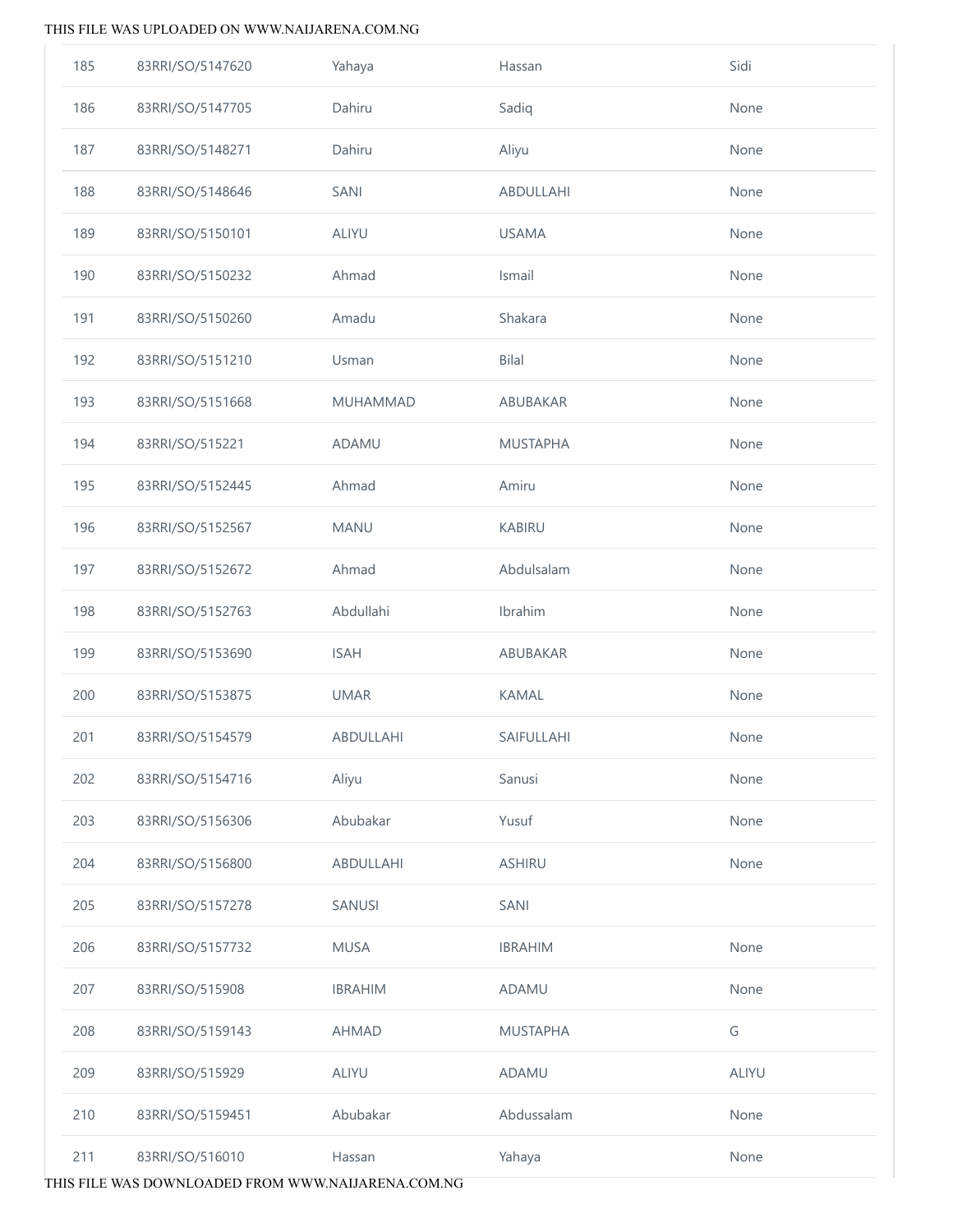| | | | | |
|---|---|---|---|---|
| 185 | 83RRI/SO/5147620 | Yahaya | Hassan | Sidi |
| 186 | 83RRI/SO/5147705 | Dahiru | Sadiq | None |
| 187 | 83RRI/SO/5148271 | Dahiru | Aliyu | None |
| 188 | 83RRI/SO/5148646 | SANI | ABDULLAHI | None |
| 189 | 83RRI/SO/5150101 | ALIYU | USAMA | None |
| 190 | 83RRI/SO/5150232 | Ahmad | Ismail | None |
| 191 | 83RRI/SO/5150260 | Amadu | Shakara | None |
| 192 | 83RRI/SO/5151210 | Usman | Bilal | None |
| 193 | 83RRI/SO/5151668 | MUHAMMAD | ABUBAKAR | None |
| 194 | 83RRI/SO/515221 | ADAMU | MUSTAPHA | None |
| 195 | 83RRI/SO/5152445 | Ahmad | Amiru | None |
| 196 | 83RRI/SO/5152567 | MANU | KABIRU | None |
| 197 | 83RRI/SO/5152672 | Ahmad | Abdulsalam | None |
| 198 | 83RRI/SO/5152763 | Abdullahi | Ibrahim | None |
| 199 | 83RRI/SO/5153690 | ISAH | ABUBAKAR | None |
| 200 | 83RRI/SO/5153875 | UMAR | KAMAL | None |
| 201 | 83RRI/SO/5154579 | ABDULLAHI | SAIFULLAHI | None |
| 202 | 83RRI/SO/5154716 | Aliyu | Sanusi | None |
| 203 | 83RRI/SO/5156306 | Abubakar | Yusuf | None |
| 204 | 83RRI/SO/5156800 | ABDULLAHI | ASHIRU | None |
| 205 | 83RRI/SO/5157278 | SANUSI | SANI | |
| 206 | 83RRI/SO/5157732 | MUSA | IBRAHIM | None |
| 207 | 83RRI/SO/515908 | IBRAHIM | ADAMU | None |
| 208 | 83RRI/SO/5159143 | AHMAD | MUSTAPHA | G |
| 209 | 83RRI/SO/515929 | ALIYU | ADAMU | ALIYU |
| 210 | 83RRI/SO/5159451 | Abubakar | Abdussalam | None |
| 211 | 83RRI/SO/516010 | Hassan | Yahaya | None |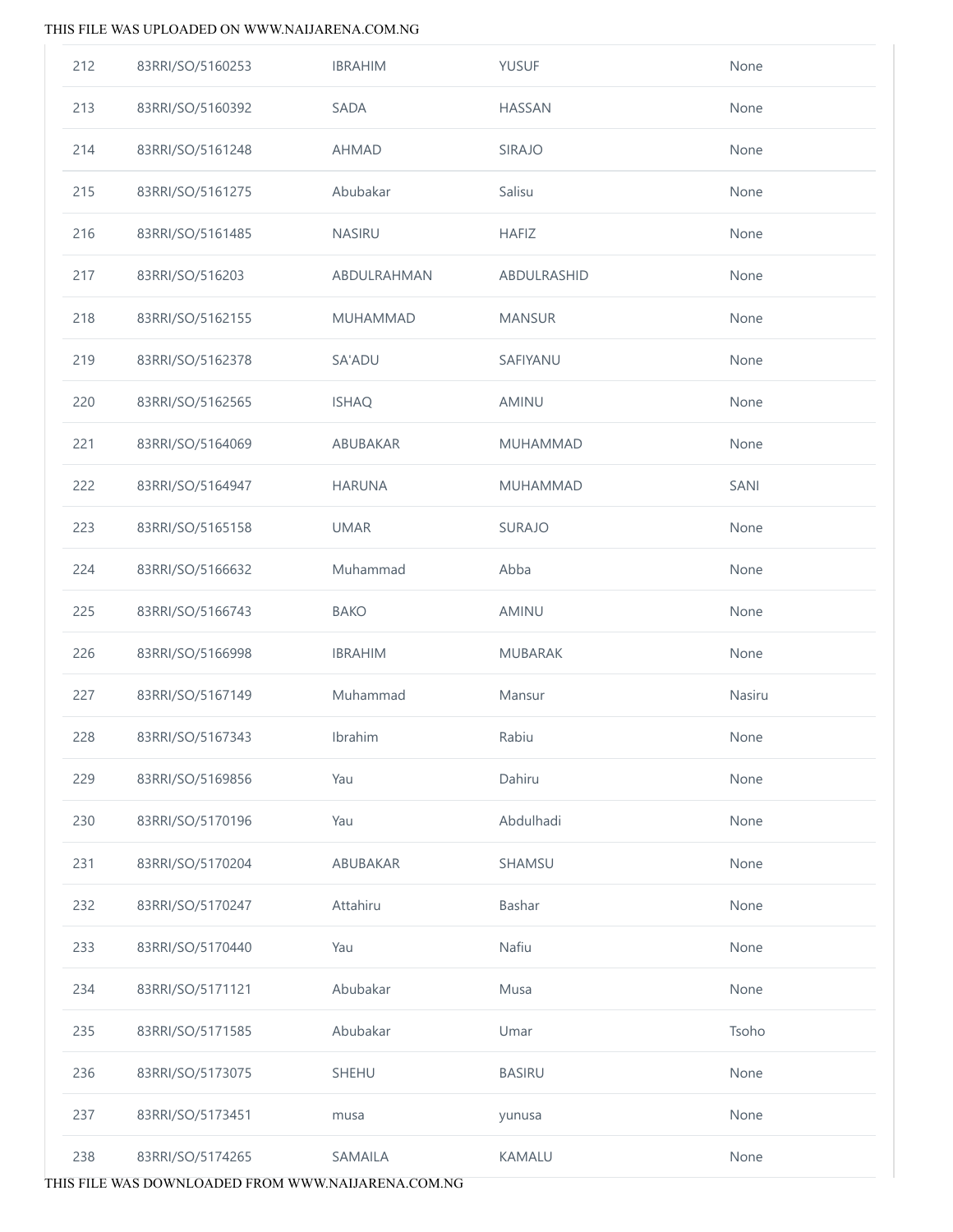| | | | | |
|---|---|---|---|---|
| 212 | 83RRI/SO/5160253 | IBRAHIM | YUSUF | None |
| 213 | 83RRI/SO/5160392 | SADA | HASSAN | None |
| 214 | 83RRI/SO/5161248 | AHMAD | SIRAJO | None |
| 215 | 83RRI/SO/5161275 | Abubakar | Salisu | None |
| 216 | 83RRI/SO/5161485 | NASIRU | HAFIZ | None |
| 217 | 83RRI/SO/516203 | ABDULRAHMAN | ABDULRASHID | None |
| 218 | 83RRI/SO/5162155 | MUHAMMAD | MANSUR | None |
| 219 | 83RRI/SO/5162378 | SA'ADU | SAFIYANU | None |
| 220 | 83RRI/SO/5162565 | ISHAQ | AMINU | None |
| 221 | 83RRI/SO/5164069 | ABUBAKAR | MUHAMMAD | None |
| 222 | 83RRI/SO/5164947 | HARUNA | MUHAMMAD | SANI |
| 223 | 83RRI/SO/5165158 | UMAR | SURAJO | None |
| 224 | 83RRI/SO/5166632 | Muhammad | Abba | None |
| 225 | 83RRI/SO/5166743 | BAKO | AMINU | None |
| 226 | 83RRI/SO/5166998 | IBRAHIM | MUBARAK | None |
| 227 | 83RRI/SO/5167149 | Muhammad | Mansur | Nasiru |
| 228 | 83RRI/SO/5167343 | Ibrahim | Rabiu | None |
| 229 | 83RRI/SO/5169856 | Yau | Dahiru | None |
| 230 | 83RRI/SO/5170196 | Yau | Abdulhadi | None |
| 231 | 83RRI/SO/5170204 | ABUBAKAR | SHAMSU | None |
| 232 | 83RRI/SO/5170247 | Attahiru | Bashar | None |
| 233 | 83RRI/SO/5170440 | Yau | Nafiu | None |
| 234 | 83RRI/SO/5171121 | Abubakar | Musa | None |
| 235 | 83RRI/SO/5171585 | Abubakar | Umar | Tsoho |
| 236 | 83RRI/SO/5173075 | SHEHU | BASIRU | None |
| 237 | 83RRI/SO/5173451 | musa | yunusa | None |
| 238 | 83RRI/SO/5174265 | SAMAILA | KAMALU | None |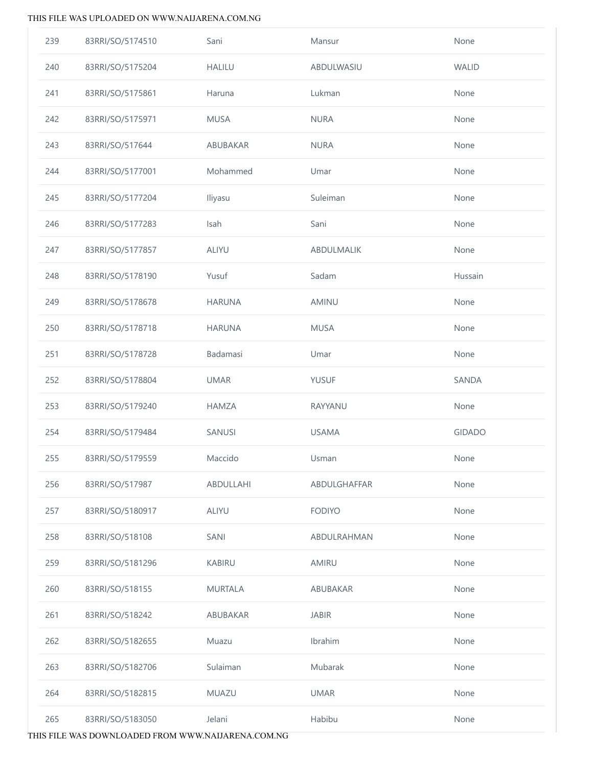| | | | | |
|---|---|---|---|---|
| 239 | 83RRI/SO/5174510 | Sani | Mansur | None |
| 240 | 83RRI/SO/5175204 | HALILU | ABDULWASIU | WALID |
| 241 | 83RRI/SO/5175861 | Haruna | Lukman | None |
| 242 | 83RRI/SO/5175971 | MUSA | NURA | None |
| 243 | 83RRI/SO/517644 | ABUBAKAR | NURA | None |
| 244 | 83RRI/SO/5177001 | Mohammed | Umar | None |
| 245 | 83RRI/SO/5177204 | Iliyasu | Suleiman | None |
| 246 | 83RRI/SO/5177283 | Isah | Sani | None |
| 247 | 83RRI/SO/5177857 | ALIYU | ABDULMALIK | None |
| 248 | 83RRI/SO/5178190 | Yusuf | Sadam | Hussain |
| 249 | 83RRI/SO/5178678 | HARUNA | AMINU | None |
| 250 | 83RRI/SO/5178718 | HARUNA | MUSA | None |
| 251 | 83RRI/SO/5178728 | Badamasi | Umar | None |
| 252 | 83RRI/SO/5178804 | UMAR | YUSUF | SANDA |
| 253 | 83RRI/SO/5179240 | HAMZA | RAYYANU | None |
| 254 | 83RRI/SO/5179484 | SANUSI | USAMA | GIDADO |
| 255 | 83RRI/SO/5179559 | Maccido | Usman | None |
| 256 | 83RRI/SO/517987 | ABDULLAHI | ABDULGHAFFAR | None |
| 257 | 83RRI/SO/5180917 | ALIYU | FODIYO | None |
| 258 | 83RRI/SO/518108 | SANI | ABDULRAHMAN | None |
| 259 | 83RRI/SO/5181296 | KABIRU | AMIRU | None |
| 260 | 83RRI/SO/518155 | MURTALA | ABUBAKAR | None |
| 261 | 83RRI/SO/518242 | ABUBAKAR | JABIR | None |
| 262 | 83RRI/SO/5182655 | Muazu | Ibrahim | None |
| 263 | 83RRI/SO/5182706 | Sulaiman | Mubarak | None |
| 264 | 83RRI/SO/5182815 | MUAZU | UMAR | None |
| 265 | 83RRI/SO/5183050 | Jelani | Habibu | None |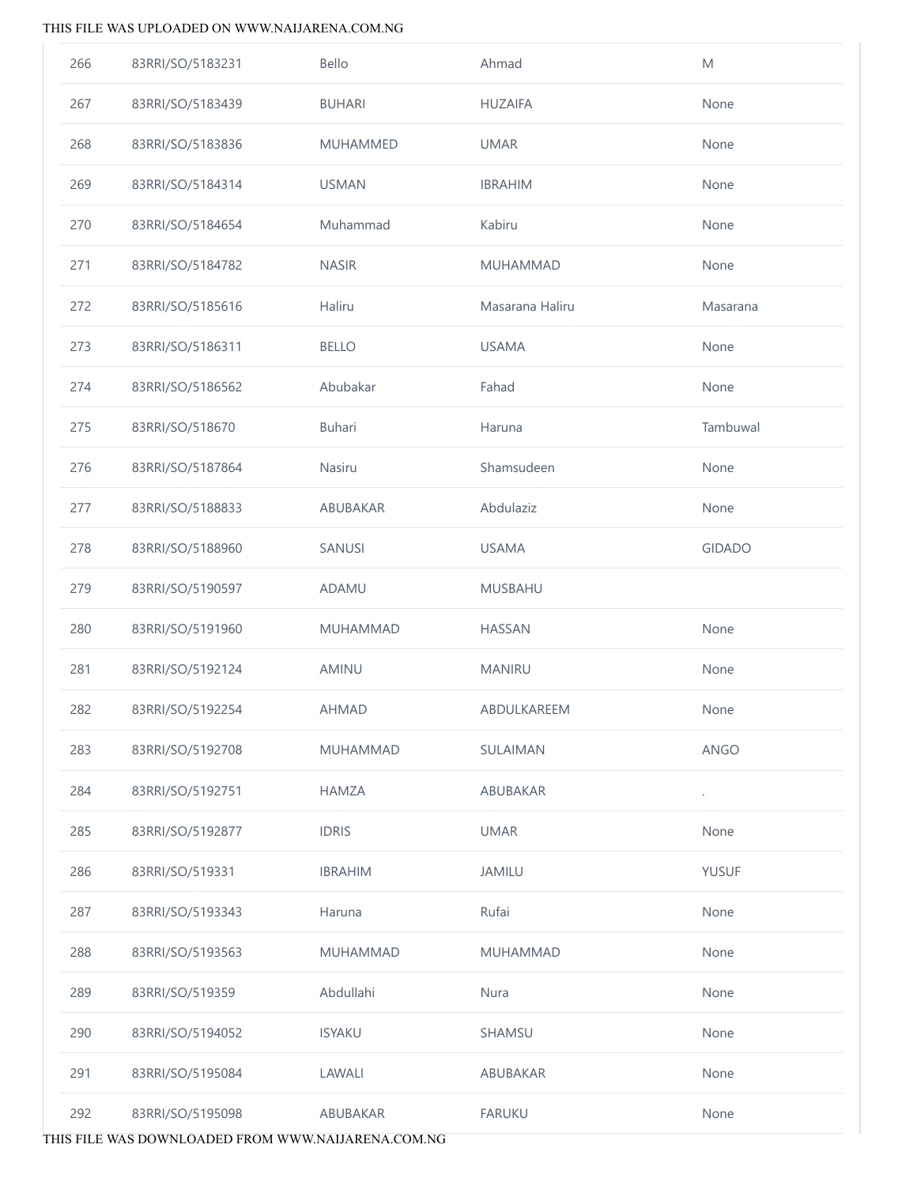| | | | | |
|---|---|---|---|---|
| 266 | 83RRI/SO/5183231 | Bello | Ahmad | M |
| 267 | 83RRI/SO/5183439 | BUHARI | HUZAIFA | None |
| 268 | 83RRI/SO/5183836 | MUHAMMED | UMAR | None |
| 269 | 83RRI/SO/5184314 | USMAN | IBRAHIM | None |
| 270 | 83RRI/SO/5184654 | Muhammad | Kabiru | None |
| 271 | 83RRI/SO/5184782 | NASIR | MUHAMMAD | None |
| 272 | 83RRI/SO/5185616 | Haliru | Masarana Haliru | Masarana |
| 273 | 83RRI/SO/5186311 | BELLO | USAMA | None |
| 274 | 83RRI/SO/5186562 | Abubakar | Fahad | None |
| 275 | 83RRI/SO/518670 | Buhari | Haruna | Tambuwal |
| 276 | 83RRI/SO/5187864 | Nasiru | Shamsudeen | None |
| 277 | 83RRI/SO/5188833 | ABUBAKAR | Abdulaziz | None |
| 278 | 83RRI/SO/5188960 | SANUSI | USAMA | GIDADO |
| 279 | 83RRI/SO/5190597 | ADAMU | MUSBAHU | |
| 280 | 83RRI/SO/5191960 | MUHAMMAD | HASSAN | None |
| 281 | 83RRI/SO/5192124 | AMINU | MANIRU | None |
| 282 | 83RRI/SO/5192254 | AHMAD | ABDULKAREEM | None |
| 283 | 83RRI/SO/5192708 | MUHAMMAD | SULAIMAN | ANGO |
| 284 | 83RRI/SO/5192751 | HAMZA | ABUBAKAR | . |
| 285 | 83RRI/SO/5192877 | IDRIS | UMAR | None |
| 286 | 83RRI/SO/519331 | IBRAHIM | JAMILU | YUSUF |
| 287 | 83RRI/SO/5193343 | Haruna | Rufai | None |
| 288 | 83RRI/SO/5193563 | MUHAMMAD | MUHAMMAD | None |
| 289 | 83RRI/SO/519359 | Abdullahi | Nura | None |
| 290 | 83RRI/SO/5194052 | ISYAKU | SHAMSU | None |
| 291 | 83RRI/SO/5195084 | LAWALI | ABUBAKAR | None |
| 292 | 83RRI/SO/5195098 | ABUBAKAR | FARUKU | None |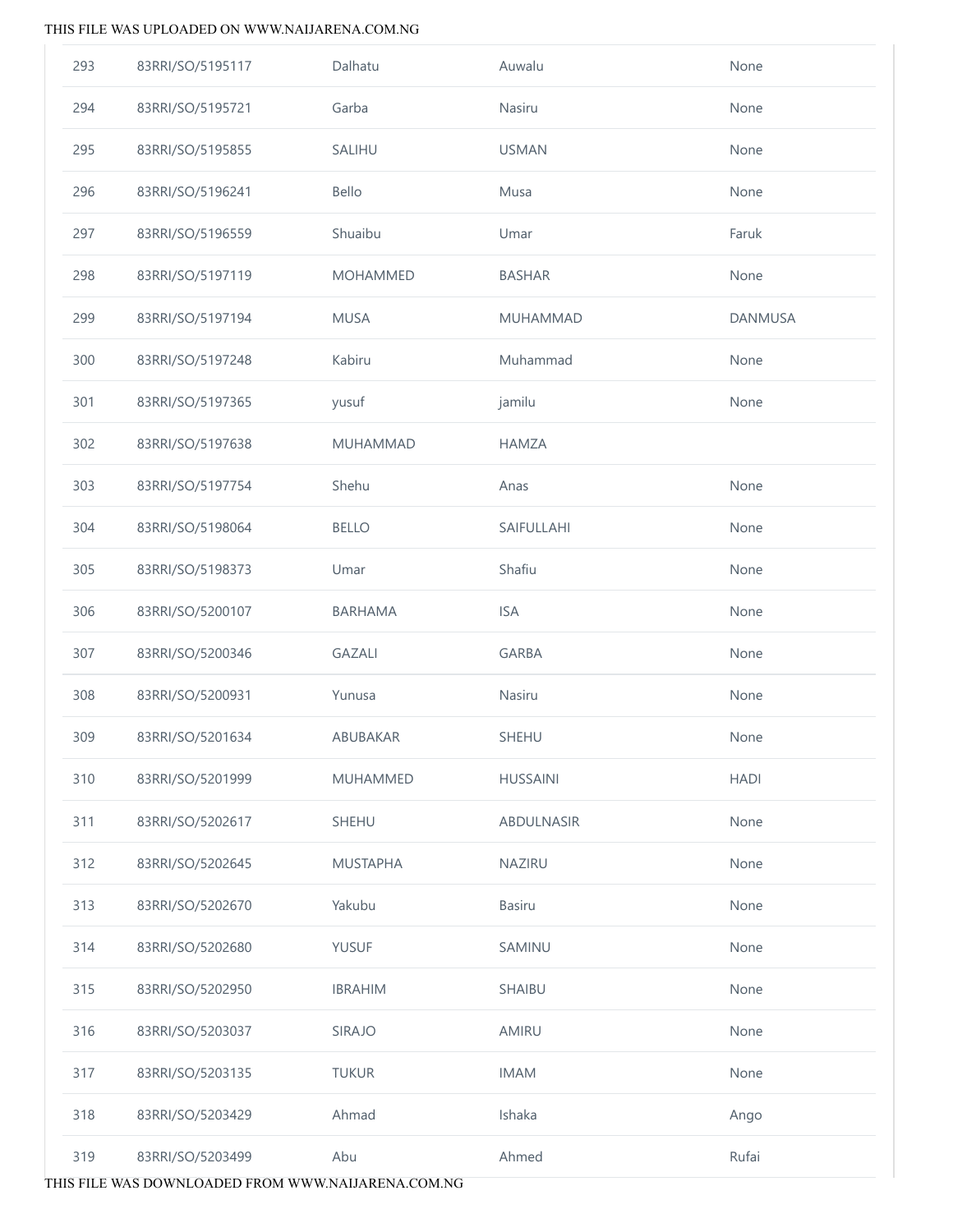| | | | | |
|---|---|---|---|---|
| 293 | 83RRI/SO/5195117 | Dalhatu | Auwalu | None |
| 294 | 83RRI/SO/5195721 | Garba | Nasiru | None |
| 295 | 83RRI/SO/5195855 | SALIHU | USMAN | None |
| 296 | 83RRI/SO/5196241 | Bello | Musa | None |
| 297 | 83RRI/SO/5196559 | Shuaibu | Umar | Faruk |
| 298 | 83RRI/SO/5197119 | MOHAMMED | BASHAR | None |
| 299 | 83RRI/SO/5197194 | MUSA | MUHAMMAD | DANMUSA |
| 300 | 83RRI/SO/5197248 | Kabiru | Muhammad | None |
| 301 | 83RRI/SO/5197365 | yusuf | jamilu | None |
| 302 | 83RRI/SO/5197638 | MUHAMMAD | HAMZA | |
| 303 | 83RRI/SO/5197754 | Shehu | Anas | None |
| 304 | 83RRI/SO/5198064 | BELLO | SAIFULLAHI | None |
| 305 | 83RRI/SO/5198373 | Umar | Shafiu | None |
| 306 | 83RRI/SO/5200107 | BARHAMA | ISA | None |
| 307 | 83RRI/SO/5200346 | GAZALI | GARBA | None |
| 308 | 83RRI/SO/5200931 | Yunusa | Nasiru | None |
| 309 | 83RRI/SO/5201634 | ABUBAKAR | SHEHU | None |
| 310 | 83RRI/SO/5201999 | MUHAMMED | HUSSAINI | HADI |
| 311 | 83RRI/SO/5202617 | SHEHU | ABDULNASIR | None |
| 312 | 83RRI/SO/5202645 | MUSTAPHA | NAZIRU | None |
| 313 | 83RRI/SO/5202670 | Yakubu | Basiru | None |
| 314 | 83RRI/SO/5202680 | YUSUF | SAMINU | None |
| 315 | 83RRI/SO/5202950 | IBRAHIM | SHAIBU | None |
| 316 | 83RRI/SO/5203037 | SIRAJO | AMIRU | None |
| 317 | 83RRI/SO/5203135 | TUKUR | IMAM | None |
| 318 | 83RRI/SO/5203429 | Ahmad | Ishaka | Ango |
| 319 | 83RRI/SO/5203499 | Abu | Ahmed | Rufai |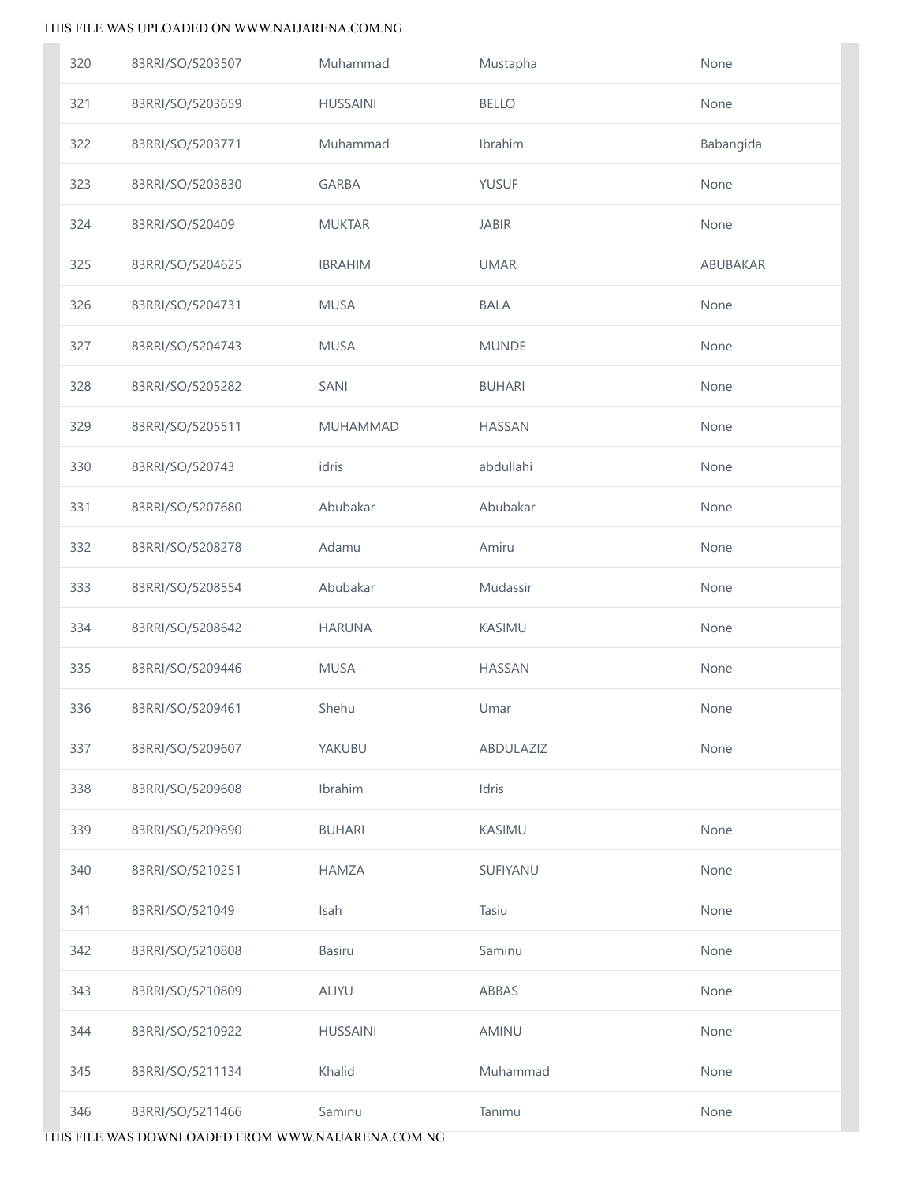| | | | | |
|---|---|---|---|---|
| 320 | 83RRI/SO/5203507 | Muhammad | Mustapha | None |
| 321 | 83RRI/SO/5203659 | HUSSAINI | BELLO | None |
| 322 | 83RRI/SO/5203771 | Muhammad | Ibrahim | Babangida |
| 323 | 83RRI/SO/5203830 | GARBA | YUSUF | None |
| 324 | 83RRI/SO/520409 | MUKTAR | JABIR | None |
| 325 | 83RRI/SO/5204625 | IBRAHIM | UMAR | ABUBAKAR |
| 326 | 83RRI/SO/5204731 | MUSA | BALA | None |
| 327 | 83RRI/SO/5204743 | MUSA | MUNDE | None |
| 328 | 83RRI/SO/5205282 | SANI | BUHARI | None |
| 329 | 83RRI/SO/5205511 | MUHAMMAD | HASSAN | None |
| 330 | 83RRI/SO/520743 | idris | abdullahi | None |
| 331 | 83RRI/SO/5207680 | Abubakar | Abubakar | None |
| 332 | 83RRI/SO/5208278 | Adamu | Amiru | None |
| 333 | 83RRI/SO/5208554 | Abubakar | Mudassir | None |
| 334 | 83RRI/SO/5208642 | HARUNA | KASIMU | None |
| 335 | 83RRI/SO/5209446 | MUSA | HASSAN | None |
| 336 | 83RRI/SO/5209461 | Shehu | Umar | None |
| 337 | 83RRI/SO/5209607 | YAKUBU | ABDULAZIZ | None |
| 338 | 83RRI/SO/5209608 | Ibrahim | Idris | |
| 339 | 83RRI/SO/5209890 | BUHARI | KASIMU | None |
| 340 | 83RRI/SO/5210251 | HAMZA | SUFIYANU | None |
| 341 | 83RRI/SO/521049 | Isah | Tasiu | None |
| 342 | 83RRI/SO/5210808 | Basiru | Saminu | None |
| 343 | 83RRI/SO/5210809 | ALIYU | ABBAS | None |
| 344 | 83RRI/SO/5210922 | HUSSAINI | AMINU | None |
| 345 | 83RRI/SO/5211134 | Khalid | Muhammad | None |
| 346 | 83RRI/SO/5211466 | Saminu | Tanimu | None |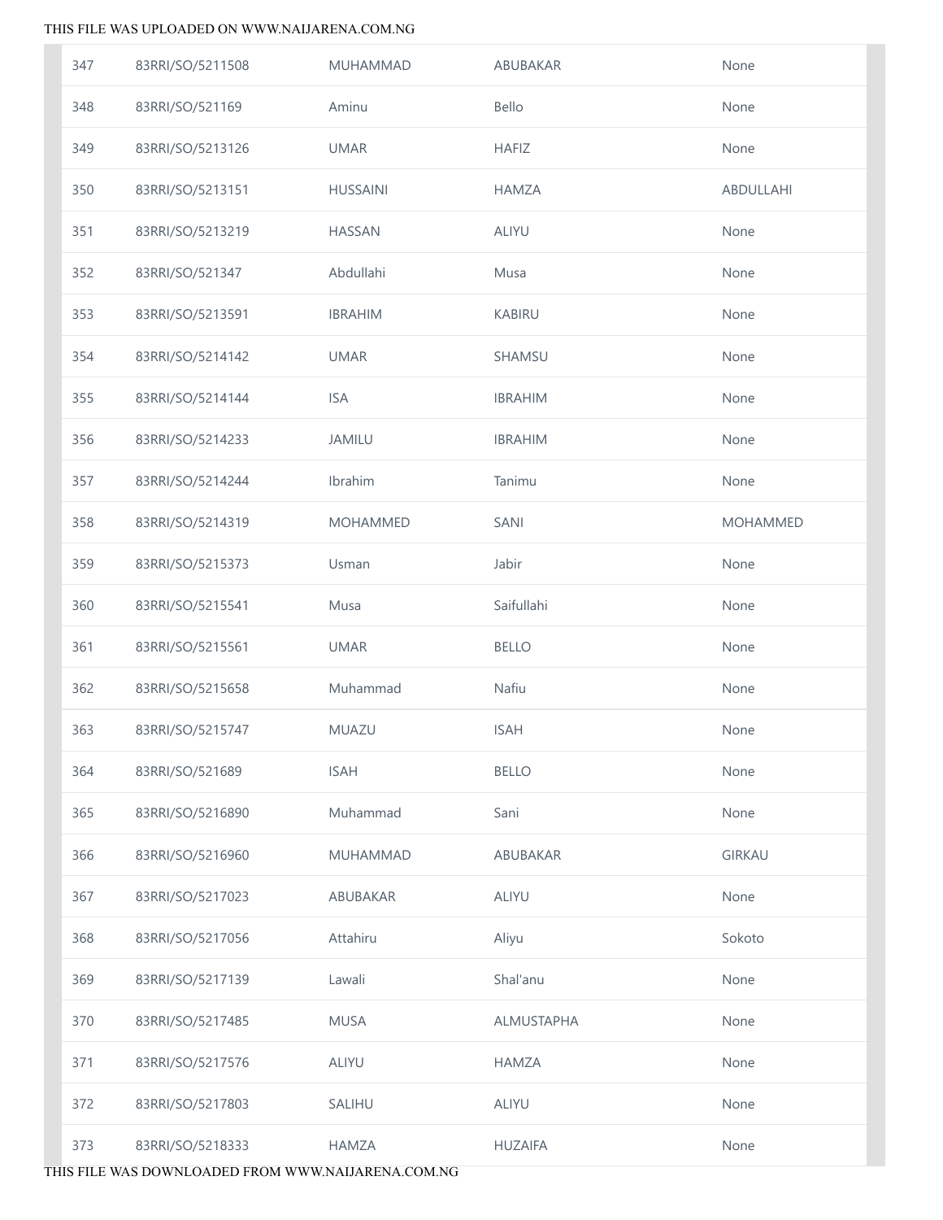| 347 | 83RRI/SO/5211508 | MUHAMMAD | ABUBAKAR | None |
|---|---|---|---|---|
| 348 | 83RRI/SO/521169 | Aminu | Bello | None |
| 349 | 83RRI/SO/5213126 | UMAR | HAFIZ | None |
| 350 | 83RRI/SO/5213151 | HUSSAINI | HAMZA | ABDULLAHI |
| 351 | 83RRI/SO/5213219 | HASSAN | ALIYU | None |
| 352 | 83RRI/SO/521347 | Abdullahi | Musa | None |
| 353 | 83RRI/SO/5213591 | IBRAHIM | KABIRU | None |
| 354 | 83RRI/SO/5214142 | UMAR | SHAMSU | None |
| 355 | 83RRI/SO/5214144 | ISA | IBRAHIM | None |
| 356 | 83RRI/SO/5214233 | JAMILU | IBRAHIM | None |
| 357 | 83RRI/SO/5214244 | Ibrahim | Tanimu | None |
| 358 | 83RRI/SO/5214319 | MOHAMMED | SANI | MOHAMMED |
| 359 | 83RRI/SO/5215373 | Usman | Jabir | None |
| 360 | 83RRI/SO/5215541 | Musa | Saifullahi | None |
| 361 | 83RRI/SO/5215561 | UMAR | BELLO | None |
| 362 | 83RRI/SO/5215658 | Muhammad | Nafiu | None |
| 363 | 83RRI/SO/5215747 | MUAZU | ISAH | None |
| 364 | 83RRI/SO/521689 | ISAH | BELLO | None |
| 365 | 83RRI/SO/5216890 | Muhammad | Sani | None |
| 366 | 83RRI/SO/5216960 | MUHAMMAD | ABUBAKAR | GIRKAU |
| 367 | 83RRI/SO/5217023 | ABUBAKAR | ALIYU | None |
| 368 | 83RRI/SO/5217056 | Attahiru | Aliyu | Sokoto |
| 369 | 83RRI/SO/5217139 | Lawali | Shal'anu | None |
| 370 | 83RRI/SO/5217485 | MUSA | ALMUSTAPHA | None |
| 371 | 83RRI/SO/5217576 | ALIYU | HAMZA | None |
| 372 | 83RRI/SO/5217803 | SALIHU | ALIYU | None |
| 373 | 83RRI/SO/5218333 | HAMZA | HUZAIFA | None |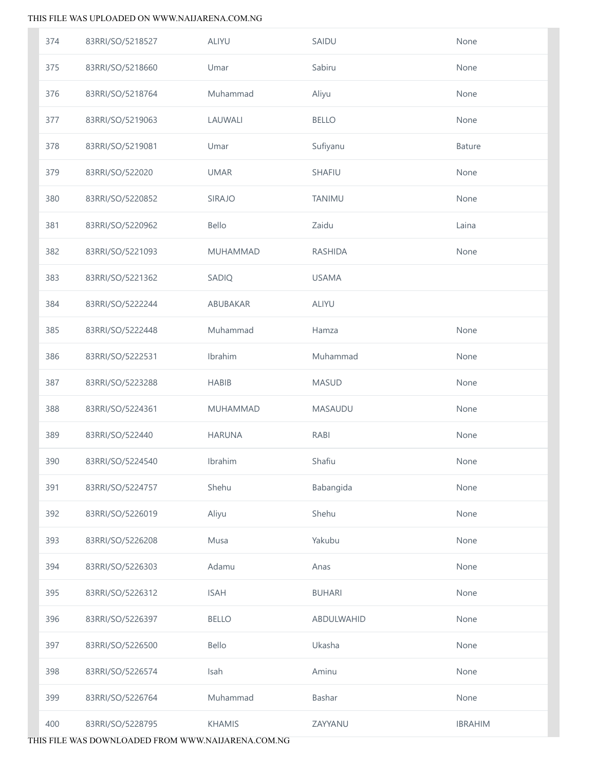| | | | | |
|---|---|---|---|---|
| 374 | 83RRI/SO/5218527 | ALIYU | SAIDU | None |
| 375 | 83RRI/SO/5218660 | Umar | Sabiru | None |
| 376 | 83RRI/SO/5218764 | Muhammad | Aliyu | None |
| 377 | 83RRI/SO/5219063 | LAUWALI | BELLO | None |
| 378 | 83RRI/SO/5219081 | Umar | Sufiyanu | Bature |
| 379 | 83RRI/SO/522020 | UMAR | SHAFIU | None |
| 380 | 83RRI/SO/5220852 | SIRAJO | TANIMU | None |
| 381 | 83RRI/SO/5220962 | Bello | Zaidu | Laina |
| 382 | 83RRI/SO/5221093 | MUHAMMAD | RASHIDA | None |
| 383 | 83RRI/SO/5221362 | SADIQ | USAMA | |
| 384 | 83RRI/SO/5222244 | ABUBAKAR | ALIYU | |
| 385 | 83RRI/SO/5222448 | Muhammad | Hamza | None |
| 386 | 83RRI/SO/5222531 | Ibrahim | Muhammad | None |
| 387 | 83RRI/SO/5223288 | HABIB | MASUD | None |
| 388 | 83RRI/SO/5224361 | MUHAMMAD | MASAUDU | None |
| 389 | 83RRI/SO/522440 | HARUNA | RABI | None |
| 390 | 83RRI/SO/5224540 | Ibrahim | Shafiu | None |
| 391 | 83RRI/SO/5224757 | Shehu | Babangida | None |
| 392 | 83RRI/SO/5226019 | Aliyu | Shehu | None |
| 393 | 83RRI/SO/5226208 | Musa | Yakubu | None |
| 394 | 83RRI/SO/5226303 | Adamu | Anas | None |
| 395 | 83RRI/SO/5226312 | ISAH | BUHARI | None |
| 396 | 83RRI/SO/5226397 | BELLO | ABDULWAHID | None |
| 397 | 83RRI/SO/5226500 | Bello | Ukasha | None |
| 398 | 83RRI/SO/5226574 | Isah | Aminu | None |
| 399 | 83RRI/SO/5226764 | Muhammad | Bashar | None |
| 400 | 83RRI/SO/5228795 | KHAMIS | ZAYYANU | IBRAHIM |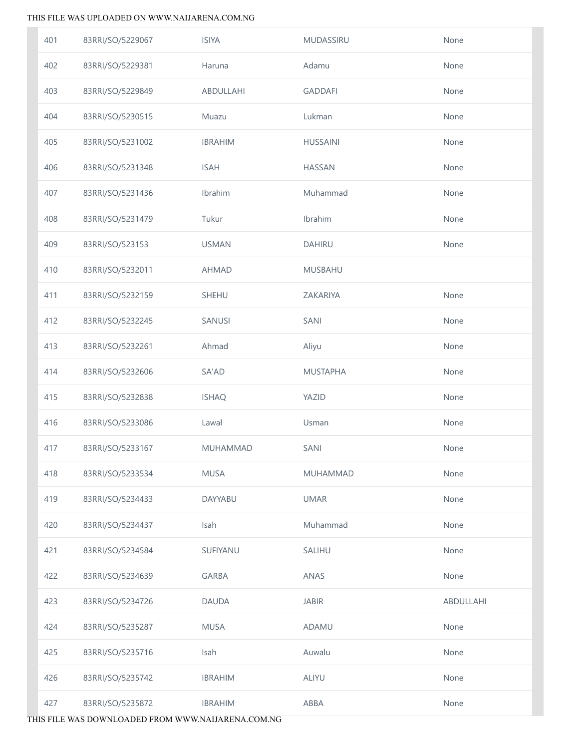| | | | | |
|---|---|---|---|---|
| 401 | 83RRI/SO/5229067 | ISIYA | MUDASSIRU | None |
| 402 | 83RRI/SO/5229381 | Haruna | Adamu | None |
| 403 | 83RRI/SO/5229849 | ABDULLAHI | GADDAFI | None |
| 404 | 83RRI/SO/5230515 | Muazu | Lukman | None |
| 405 | 83RRI/SO/5231002 | IBRAHIM | HUSSAINI | None |
| 406 | 83RRI/SO/5231348 | ISAH | HASSAN | None |
| 407 | 83RRI/SO/5231436 | Ibrahim | Muhammad | None |
| 408 | 83RRI/SO/5231479 | Tukur | Ibrahim | None |
| 409 | 83RRI/SO/523153 | USMAN | DAHIRU | None |
| 410 | 83RRI/SO/5232011 | AHMAD | MUSBAHU | |
| 411 | 83RRI/SO/5232159 | SHEHU | ZAKARIYA | None |
| 412 | 83RRI/SO/5232245 | SANUSI | SANI | None |
| 413 | 83RRI/SO/5232261 | Ahmad | Aliyu | None |
| 414 | 83RRI/SO/5232606 | SA'AD | MUSTAPHA | None |
| 415 | 83RRI/SO/5232838 | ISHAQ | YAZID | None |
| 416 | 83RRI/SO/5233086 | Lawal | Usman | None |
| 417 | 83RRI/SO/5233167 | MUHAMMAD | SANI | None |
| 418 | 83RRI/SO/5233534 | MUSA | MUHAMMAD | None |
| 419 | 83RRI/SO/5234433 | DAYYABU | UMAR | None |
| 420 | 83RRI/SO/5234437 | Isah | Muhammad | None |
| 421 | 83RRI/SO/5234584 | SUFIYANU | SALIHU | None |
| 422 | 83RRI/SO/5234639 | GARBA | ANAS | None |
| 423 | 83RRI/SO/5234726 | DAUDA | JABIR | ABDULLAHI |
| 424 | 83RRI/SO/5235287 | MUSA | ADAMU | None |
| 425 | 83RRI/SO/5235716 | Isah | Auwalu | None |
| 426 | 83RRI/SO/5235742 | IBRAHIM | ALIYU | None |
| 427 | 83RRI/SO/5235872 | IBRAHIM | ABBA | None |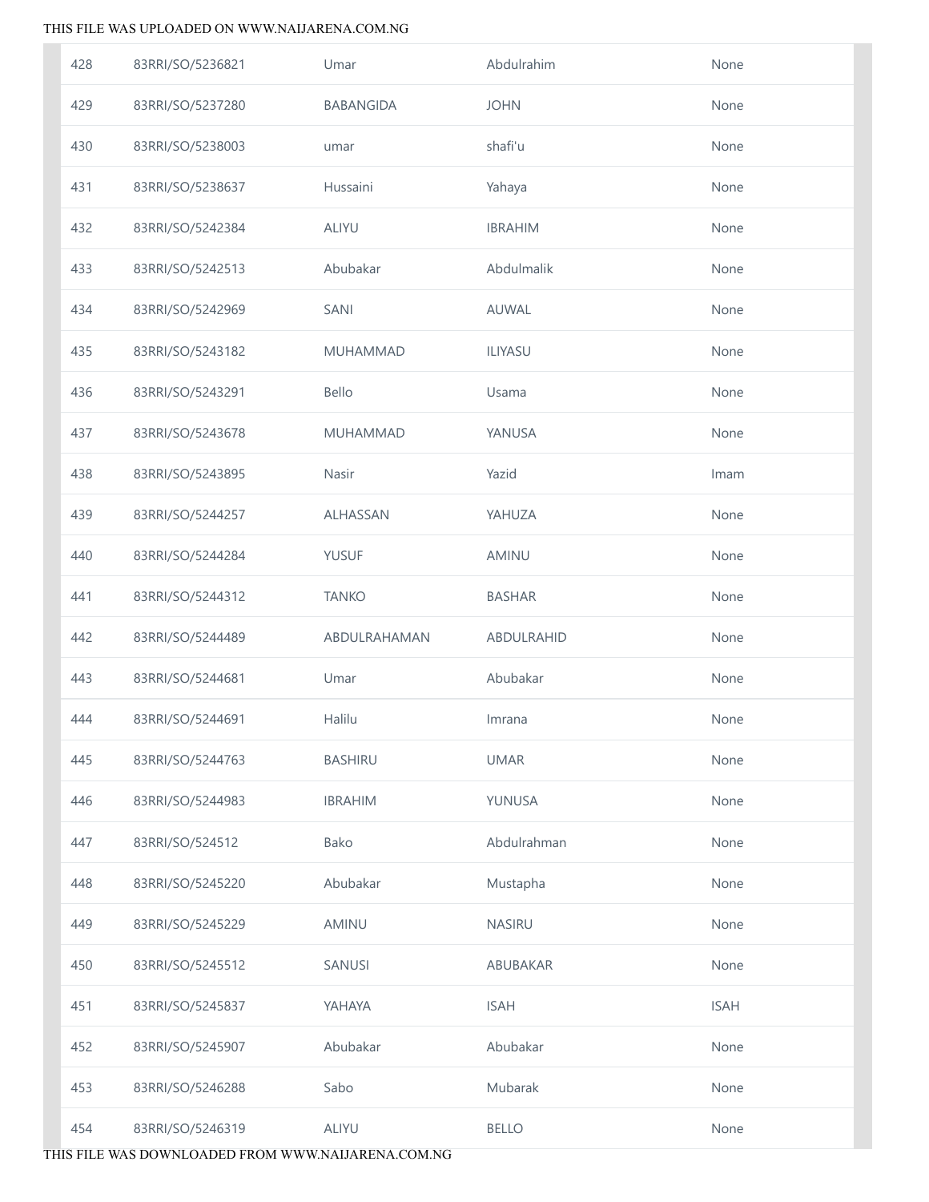| | | | | |
|---|---|---|---|---|
| 428 | 83RRI/SO/5236821 | Umar | Abdulrahim | None |
| 429 | 83RRI/SO/5237280 | BABANGIDA | JOHN | None |
| 430 | 83RRI/SO/5238003 | umar | shafi'u | None |
| 431 | 83RRI/SO/5238637 | Hussaini | Yahaya | None |
| 432 | 83RRI/SO/5242384 | ALIYU | IBRAHIM | None |
| 433 | 83RRI/SO/5242513 | Abubakar | Abdulmalik | None |
| 434 | 83RRI/SO/5242969 | SANI | AUWAL | None |
| 435 | 83RRI/SO/5243182 | MUHAMMAD | ILIYASU | None |
| 436 | 83RRI/SO/5243291 | Bello | Usama | None |
| 437 | 83RRI/SO/5243678 | MUHAMMAD | YANUSA | None |
| 438 | 83RRI/SO/5243895 | Nasir | Yazid | Imam |
| 439 | 83RRI/SO/5244257 | ALHASSAN | YAHUZA | None |
| 440 | 83RRI/SO/5244284 | YUSUF | AMINU | None |
| 441 | 83RRI/SO/5244312 | TANKO | BASHAR | None |
| 442 | 83RRI/SO/5244489 | ABDULRAHAMAN | ABDULRAHID | None |
| 443 | 83RRI/SO/5244681 | Umar | Abubakar | None |
| 444 | 83RRI/SO/5244691 | Halilu | Imrana | None |
| 445 | 83RRI/SO/5244763 | BASHIRU | UMAR | None |
| 446 | 83RRI/SO/5244983 | IBRAHIM | YUNUSA | None |
| 447 | 83RRI/SO/524512 | Bako | Abdulrahman | None |
| 448 | 83RRI/SO/5245220 | Abubakar | Mustapha | None |
| 449 | 83RRI/SO/5245229 | AMINU | NASIRU | None |
| 450 | 83RRI/SO/5245512 | SANUSI | ABUBAKAR | None |
| 451 | 83RRI/SO/5245837 | YAHAYA | ISAH | ISAH |
| 452 | 83RRI/SO/5245907 | Abubakar | Abubakar | None |
| 453 | 83RRI/SO/5246288 | Sabo | Mubarak | None |
| 454 | 83RRI/SO/5246319 | ALIYU | BELLO | None |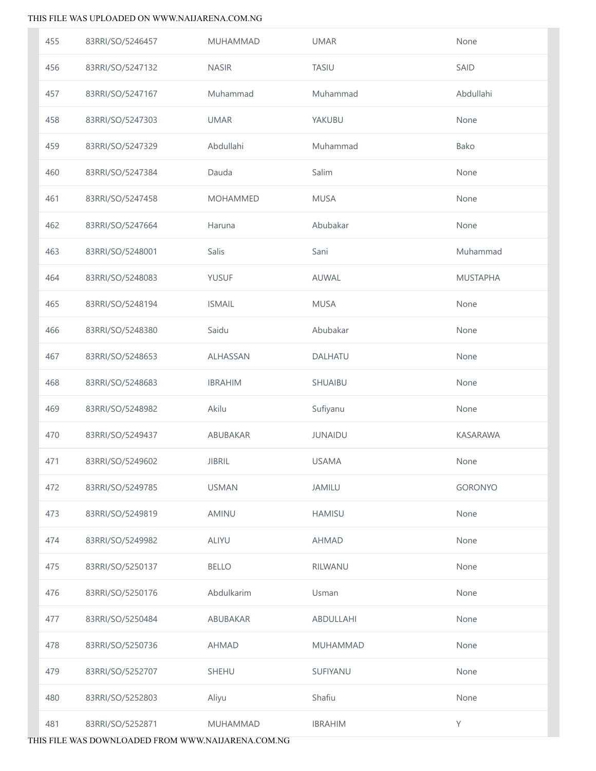| | | | | |
|---|---|---|---|---|
| 455 | 83RRI/SO/5246457 | MUHAMMAD | UMAR | None |
| 456 | 83RRI/SO/5247132 | NASIR | TASIU | SAID |
| 457 | 83RRI/SO/5247167 | Muhammad | Muhammad | Abdullahi |
| 458 | 83RRI/SO/5247303 | UMAR | YAKUBU | None |
| 459 | 83RRI/SO/5247329 | Abdullahi | Muhammad | Bako |
| 460 | 83RRI/SO/5247384 | Dauda | Salim | None |
| 461 | 83RRI/SO/5247458 | MOHAMMED | MUSA | None |
| 462 | 83RRI/SO/5247664 | Haruna | Abubakar | None |
| 463 | 83RRI/SO/5248001 | Salis | Sani | Muhammad |
| 464 | 83RRI/SO/5248083 | YUSUF | AUWAL | MUSTAPHA |
| 465 | 83RRI/SO/5248194 | ISMAIL | MUSA | None |
| 466 | 83RRI/SO/5248380 | Saidu | Abubakar | None |
| 467 | 83RRI/SO/5248653 | ALHASSAN | DALHATU | None |
| 468 | 83RRI/SO/5248683 | IBRAHIM | SHUAIBU | None |
| 469 | 83RRI/SO/5248982 | Akilu | Sufiyanu | None |
| 470 | 83RRI/SO/5249437 | ABUBAKAR | JUNAIDU | KASARAWA |
| 471 | 83RRI/SO/5249602 | JIBRIL | USAMA | None |
| 472 | 83RRI/SO/5249785 | USMAN | JAMILU | GORONYO |
| 473 | 83RRI/SO/5249819 | AMINU | HAMISU | None |
| 474 | 83RRI/SO/5249982 | ALIYU | AHMAD | None |
| 475 | 83RRI/SO/5250137 | BELLO | RILWANU | None |
| 476 | 83RRI/SO/5250176 | Abdulkarim | Usman | None |
| 477 | 83RRI/SO/5250484 | ABUBAKAR | ABDULLAHI | None |
| 478 | 83RRI/SO/5250736 | AHMAD | MUHAMMAD | None |
| 479 | 83RRI/SO/5252707 | SHEHU | SUFIYANU | None |
| 480 | 83RRI/SO/5252803 | Aliyu | Shafiu | None |
| 481 | 83RRI/SO/5252871 | MUHAMMAD | IBRAHIM | Y |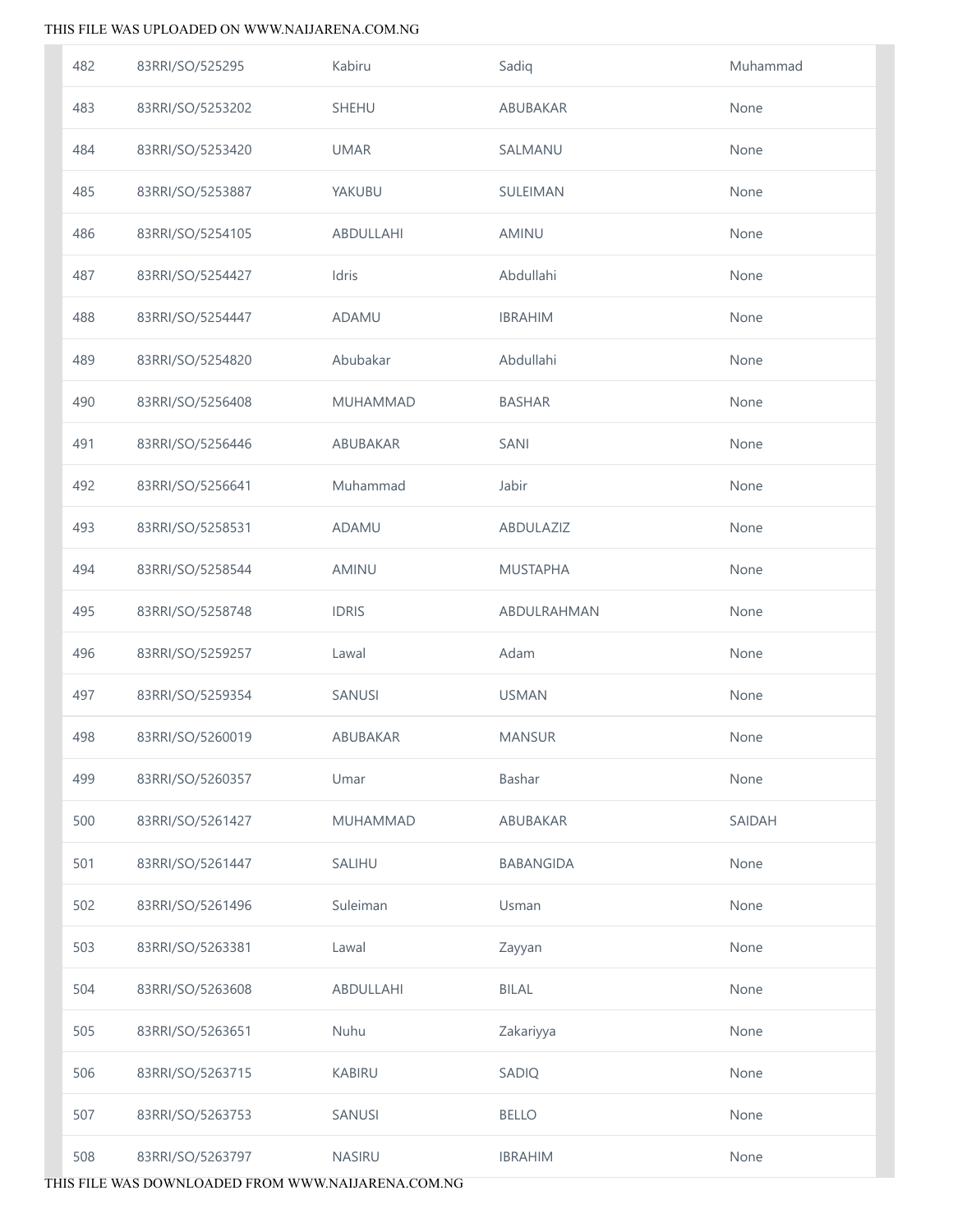| 482 | 83RRI/SO/525295 | Kabiru | Sadiq | Muhammad |
|---|---|---|---|---|
| 483 | 83RRI/SO/5253202 | SHEHU | ABUBAKAR | None |
| 484 | 83RRI/SO/5253420 | UMAR | SALMANU | None |
| 485 | 83RRI/SO/5253887 | YAKUBU | SULEIMAN | None |
| 486 | 83RRI/SO/5254105 | ABDULLAHI | AMINU | None |
| 487 | 83RRI/SO/5254427 | Idris | Abdullahi | None |
| 488 | 83RRI/SO/5254447 | ADAMU | IBRAHIM | None |
| 489 | 83RRI/SO/5254820 | Abubakar | Abdullahi | None |
| 490 | 83RRI/SO/5256408 | MUHAMMAD | BASHAR | None |
| 491 | 83RRI/SO/5256446 | ABUBAKAR | SANI | None |
| 492 | 83RRI/SO/5256641 | Muhammad | Jabir | None |
| 493 | 83RRI/SO/5258531 | ADAMU | ABDULAZIZ | None |
| 494 | 83RRI/SO/5258544 | AMINU | MUSTAPHA | None |
| 495 | 83RRI/SO/5258748 | IDRIS | ABDULRAHMAN | None |
| 496 | 83RRI/SO/5259257 | Lawal | Adam | None |
| 497 | 83RRI/SO/5259354 | SANUSI | USMAN | None |
| 498 | 83RRI/SO/5260019 | ABUBAKAR | MANSUR | None |
| 499 | 83RRI/SO/5260357 | Umar | Bashar | None |
| 500 | 83RRI/SO/5261427 | MUHAMMAD | ABUBAKAR | SAIDAH |
| 501 | 83RRI/SO/5261447 | SALIHU | BABANGIDA | None |
| 502 | 83RRI/SO/5261496 | Suleiman | Usman | None |
| 503 | 83RRI/SO/5263381 | Lawal | Zayyan | None |
| 504 | 83RRI/SO/5263608 | ABDULLAHI | BILAL | None |
| 505 | 83RRI/SO/5263651 | Nuhu | Zakariyya | None |
| 506 | 83RRI/SO/5263715 | KABIRU | SADIQ | None |
| 507 | 83RRI/SO/5263753 | SANUSI | BELLO | None |
| 508 | 83RRI/SO/5263797 | NASIRU | IBRAHIM | None |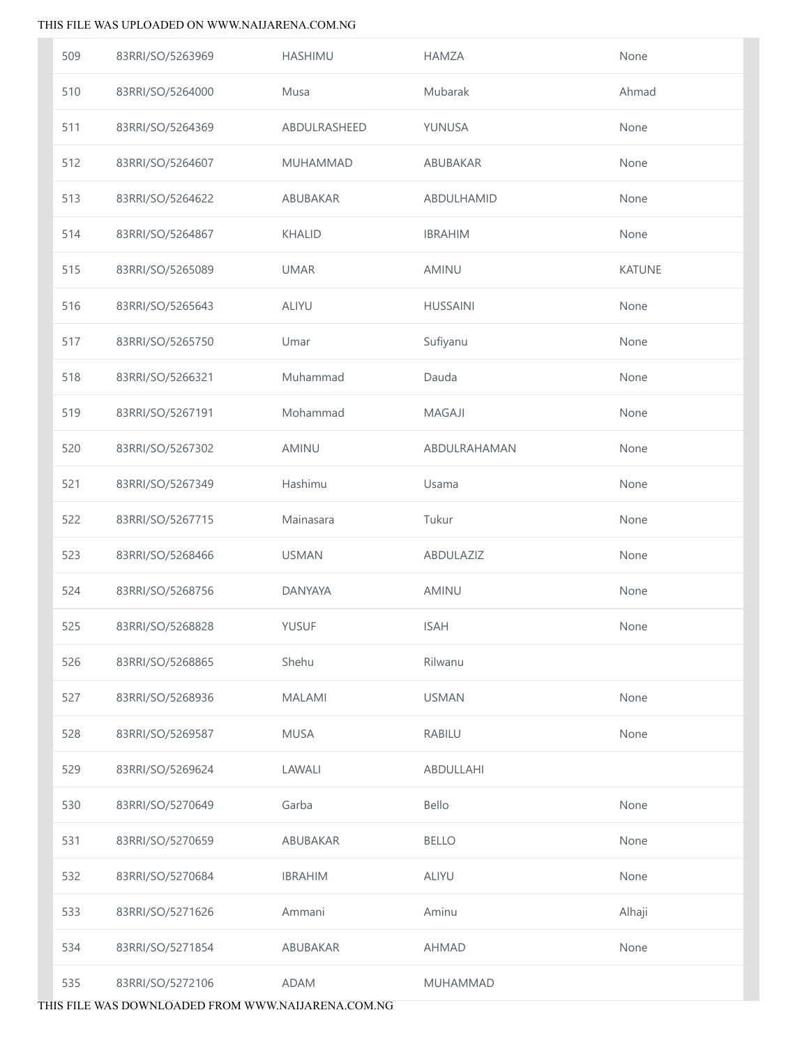| | | | | |
|---|---|---|---|---|
| 509 | 83RRI/SO/5263969 | HASHIMU | HAMZA | None |
| 510 | 83RRI/SO/5264000 | Musa | Mubarak | Ahmad |
| 511 | 83RRI/SO/5264369 | ABDULRASHEED | YUNUSA | None |
| 512 | 83RRI/SO/5264607 | MUHAMMAD | ABUBAKAR | None |
| 513 | 83RRI/SO/5264622 | ABUBAKAR | ABDULHAMID | None |
| 514 | 83RRI/SO/5264867 | KHALID | IBRAHIM | None |
| 515 | 83RRI/SO/5265089 | UMAR | AMINU | KATUNE |
| 516 | 83RRI/SO/5265643 | ALIYU | HUSSAINI | None |
| 517 | 83RRI/SO/5265750 | Umar | Sufiyanu | None |
| 518 | 83RRI/SO/5266321 | Muhammad | Dauda | None |
| 519 | 83RRI/SO/5267191 | Mohammad | MAGAJI | None |
| 520 | 83RRI/SO/5267302 | AMINU | ABDULRAHAMAN | None |
| 521 | 83RRI/SO/5267349 | Hashimu | Usama | None |
| 522 | 83RRI/SO/5267715 | Mainasara | Tukur | None |
| 523 | 83RRI/SO/5268466 | USMAN | ABDULAZIZ | None |
| 524 | 83RRI/SO/5268756 | DANYAYA | AMINU | None |
| 525 | 83RRI/SO/5268828 | YUSUF | ISAH | None |
| 526 | 83RRI/SO/5268865 | Shehu | Rilwanu | |
| 527 | 83RRI/SO/5268936 | MALAMI | USMAN | None |
| 528 | 83RRI/SO/5269587 | MUSA | RABILU | None |
| 529 | 83RRI/SO/5269624 | LAWALI | ABDULLAHI | |
| 530 | 83RRI/SO/5270649 | Garba | Bello | None |
| 531 | 83RRI/SO/5270659 | ABUBAKAR | BELLO | None |
| 532 | 83RRI/SO/5270684 | IBRAHIM | ALIYU | None |
| 533 | 83RRI/SO/5271626 | Ammani | Aminu | Alhaji |
| 534 | 83RRI/SO/5271854 | ABUBAKAR | AHMAD | None |
| 535 | 83RRI/SO/5272106 | ADAM | MUHAMMAD | |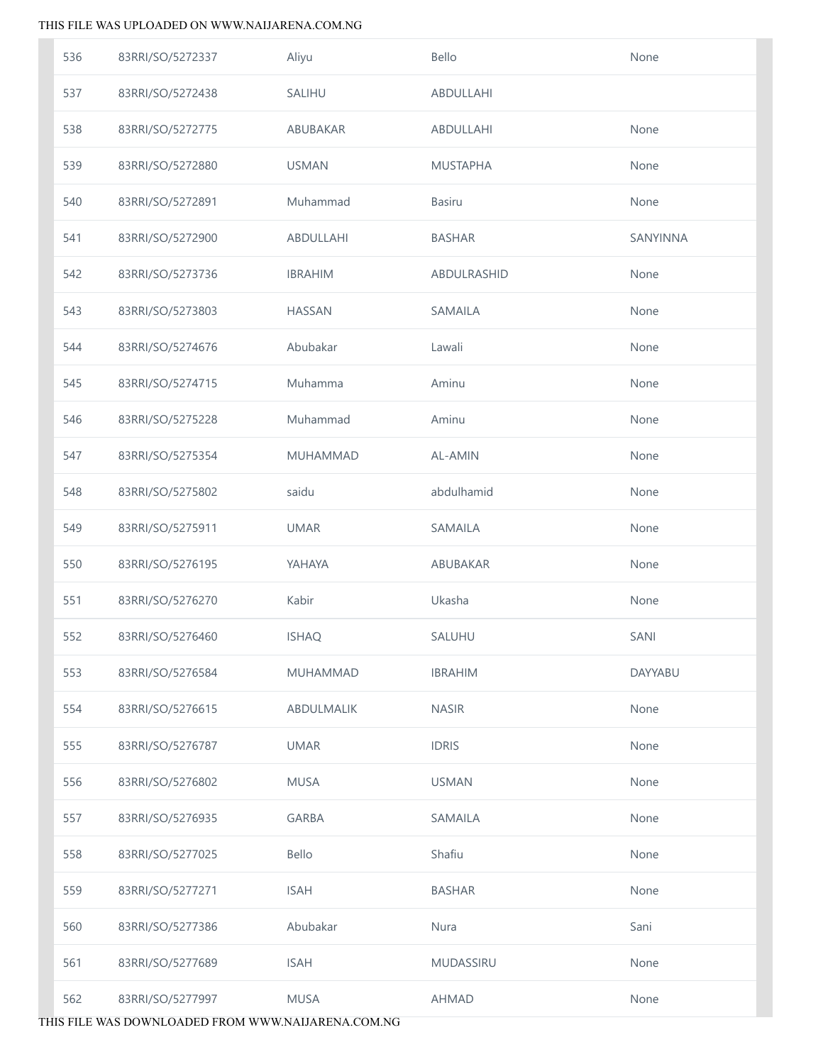| | | | | |
|---|---|---|---|---|
| 536 | 83RRI/SO/5272337 | Aliyu | Bello | None |
| 537 | 83RRI/SO/5272438 | SALIHU | ABDULLAHI | |
| 538 | 83RRI/SO/5272775 | ABUBAKAR | ABDULLAHI | None |
| 539 | 83RRI/SO/5272880 | USMAN | MUSTAPHA | None |
| 540 | 83RRI/SO/5272891 | Muhammad | Basiru | None |
| 541 | 83RRI/SO/5272900 | ABDULLAHI | BASHAR | SANYINNA |
| 542 | 83RRI/SO/5273736 | IBRAHIM | ABDULRASHID | None |
| 543 | 83RRI/SO/5273803 | HASSAN | SAMAILA | None |
| 544 | 83RRI/SO/5274676 | Abubakar | Lawali | None |
| 545 | 83RRI/SO/5274715 | Muhamma | Aminu | None |
| 546 | 83RRI/SO/5275228 | Muhammad | Aminu | None |
| 547 | 83RRI/SO/5275354 | MUHAMMAD | AL-AMIN | None |
| 548 | 83RRI/SO/5275802 | saidu | abdulhamid | None |
| 549 | 83RRI/SO/5275911 | UMAR | SAMAILA | None |
| 550 | 83RRI/SO/5276195 | YAHAYA | ABUBAKAR | None |
| 551 | 83RRI/SO/5276270 | Kabir | Ukasha | None |
| 552 | 83RRI/SO/5276460 | ISHAQ | SALUHU | SANI |
| 553 | 83RRI/SO/5276584 | MUHAMMAD | IBRAHIM | DAYYABU |
| 554 | 83RRI/SO/5276615 | ABDULMALIK | NASIR | None |
| 555 | 83RRI/SO/5276787 | UMAR | IDRIS | None |
| 556 | 83RRI/SO/5276802 | MUSA | USMAN | None |
| 557 | 83RRI/SO/5276935 | GARBA | SAMAILA | None |
| 558 | 83RRI/SO/5277025 | Bello | Shafiu | None |
| 559 | 83RRI/SO/5277271 | ISAH | BASHAR | None |
| 560 | 83RRI/SO/5277386 | Abubakar | Nura | Sani |
| 561 | 83RRI/SO/5277689 | ISAH | MUDASSIRU | None |
| 562 | 83RRI/SO/5277997 | MUSA | AHMAD | None |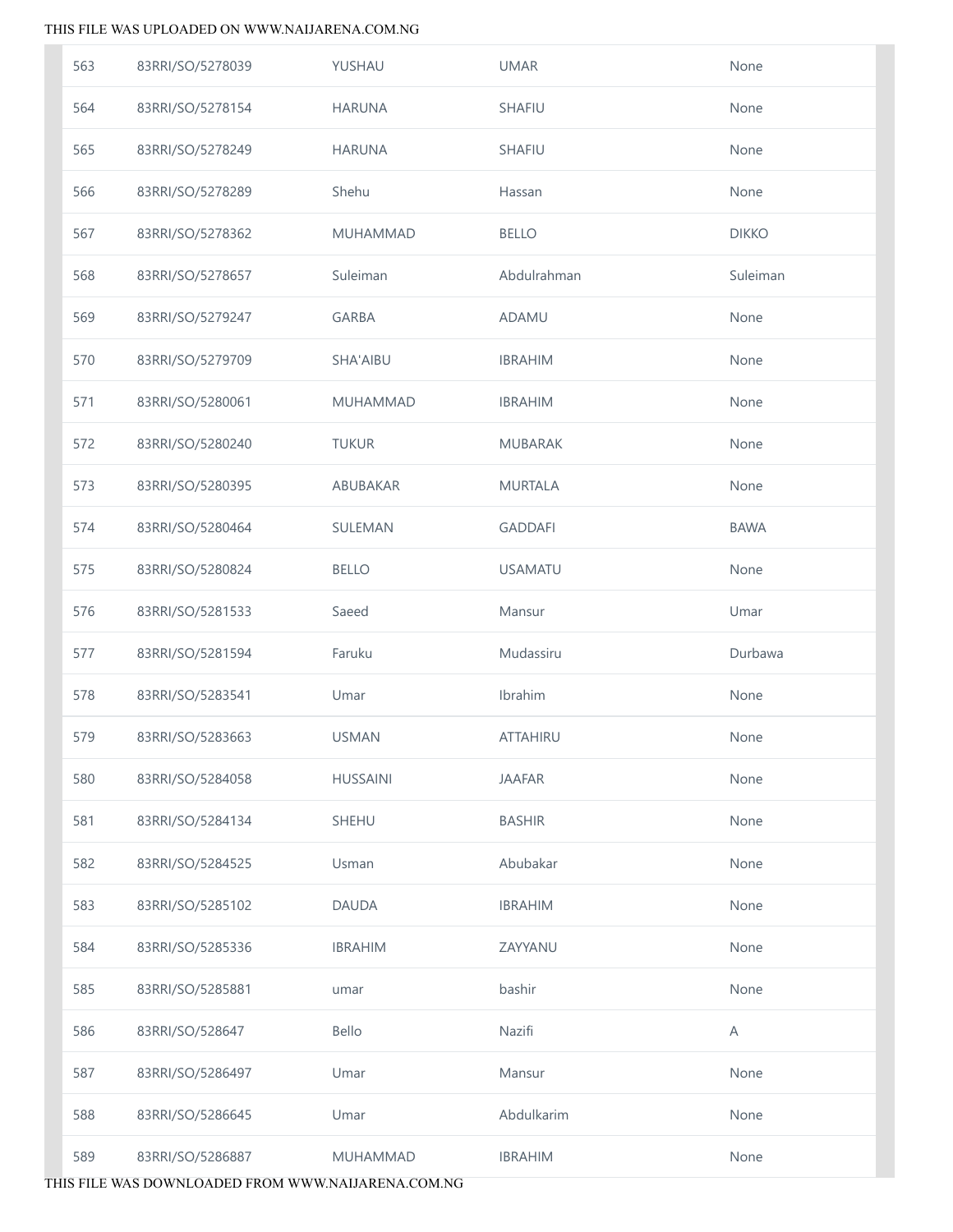| 563 | 83RRI/SO/5278039 | YUSHAU | UMAR | None |
|---|---|---|---|---|
| 564 | 83RRI/SO/5278154 | HARUNA | SHAFIU | None |
| 565 | 83RRI/SO/5278249 | HARUNA | SHAFIU | None |
| 566 | 83RRI/SO/5278289 | Shehu | Hassan | None |
| 567 | 83RRI/SO/5278362 | MUHAMMAD | BELLO | DIKKO |
| 568 | 83RRI/SO/5278657 | Suleiman | Abdulrahman | Suleiman |
| 569 | 83RRI/SO/5279247 | GARBA | ADAMU | None |
| 570 | 83RRI/SO/5279709 | SHA'AIBU | IBRAHIM | None |
| 571 | 83RRI/SO/5280061 | MUHAMMAD | IBRAHIM | None |
| 572 | 83RRI/SO/5280240 | TUKUR | MUBARAK | None |
| 573 | 83RRI/SO/5280395 | ABUBAKAR | MURTALA | None |
| 574 | 83RRI/SO/5280464 | SULEMAN | GADDAFI | BAWA |
| 575 | 83RRI/SO/5280824 | BELLO | USAMATU | None |
| 576 | 83RRI/SO/5281533 | Saeed | Mansur | Umar |
| 577 | 83RRI/SO/5281594 | Faruku | Mudassiru | Durbawa |
| 578 | 83RRI/SO/5283541 | Umar | Ibrahim | None |
| 579 | 83RRI/SO/5283663 | USMAN | ATTAHIRU | None |
| 580 | 83RRI/SO/5284058 | HUSSAINI | JAAFAR | None |
| 581 | 83RRI/SO/5284134 | SHEHU | BASHIR | None |
| 582 | 83RRI/SO/5284525 | Usman | Abubakar | None |
| 583 | 83RRI/SO/5285102 | DAUDA | IBRAHIM | None |
| 584 | 83RRI/SO/5285336 | IBRAHIM | ZAYYANU | None |
| 585 | 83RRI/SO/5285881 | umar | bashir | None |
| 586 | 83RRI/SO/528647 | Bello | Nazifi | A |
| 587 | 83RRI/SO/5286497 | Umar | Mansur | None |
| 588 | 83RRI/SO/5286645 | Umar | Abdulkarim | None |
| 589 | 83RRI/SO/5286887 | MUHAMMAD | IBRAHIM | None |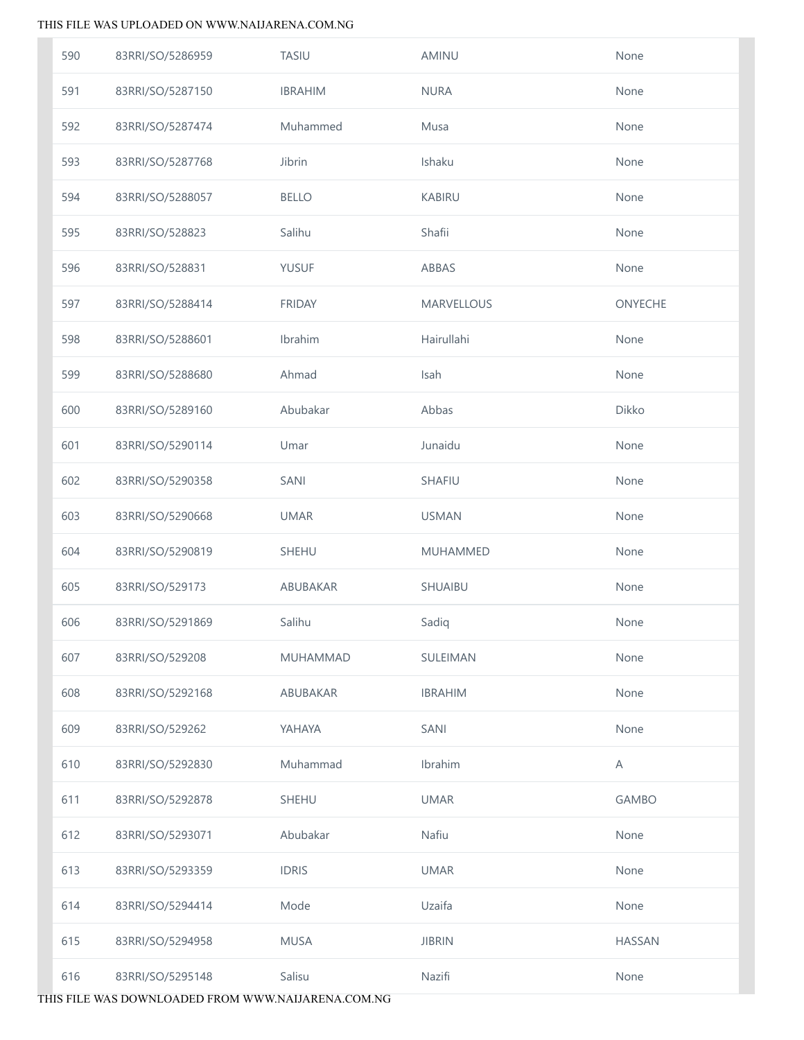| | | | | |
|---|---|---|---|---|
| 590 | 83RRI/SO/5286959 | TASIU | AMINU | None |
| 591 | 83RRI/SO/5287150 | IBRAHIM | NURA | None |
| 592 | 83RRI/SO/5287474 | Muhammed | Musa | None |
| 593 | 83RRI/SO/5287768 | Jibrin | Ishaku | None |
| 594 | 83RRI/SO/5288057 | BELLO | KABIRU | None |
| 595 | 83RRI/SO/528823 | Salihu | Shafii | None |
| 596 | 83RRI/SO/528831 | YUSUF | ABBAS | None |
| 597 | 83RRI/SO/5288414 | FRIDAY | MARVELLOUS | ONYECHE |
| 598 | 83RRI/SO/5288601 | Ibrahim | Hairullahi | None |
| 599 | 83RRI/SO/5288680 | Ahmad | Isah | None |
| 600 | 83RRI/SO/5289160 | Abubakar | Abbas | Dikko |
| 601 | 83RRI/SO/5290114 | Umar | Junaidu | None |
| 602 | 83RRI/SO/5290358 | SANI | SHAFIU | None |
| 603 | 83RRI/SO/5290668 | UMAR | USMAN | None |
| 604 | 83RRI/SO/5290819 | SHEHU | MUHAMMED | None |
| 605 | 83RRI/SO/529173 | ABUBAKAR | SHUAIBU | None |
| 606 | 83RRI/SO/5291869 | Salihu | Sadiq | None |
| 607 | 83RRI/SO/529208 | MUHAMMAD | SULEIMAN | None |
| 608 | 83RRI/SO/5292168 | ABUBAKAR | IBRAHIM | None |
| 609 | 83RRI/SO/529262 | YAHAYA | SANI | None |
| 610 | 83RRI/SO/5292830 | Muhammad | Ibrahim | A |
| 611 | 83RRI/SO/5292878 | SHEHU | UMAR | GAMBO |
| 612 | 83RRI/SO/5293071 | Abubakar | Nafiu | None |
| 613 | 83RRI/SO/5293359 | IDRIS | UMAR | None |
| 614 | 83RRI/SO/5294414 | Mode | Uzaifa | None |
| 615 | 83RRI/SO/5294958 | MUSA | JIBRIN | HASSAN |
| 616 | 83RRI/SO/5295148 | Salisu | Nazifi | None |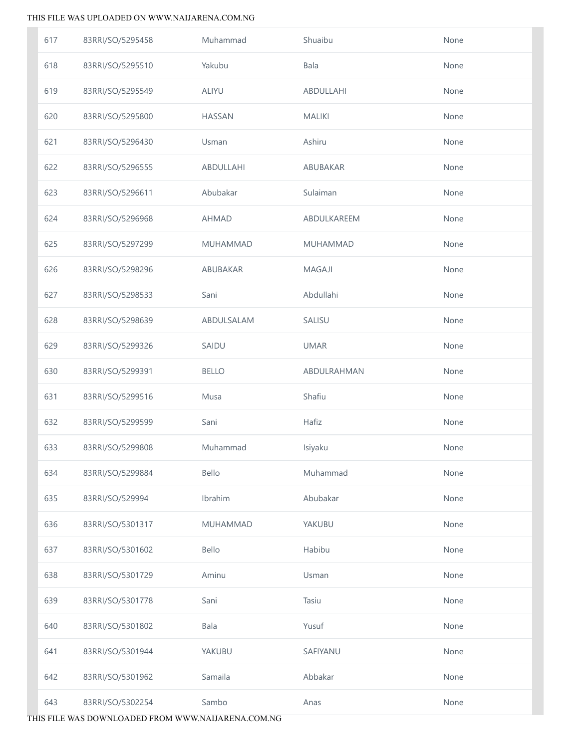| | | | | |
|---|---|---|---|---|
| 617 | 83RRI/SO/5295458 | Muhammad | Shuaibu | None |
| 618 | 83RRI/SO/5295510 | Yakubu | Bala | None |
| 619 | 83RRI/SO/5295549 | ALIYU | ABDULLAHI | None |
| 620 | 83RRI/SO/5295800 | HASSAN | MALIKI | None |
| 621 | 83RRI/SO/5296430 | Usman | Ashiru | None |
| 622 | 83RRI/SO/5296555 | ABDULLAHI | ABUBAKAR | None |
| 623 | 83RRI/SO/5296611 | Abubakar | Sulaiman | None |
| 624 | 83RRI/SO/5296968 | AHMAD | ABDULKAREEM | None |
| 625 | 83RRI/SO/5297299 | MUHAMMAD | MUHAMMAD | None |
| 626 | 83RRI/SO/5298296 | ABUBAKAR | MAGAJI | None |
| 627 | 83RRI/SO/5298533 | Sani | Abdullahi | None |
| 628 | 83RRI/SO/5298639 | ABDULSALAM | SALISU | None |
| 629 | 83RRI/SO/5299326 | SAIDU | UMAR | None |
| 630 | 83RRI/SO/5299391 | BELLO | ABDULRAHMAN | None |
| 631 | 83RRI/SO/5299516 | Musa | Shafiu | None |
| 632 | 83RRI/SO/5299599 | Sani | Hafiz | None |
| 633 | 83RRI/SO/5299808 | Muhammad | Isiyaku | None |
| 634 | 83RRI/SO/5299884 | Bello | Muhammad | None |
| 635 | 83RRI/SO/529994 | Ibrahim | Abubakar | None |
| 636 | 83RRI/SO/5301317 | MUHAMMAD | YAKUBU | None |
| 637 | 83RRI/SO/5301602 | Bello | Habibu | None |
| 638 | 83RRI/SO/5301729 | Aminu | Usman | None |
| 639 | 83RRI/SO/5301778 | Sani | Tasiu | None |
| 640 | 83RRI/SO/5301802 | Bala | Yusuf | None |
| 641 | 83RRI/SO/5301944 | YAKUBU | SAFIYANU | None |
| 642 | 83RRI/SO/5301962 | Samaila | Abbakar | None |
| 643 | 83RRI/SO/5302254 | Sambo | Anas | None |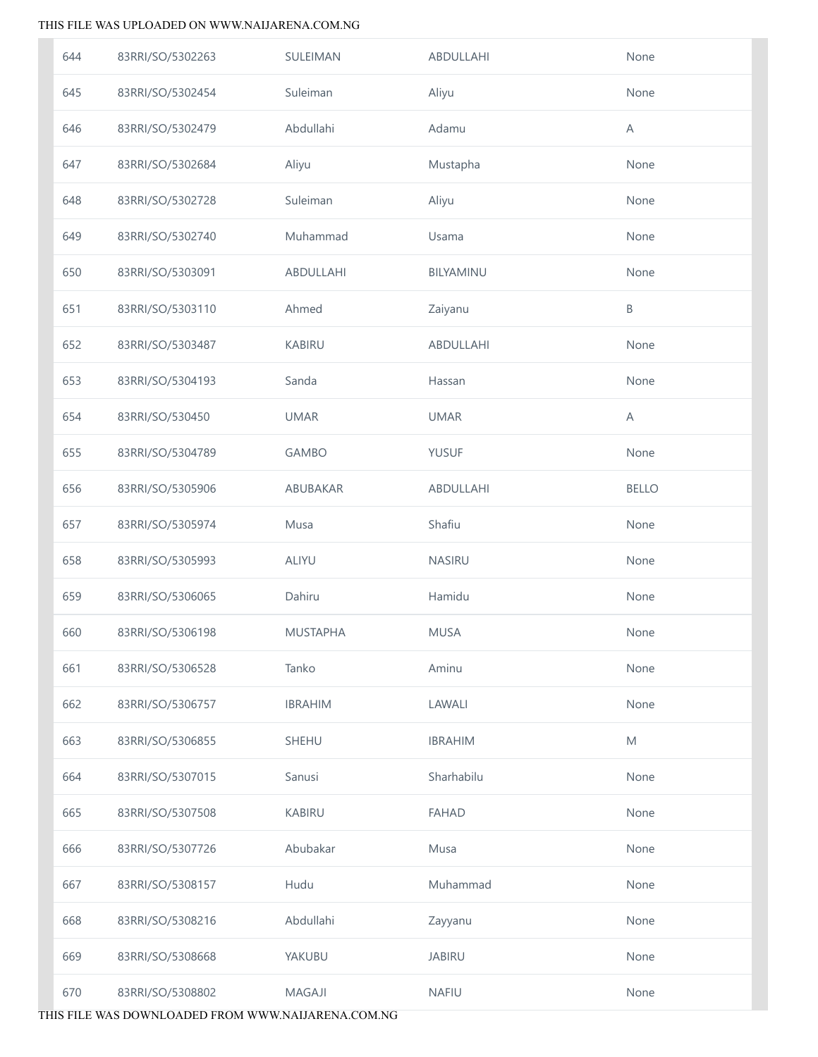| 644 | 83RRI/SO/5302263 | SULEIMAN | ABDULLAHI | None |
|---|---|---|---|---|
| 645 | 83RRI/SO/5302454 | Suleiman | Aliyu | None |
| 646 | 83RRI/SO/5302479 | Abdullahi | Adamu | A |
| 647 | 83RRI/SO/5302684 | Aliyu | Mustapha | None |
| 648 | 83RRI/SO/5302728 | Suleiman | Aliyu | None |
| 649 | 83RRI/SO/5302740 | Muhammad | Usama | None |
| 650 | 83RRI/SO/5303091 | ABDULLAHI | BILYAMINU | None |
| 651 | 83RRI/SO/5303110 | Ahmed | Zaiyanu | B |
| 652 | 83RRI/SO/5303487 | KABIRU | ABDULLAHI | None |
| 653 | 83RRI/SO/5304193 | Sanda | Hassan | None |
| 654 | 83RRI/SO/530450 | UMAR | UMAR | A |
| 655 | 83RRI/SO/5304789 | GAMBO | YUSUF | None |
| 656 | 83RRI/SO/5305906 | ABUBAKAR | ABDULLAHI | BELLO |
| 657 | 83RRI/SO/5305974 | Musa | Shafiu | None |
| 658 | 83RRI/SO/5305993 | ALIYU | NASIRU | None |
| 659 | 83RRI/SO/5306065 | Dahiru | Hamidu | None |
| 660 | 83RRI/SO/5306198 | MUSTAPHA | MUSA | None |
| 661 | 83RRI/SO/5306528 | Tanko | Aminu | None |
| 662 | 83RRI/SO/5306757 | IBRAHIM | LAWALI | None |
| 663 | 83RRI/SO/5306855 | SHEHU | IBRAHIM | M |
| 664 | 83RRI/SO/5307015 | Sanusi | Sharhabilu | None |
| 665 | 83RRI/SO/5307508 | KABIRU | FAHAD | None |
| 666 | 83RRI/SO/5307726 | Abubakar | Musa | None |
| 667 | 83RRI/SO/5308157 | Hudu | Muhammad | None |
| 668 | 83RRI/SO/5308216 | Abdullahi | Zayyanu | None |
| 669 | 83RRI/SO/5308668 | YAKUBU | JABIRU | None |
| 670 | 83RRI/SO/5308802 | MAGAJI | NAFIU | None |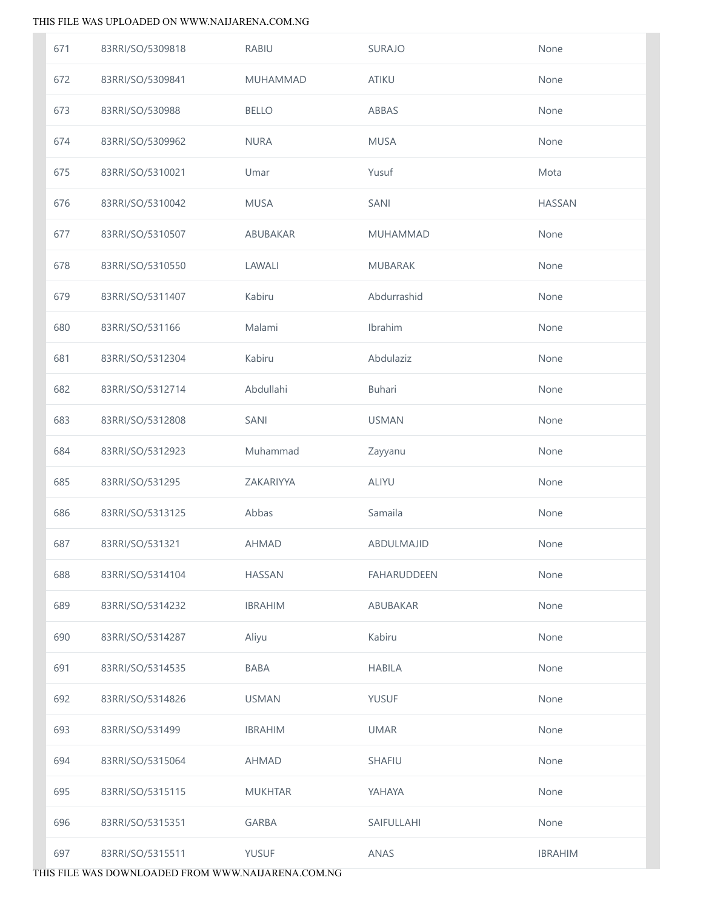| | | | | |
|---|---|---|---|---|
| 671 | 83RRI/SO/5309818 | RABIU | SURAJO | None |
| 672 | 83RRI/SO/5309841 | MUHAMMAD | ATIKU | None |
| 673 | 83RRI/SO/530988 | BELLO | ABBAS | None |
| 674 | 83RRI/SO/5309962 | NURA | MUSA | None |
| 675 | 83RRI/SO/5310021 | Umar | Yusuf | Mota |
| 676 | 83RRI/SO/5310042 | MUSA | SANI | HASSAN |
| 677 | 83RRI/SO/5310507 | ABUBAKAR | MUHAMMAD | None |
| 678 | 83RRI/SO/5310550 | LAWALI | MUBARAK | None |
| 679 | 83RRI/SO/5311407 | Kabiru | Abdurrashid | None |
| 680 | 83RRI/SO/531166 | Malami | Ibrahim | None |
| 681 | 83RRI/SO/5312304 | Kabiru | Abdulaziz | None |
| 682 | 83RRI/SO/5312714 | Abdullahi | Buhari | None |
| 683 | 83RRI/SO/5312808 | SANI | USMAN | None |
| 684 | 83RRI/SO/5312923 | Muhammad | Zayyanu | None |
| 685 | 83RRI/SO/531295 | ZAKARIYYA | ALIYU | None |
| 686 | 83RRI/SO/5313125 | Abbas | Samaila | None |
| 687 | 83RRI/SO/531321 | AHMAD | ABDULMAJID | None |
| 688 | 83RRI/SO/5314104 | HASSAN | FAHARUDDEEN | None |
| 689 | 83RRI/SO/5314232 | IBRAHIM | ABUBAKAR | None |
| 690 | 83RRI/SO/5314287 | Aliyu | Kabiru | None |
| 691 | 83RRI/SO/5314535 | BABA | HABILA | None |
| 692 | 83RRI/SO/5314826 | USMAN | YUSUF | None |
| 693 | 83RRI/SO/531499 | IBRAHIM | UMAR | None |
| 694 | 83RRI/SO/5315064 | AHMAD | SHAFIU | None |
| 695 | 83RRI/SO/5315115 | MUKHTAR | YAHAYA | None |
| 696 | 83RRI/SO/5315351 | GARBA | SAIFULLAHI | None |
| 697 | 83RRI/SO/5315511 | YUSUF | ANAS | IBRAHIM |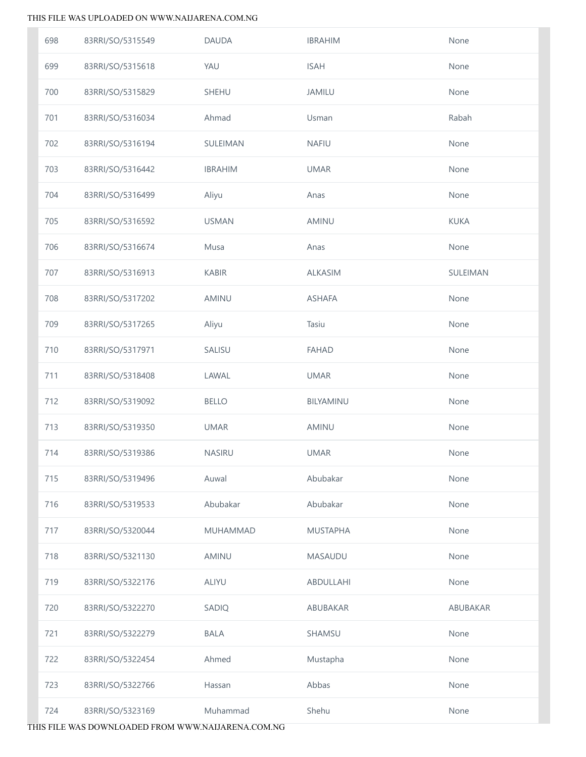| | | | | |
|---|---|---|---|---|
| 698 | 83RRI/SO/5315549 | DAUDA | IBRAHIM | None |
| 699 | 83RRI/SO/5315618 | YAU | ISAH | None |
| 700 | 83RRI/SO/5315829 | SHEHU | JAMILU | None |
| 701 | 83RRI/SO/5316034 | Ahmad | Usman | Rabah |
| 702 | 83RRI/SO/5316194 | SULEIMAN | NAFIU | None |
| 703 | 83RRI/SO/5316442 | IBRAHIM | UMAR | None |
| 704 | 83RRI/SO/5316499 | Aliyu | Anas | None |
| 705 | 83RRI/SO/5316592 | USMAN | AMINU | KUKA |
| 706 | 83RRI/SO/5316674 | Musa | Anas | None |
| 707 | 83RRI/SO/5316913 | KABIR | ALKASIM | SULEIMAN |
| 708 | 83RRI/SO/5317202 | AMINU | ASHAFA | None |
| 709 | 83RRI/SO/5317265 | Aliyu | Tasiu | None |
| 710 | 83RRI/SO/5317971 | SALISU | FAHAD | None |
| 711 | 83RRI/SO/5318408 | LAWAL | UMAR | None |
| 712 | 83RRI/SO/5319092 | BELLO | BILYAMINU | None |
| 713 | 83RRI/SO/5319350 | UMAR | AMINU | None |
| 714 | 83RRI/SO/5319386 | NASIRU | UMAR | None |
| 715 | 83RRI/SO/5319496 | Auwal | Abubakar | None |
| 716 | 83RRI/SO/5319533 | Abubakar | Abubakar | None |
| 717 | 83RRI/SO/5320044 | MUHAMMAD | MUSTAPHA | None |
| 718 | 83RRI/SO/5321130 | AMINU | MASAUDU | None |
| 719 | 83RRI/SO/5322176 | ALIYU | ABDULLAHI | None |
| 720 | 83RRI/SO/5322270 | SADIQ | ABUBAKAR | ABUBAKAR |
| 721 | 83RRI/SO/5322279 | BALA | SHAMSU | None |
| 722 | 83RRI/SO/5322454 | Ahmed | Mustapha | None |
| 723 | 83RRI/SO/5322766 | Hassan | Abbas | None |
| 724 | 83RRI/SO/5323169 | Muhammad | Shehu | None |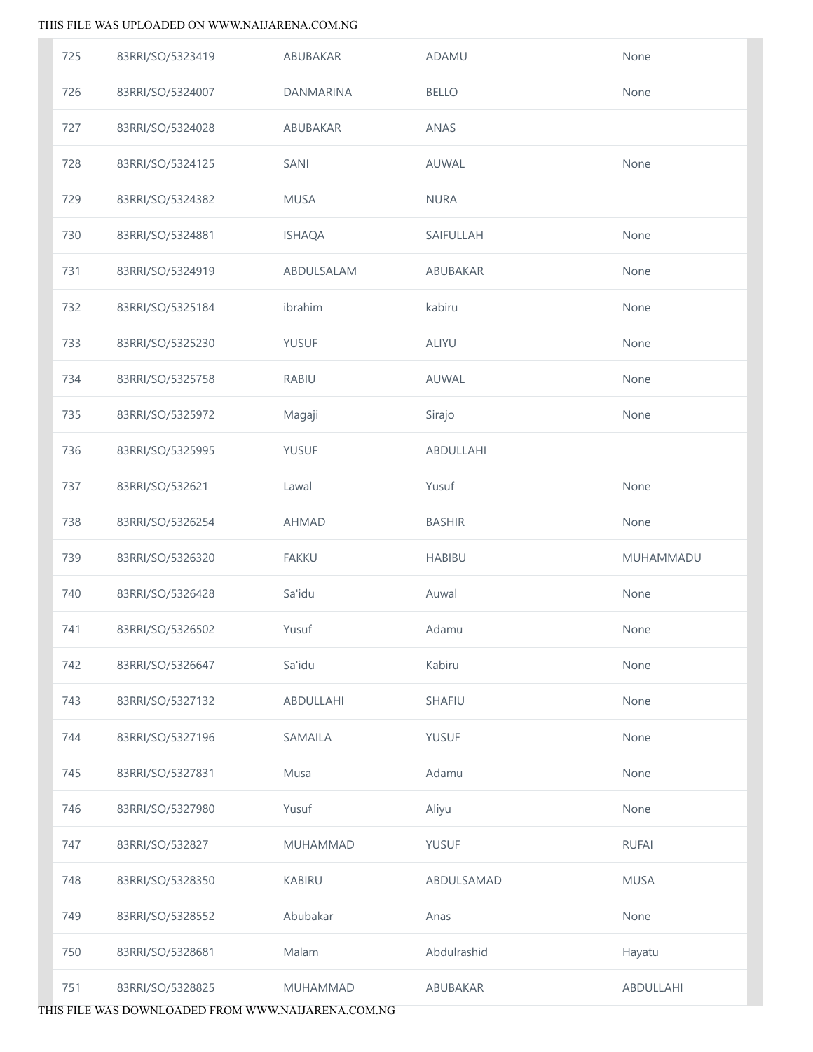| | | | | |
|---|---|---|---|---|
| 725 | 83RRI/SO/5323419 | ABUBAKAR | ADAMU | None |
| 726 | 83RRI/SO/5324007 | DANMARINA | BELLO | None |
| 727 | 83RRI/SO/5324028 | ABUBAKAR | ANAS | |
| 728 | 83RRI/SO/5324125 | SANI | AUWAL | None |
| 729 | 83RRI/SO/5324382 | MUSA | NURA | |
| 730 | 83RRI/SO/5324881 | ISHAQA | SAIFULLAH | None |
| 731 | 83RRI/SO/5324919 | ABDULSALAM | ABUBAKAR | None |
| 732 | 83RRI/SO/5325184 | ibrahim | kabiru | None |
| 733 | 83RRI/SO/5325230 | YUSUF | ALIYU | None |
| 734 | 83RRI/SO/5325758 | RABIU | AUWAL | None |
| 735 | 83RRI/SO/5325972 | Magaji | Sirajo | None |
| 736 | 83RRI/SO/5325995 | YUSUF | ABDULLAHI | |
| 737 | 83RRI/SO/532621 | Lawal | Yusuf | None |
| 738 | 83RRI/SO/5326254 | AHMAD | BASHIR | None |
| 739 | 83RRI/SO/5326320 | FAKKU | HABIBU | MUHAMMADU |
| 740 | 83RRI/SO/5326428 | Sa'idu | Auwal | None |
| 741 | 83RRI/SO/5326502 | Yusuf | Adamu | None |
| 742 | 83RRI/SO/5326647 | Sa'idu | Kabiru | None |
| 743 | 83RRI/SO/5327132 | ABDULLAHI | SHAFIU | None |
| 744 | 83RRI/SO/5327196 | SAMAILA | YUSUF | None |
| 745 | 83RRI/SO/5327831 | Musa | Adamu | None |
| 746 | 83RRI/SO/5327980 | Yusuf | Aliyu | None |
| 747 | 83RRI/SO/532827 | MUHAMMAD | YUSUF | RUFAI |
| 748 | 83RRI/SO/5328350 | KABIRU | ABDULSAMAD | MUSA |
| 749 | 83RRI/SO/5328552 | Abubakar | Anas | None |
| 750 | 83RRI/SO/5328681 | Malam | Abdulrashid | Hayatu |
| 751 | 83RRI/SO/5328825 | MUHAMMAD | ABUBAKAR | ABDULLAHI |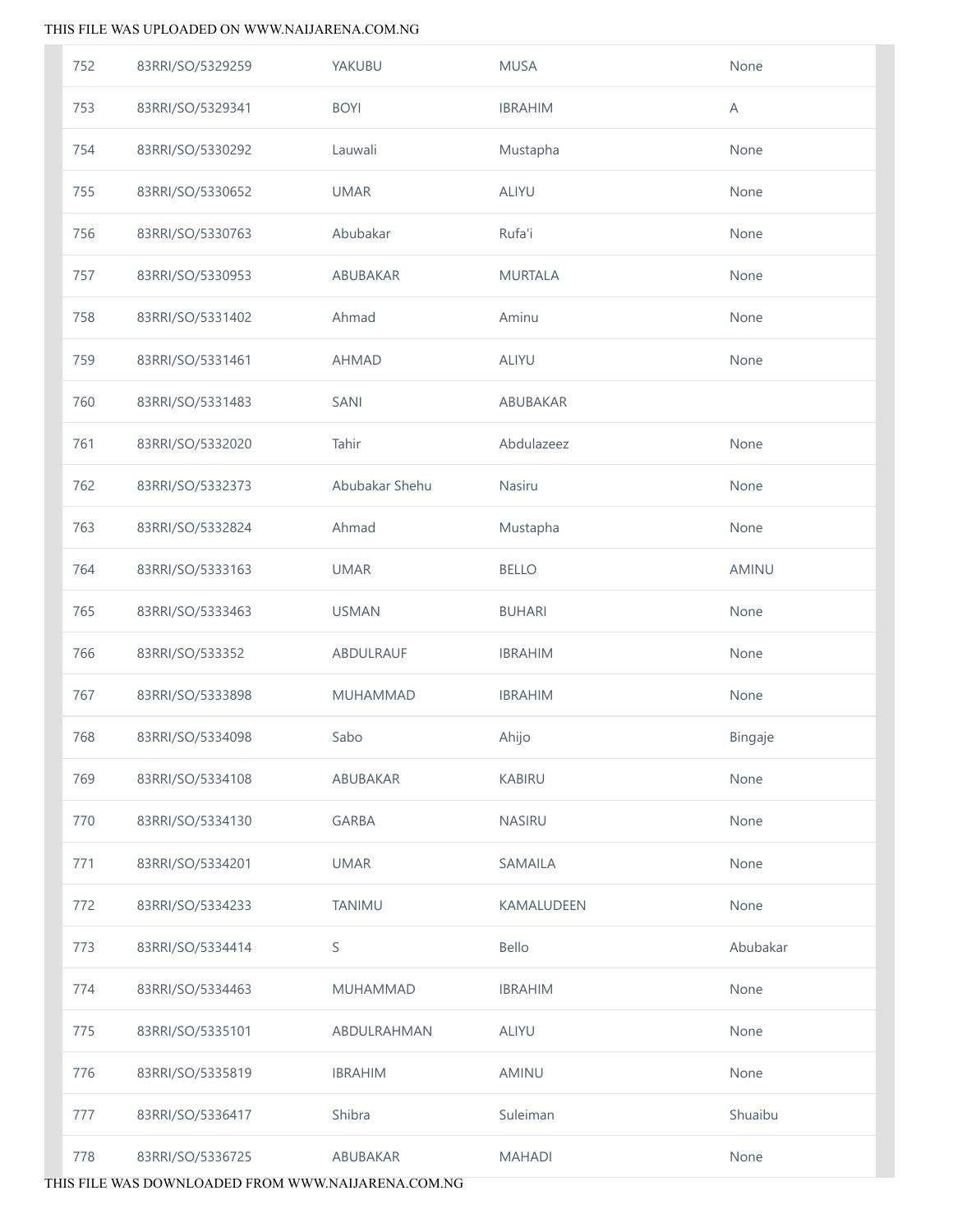| | | | | |
|---|---|---|---|---|
| 752 | 83RRI/SO/5329259 | YAKUBU | MUSA | None |
| 753 | 83RRI/SO/5329341 | BOYI | IBRAHIM | A |
| 754 | 83RRI/SO/5330292 | Lauwali | Mustapha | None |
| 755 | 83RRI/SO/5330652 | UMAR | ALIYU | None |
| 756 | 83RRI/SO/5330763 | Abubakar | Rufa'i | None |
| 757 | 83RRI/SO/5330953 | ABUBAKAR | MURTALA | None |
| 758 | 83RRI/SO/5331402 | Ahmad | Aminu | None |
| 759 | 83RRI/SO/5331461 | AHMAD | ALIYU | None |
| 760 | 83RRI/SO/5331483 | SANI | ABUBAKAR | |
| 761 | 83RRI/SO/5332020 | Tahir | Abdulazeez | None |
| 762 | 83RRI/SO/5332373 | Abubakar Shehu | Nasiru | None |
| 763 | 83RRI/SO/5332824 | Ahmad | Mustapha | None |
| 764 | 83RRI/SO/5333163 | UMAR | BELLO | AMINU |
| 765 | 83RRI/SO/5333463 | USMAN | BUHARI | None |
| 766 | 83RRI/SO/533352 | ABDULRAUF | IBRAHIM | None |
| 767 | 83RRI/SO/5333898 | MUHAMMAD | IBRAHIM | None |
| 768 | 83RRI/SO/5334098 | Sabo | Ahijo | Bingaje |
| 769 | 83RRI/SO/5334108 | ABUBAKAR | KABIRU | None |
| 770 | 83RRI/SO/5334130 | GARBA | NASIRU | None |
| 771 | 83RRI/SO/5334201 | UMAR | SAMAILA | None |
| 772 | 83RRI/SO/5334233 | TANIMU | KAMALUDEEN | None |
| 773 | 83RRI/SO/5334414 | S | Bello | Abubakar |
| 774 | 83RRI/SO/5334463 | MUHAMMAD | IBRAHIM | None |
| 775 | 83RRI/SO/5335101 | ABDULRAHMAN | ALIYU | None |
| 776 | 83RRI/SO/5335819 | IBRAHIM | AMINU | None |
| 777 | 83RRI/SO/5336417 | Shibra | Suleiman | Shuaibu |
| 778 | 83RRI/SO/5336725 | ABUBAKAR | MAHADI | None |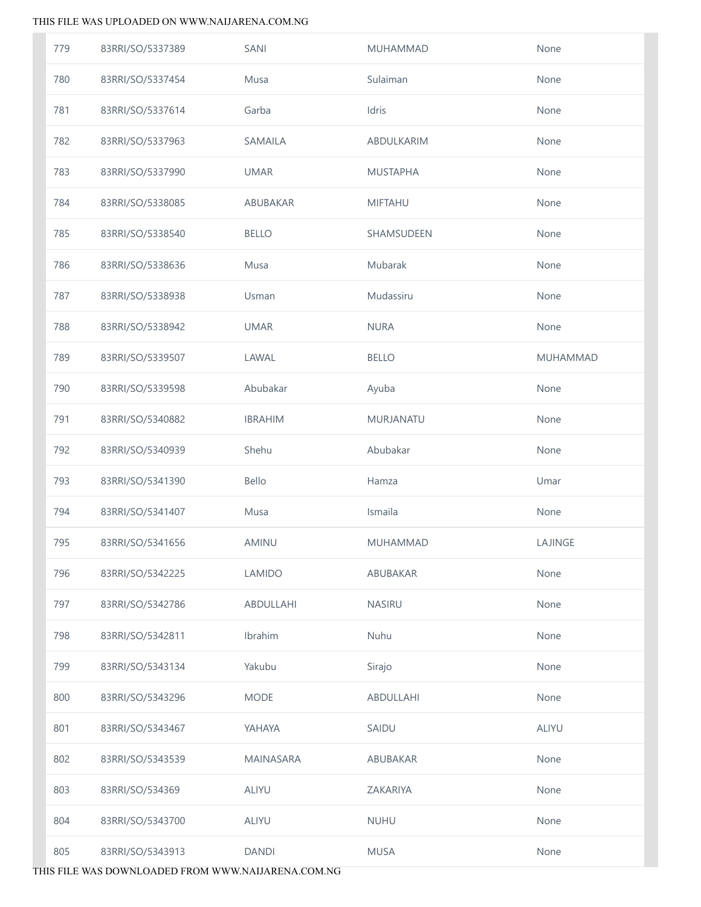| | | | | |
|---|---|---|---|---|
| 779 | 83RRI/SO/5337389 | SANI | MUHAMMAD | None |
| 780 | 83RRI/SO/5337454 | Musa | Sulaiman | None |
| 781 | 83RRI/SO/5337614 | Garba | Idris | None |
| 782 | 83RRI/SO/5337963 | SAMAILA | ABDULKARIM | None |
| 783 | 83RRI/SO/5337990 | UMAR | MUSTAPHA | None |
| 784 | 83RRI/SO/5338085 | ABUBAKAR | MIFTAHU | None |
| 785 | 83RRI/SO/5338540 | BELLO | SHAMSUDEEN | None |
| 786 | 83RRI/SO/5338636 | Musa | Mubarak | None |
| 787 | 83RRI/SO/5338938 | Usman | Mudassiru | None |
| 788 | 83RRI/SO/5338942 | UMAR | NURA | None |
| 789 | 83RRI/SO/5339507 | LAWAL | BELLO | MUHAMMAD |
| 790 | 83RRI/SO/5339598 | Abubakar | Ayuba | None |
| 791 | 83RRI/SO/5340882 | IBRAHIM | MURJANATU | None |
| 792 | 83RRI/SO/5340939 | Shehu | Abubakar | None |
| 793 | 83RRI/SO/5341390 | Bello | Hamza | Umar |
| 794 | 83RRI/SO/5341407 | Musa | Ismaila | None |
| 795 | 83RRI/SO/5341656 | AMINU | MUHAMMAD | LAJINGE |
| 796 | 83RRI/SO/5342225 | LAMIDO | ABUBAKAR | None |
| 797 | 83RRI/SO/5342786 | ABDULLAHI | NASIRU | None |
| 798 | 83RRI/SO/5342811 | Ibrahim | Nuhu | None |
| 799 | 83RRI/SO/5343134 | Yakubu | Sirajo | None |
| 800 | 83RRI/SO/5343296 | MODE | ABDULLAHI | None |
| 801 | 83RRI/SO/5343467 | YAHAYA | SAIDU | ALIYU |
| 802 | 83RRI/SO/5343539 | MAINASARA | ABUBAKAR | None |
| 803 | 83RRI/SO/534369 | ALIYU | ZAKARIYA | None |
| 804 | 83RRI/SO/5343700 | ALIYU | NUHU | None |
| 805 | 83RRI/SO/5343913 | DANDI | MUSA | None |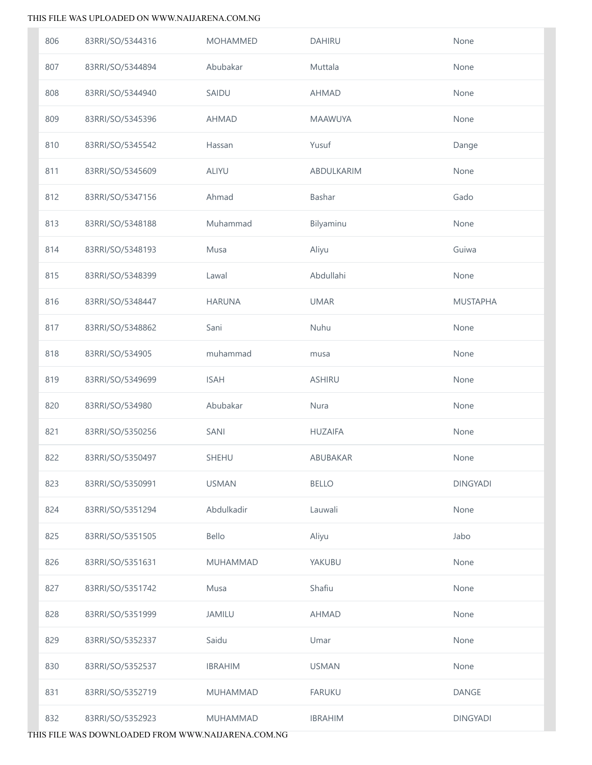| | | | | |
|---|---|---|---|---|
| 806 | 83RRI/SO/5344316 | MOHAMMED | DAHIRU | None |
| 807 | 83RRI/SO/5344894 | Abubakar | Muttala | None |
| 808 | 83RRI/SO/5344940 | SAIDU | AHMAD | None |
| 809 | 83RRI/SO/5345396 | AHMAD | MAAWUYA | None |
| 810 | 83RRI/SO/5345542 | Hassan | Yusuf | Dange |
| 811 | 83RRI/SO/5345609 | ALIYU | ABDULKARIM | None |
| 812 | 83RRI/SO/5347156 | Ahmad | Bashar | Gado |
| 813 | 83RRI/SO/5348188 | Muhammad | Bilyaminu | None |
| 814 | 83RRI/SO/5348193 | Musa | Aliyu | Guiwa |
| 815 | 83RRI/SO/5348399 | Lawal | Abdullahi | None |
| 816 | 83RRI/SO/5348447 | HARUNA | UMAR | MUSTAPHA |
| 817 | 83RRI/SO/5348862 | Sani | Nuhu | None |
| 818 | 83RRI/SO/534905 | muhammad | musa | None |
| 819 | 83RRI/SO/5349699 | ISAH | ASHIRU | None |
| 820 | 83RRI/SO/534980 | Abubakar | Nura | None |
| 821 | 83RRI/SO/5350256 | SANI | HUZAIFA | None |
| 822 | 83RRI/SO/5350497 | SHEHU | ABUBAKAR | None |
| 823 | 83RRI/SO/5350991 | USMAN | BELLO | DINGYADI |
| 824 | 83RRI/SO/5351294 | Abdulkadir | Lauwali | None |
| 825 | 83RRI/SO/5351505 | Bello | Aliyu | Jabo |
| 826 | 83RRI/SO/5351631 | MUHAMMAD | YAKUBU | None |
| 827 | 83RRI/SO/5351742 | Musa | Shafiu | None |
| 828 | 83RRI/SO/5351999 | JAMILU | AHMAD | None |
| 829 | 83RRI/SO/5352337 | Saidu | Umar | None |
| 830 | 83RRI/SO/5352537 | IBRAHIM | USMAN | None |
| 831 | 83RRI/SO/5352719 | MUHAMMAD | FARUKU | DANGE |
| 832 | 83RRI/SO/5352923 | MUHAMMAD | IBRAHIM | DINGYADI |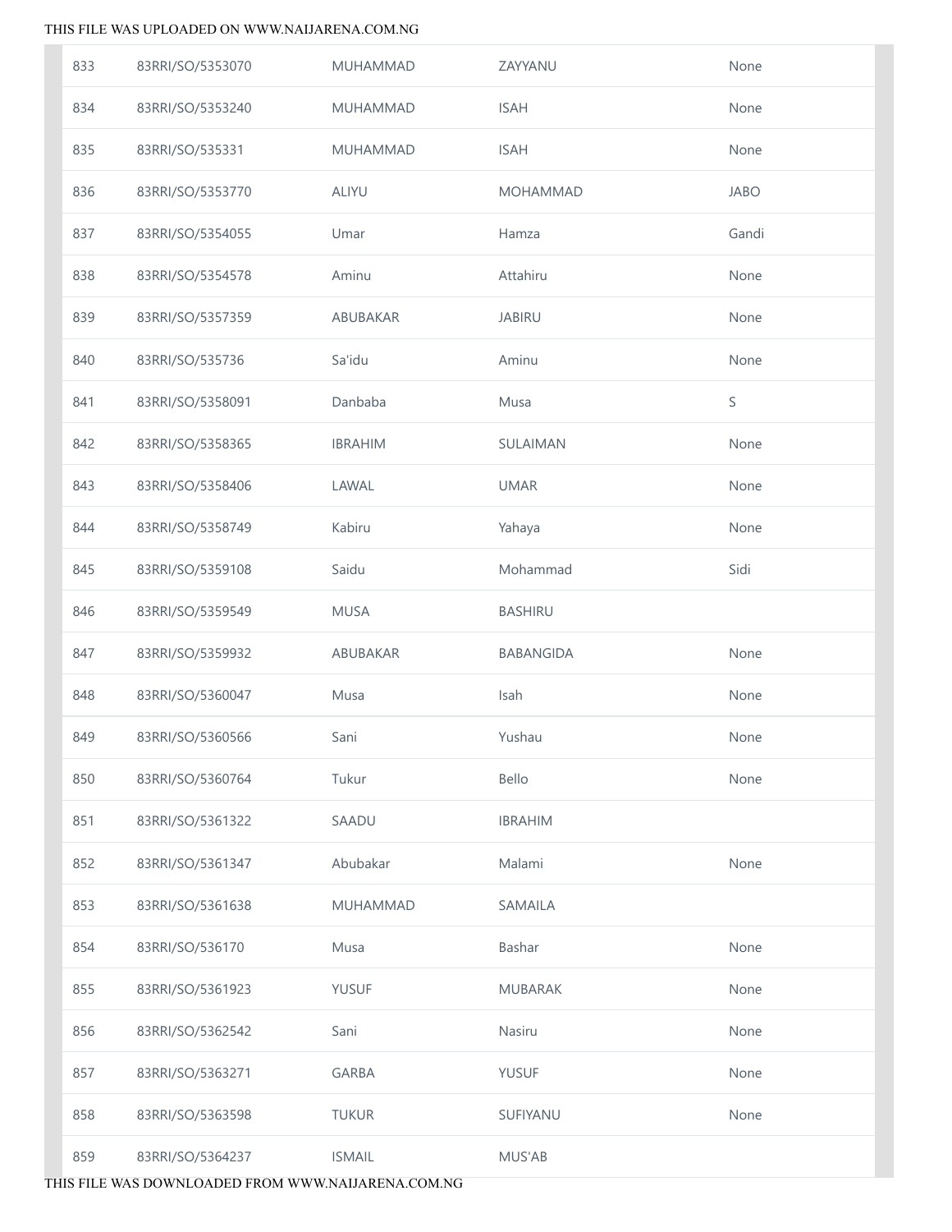| | | | | |
|---|---|---|---|---|
| 833 | 83RRI/SO/5353070 | MUHAMMAD | ZAYYANU | None |
| 834 | 83RRI/SO/5353240 | MUHAMMAD | ISAH | None |
| 835 | 83RRI/SO/535331 | MUHAMMAD | ISAH | None |
| 836 | 83RRI/SO/5353770 | ALIYU | MOHAMMAD | JABO |
| 837 | 83RRI/SO/5354055 | Umar | Hamza | Gandi |
| 838 | 83RRI/SO/5354578 | Aminu | Attahiru | None |
| 839 | 83RRI/SO/5357359 | ABUBAKAR | JABIRU | None |
| 840 | 83RRI/SO/535736 | Sa'idu | Aminu | None |
| 841 | 83RRI/SO/5358091 | Danbaba | Musa | S |
| 842 | 83RRI/SO/5358365 | IBRAHIM | SULAIMAN | None |
| 843 | 83RRI/SO/5358406 | LAWAL | UMAR | None |
| 844 | 83RRI/SO/5358749 | Kabiru | Yahaya | None |
| 845 | 83RRI/SO/5359108 | Saidu | Mohammad | Sidi |
| 846 | 83RRI/SO/5359549 | MUSA | BASHIRU | |
| 847 | 83RRI/SO/5359932 | ABUBAKAR | BABANGIDA | None |
| 848 | 83RRI/SO/5360047 | Musa | Isah | None |
| 849 | 83RRI/SO/5360566 | Sani | Yushau | None |
| 850 | 83RRI/SO/5360764 | Tukur | Bello | None |
| 851 | 83RRI/SO/5361322 | SAADU | IBRAHIM | |
| 852 | 83RRI/SO/5361347 | Abubakar | Malami | None |
| 853 | 83RRI/SO/5361638 | MUHAMMAD | SAMAILA | |
| 854 | 83RRI/SO/536170 | Musa | Bashar | None |
| 855 | 83RRI/SO/5361923 | YUSUF | MUBARAK | None |
| 856 | 83RRI/SO/5362542 | Sani | Nasiru | None |
| 857 | 83RRI/SO/5363271 | GARBA | YUSUF | None |
| 858 | 83RRI/SO/5363598 | TUKUR | SUFIYANU | None |
| 859 | 83RRI/SO/5364237 | ISMAIL | MUS'AB | |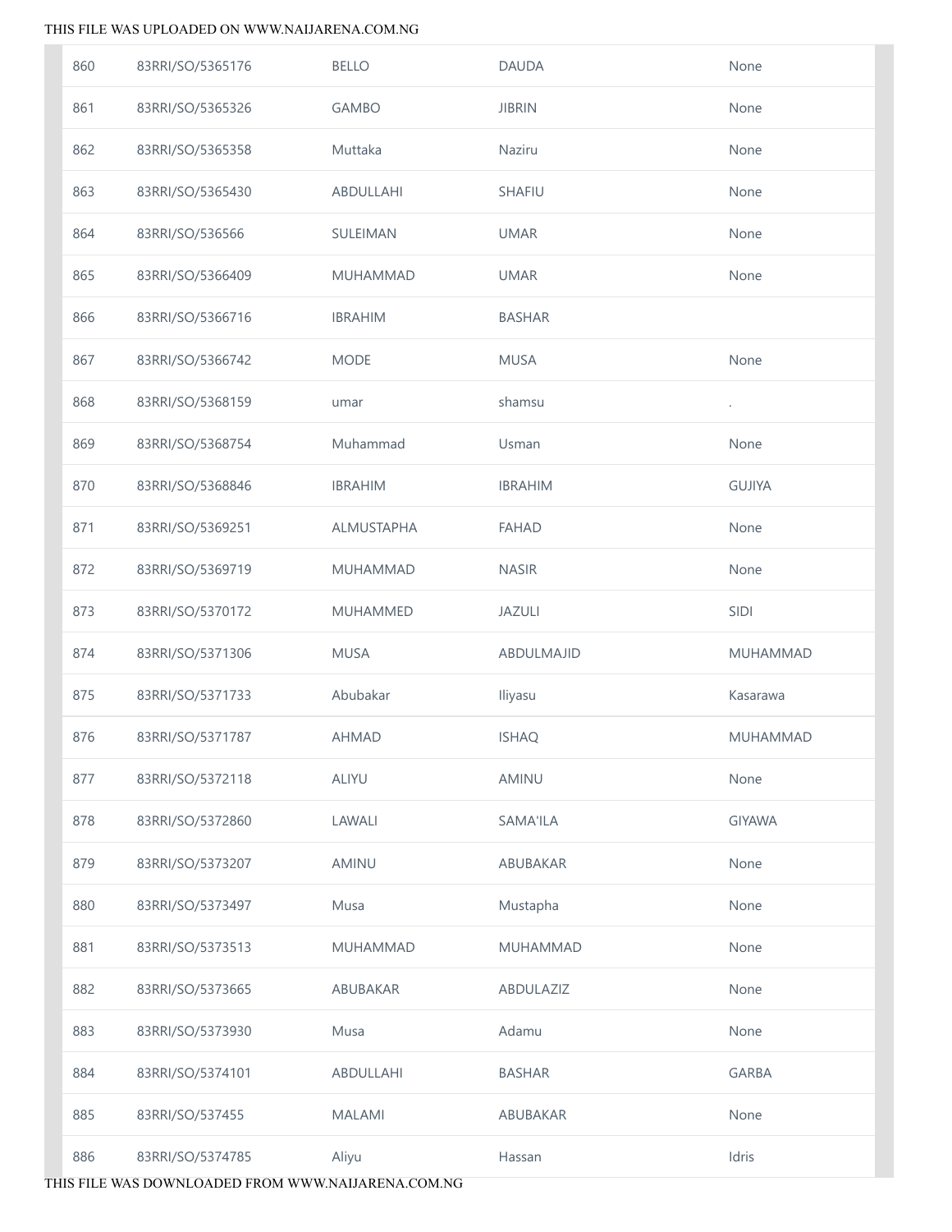| | | | | |
|---|---|---|---|---|
| 860 | 83RRI/SO/5365176 | BELLO | DAUDA | None |
| 861 | 83RRI/SO/5365326 | GAMBO | JIBRIN | None |
| 862 | 83RRI/SO/5365358 | Muttaka | Naziru | None |
| 863 | 83RRI/SO/5365430 | ABDULLAHI | SHAFIU | None |
| 864 | 83RRI/SO/536566 | SULEIMAN | UMAR | None |
| 865 | 83RRI/SO/5366409 | MUHAMMAD | UMAR | None |
| 866 | 83RRI/SO/5366716 | IBRAHIM | BASHAR | |
| 867 | 83RRI/SO/5366742 | MODE | MUSA | None |
| 868 | 83RRI/SO/5368159 | umar | shamsu | . |
| 869 | 83RRI/SO/5368754 | Muhammad | Usman | None |
| 870 | 83RRI/SO/5368846 | IBRAHIM | IBRAHIM | GUJIYA |
| 871 | 83RRI/SO/5369251 | ALMUSTAPHA | FAHAD | None |
| 872 | 83RRI/SO/5369719 | MUHAMMAD | NASIR | None |
| 873 | 83RRI/SO/5370172 | MUHAMMED | JAZULI | SIDI |
| 874 | 83RRI/SO/5371306 | MUSA | ABDULMAJID | MUHAMMAD |
| 875 | 83RRI/SO/5371733 | Abubakar | Iliyasu | Kasarawa |
| 876 | 83RRI/SO/5371787 | AHMAD | ISHAQ | MUHAMMAD |
| 877 | 83RRI/SO/5372118 | ALIYU | AMINU | None |
| 878 | 83RRI/SO/5372860 | LAWALI | SAMA'ILA | GIYAWA |
| 879 | 83RRI/SO/5373207 | AMINU | ABUBAKAR | None |
| 880 | 83RRI/SO/5373497 | Musa | Mustapha | None |
| 881 | 83RRI/SO/5373513 | MUHAMMAD | MUHAMMAD | None |
| 882 | 83RRI/SO/5373665 | ABUBAKAR | ABDULAZIZ | None |
| 883 | 83RRI/SO/5373930 | Musa | Adamu | None |
| 884 | 83RRI/SO/5374101 | ABDULLAHI | BASHAR | GARBA |
| 885 | 83RRI/SO/537455 | MALAMI | ABUBAKAR | None |
| 886 | 83RRI/SO/5374785 | Aliyu | Hassan | Idris |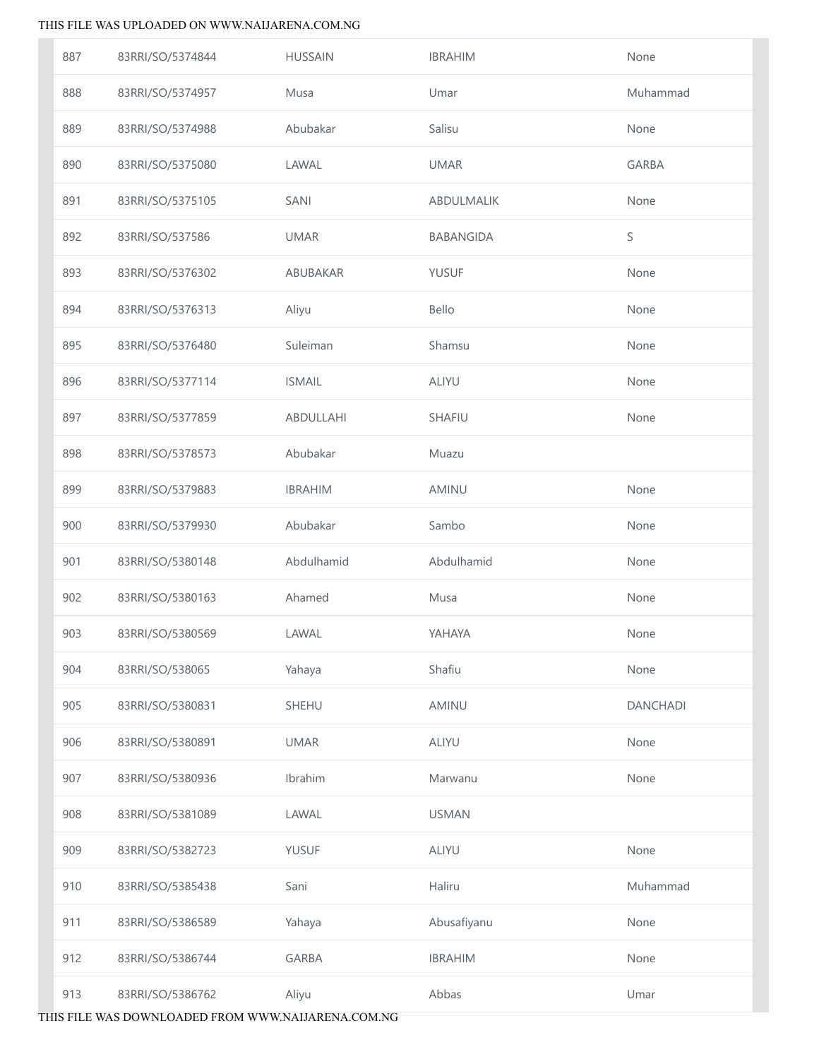| | | | | |
|---|---|---|---|---|
| 887 | 83RRI/SO/5374844 | HUSSAIN | IBRAHIM | None |
| 888 | 83RRI/SO/5374957 | Musa | Umar | Muhammad |
| 889 | 83RRI/SO/5374988 | Abubakar | Salisu | None |
| 890 | 83RRI/SO/5375080 | LAWAL | UMAR | GARBA |
| 891 | 83RRI/SO/5375105 | SANI | ABDULMALIK | None |
| 892 | 83RRI/SO/537586 | UMAR | BABANGIDA | S |
| 893 | 83RRI/SO/5376302 | ABUBAKAR | YUSUF | None |
| 894 | 83RRI/SO/5376313 | Aliyu | Bello | None |
| 895 | 83RRI/SO/5376480 | Suleiman | Shamsu | None |
| 896 | 83RRI/SO/5377114 | ISMAIL | ALIYU | None |
| 897 | 83RRI/SO/5377859 | ABDULLAHI | SHAFIU | None |
| 898 | 83RRI/SO/5378573 | Abubakar | Muazu | |
| 899 | 83RRI/SO/5379883 | IBRAHIM | AMINU | None |
| 900 | 83RRI/SO/5379930 | Abubakar | Sambo | None |
| 901 | 83RRI/SO/5380148 | Abdulhamid | Abdulhamid | None |
| 902 | 83RRI/SO/5380163 | Ahamed | Musa | None |
| 903 | 83RRI/SO/5380569 | LAWAL | YAHAYA | None |
| 904 | 83RRI/SO/538065 | Yahaya | Shafiu | None |
| 905 | 83RRI/SO/5380831 | SHEHU | AMINU | DANCHADI |
| 906 | 83RRI/SO/5380891 | UMAR | ALIYU | None |
| 907 | 83RRI/SO/5380936 | Ibrahim | Marwanu | None |
| 908 | 83RRI/SO/5381089 | LAWAL | USMAN | |
| 909 | 83RRI/SO/5382723 | YUSUF | ALIYU | None |
| 910 | 83RRI/SO/5385438 | Sani | Haliru | Muhammad |
| 911 | 83RRI/SO/5386589 | Yahaya | Abusafiyanu | None |
| 912 | 83RRI/SO/5386744 | GARBA | IBRAHIM | None |
| 913 | 83RRI/SO/5386762 | Aliyu | Abbas | Umar |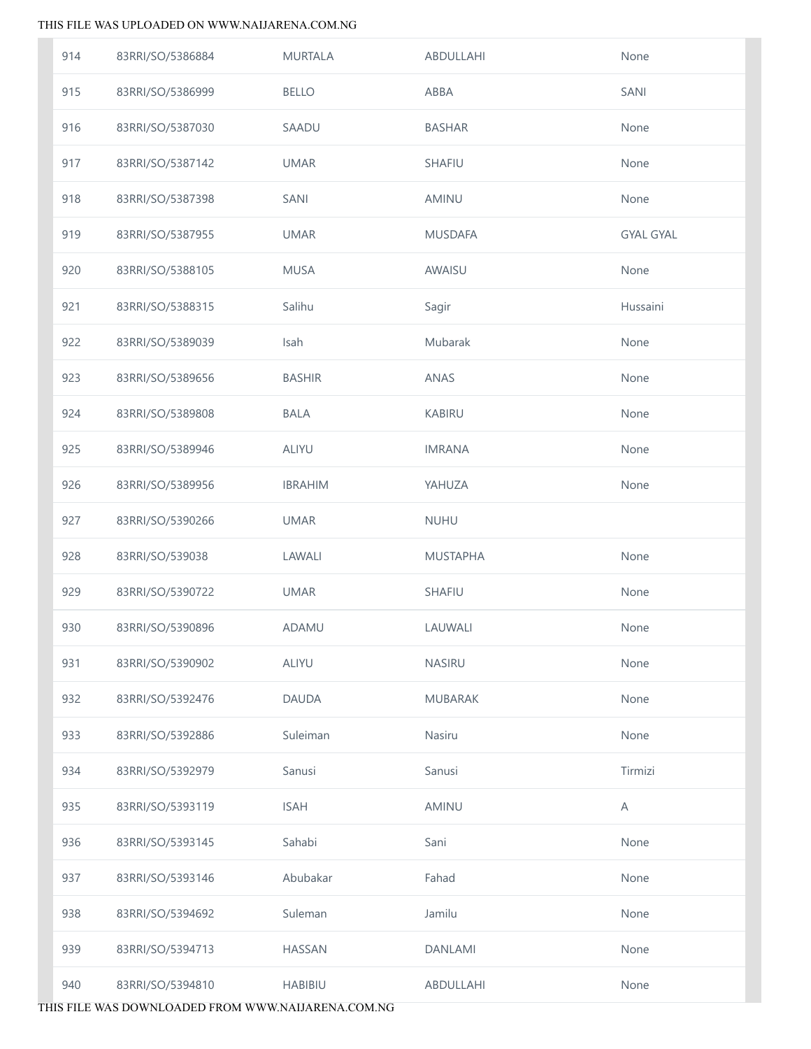| | | | | |
|---|---|---|---|---|
| 914 | 83RRI/SO/5386884 | MURTALA | ABDULLAHI | None |
| 915 | 83RRI/SO/5386999 | BELLO | ABBA | SANI |
| 916 | 83RRI/SO/5387030 | SAADU | BASHAR | None |
| 917 | 83RRI/SO/5387142 | UMAR | SHAFIU | None |
| 918 | 83RRI/SO/5387398 | SANI | AMINU | None |
| 919 | 83RRI/SO/5387955 | UMAR | MUSDAFA | GYAL GYAL |
| 920 | 83RRI/SO/5388105 | MUSA | AWAISU | None |
| 921 | 83RRI/SO/5388315 | Salihu | Sagir | Hussaini |
| 922 | 83RRI/SO/5389039 | Isah | Mubarak | None |
| 923 | 83RRI/SO/5389656 | BASHIR | ANAS | None |
| 924 | 83RRI/SO/5389808 | BALA | KABIRU | None |
| 925 | 83RRI/SO/5389946 | ALIYU | IMRANA | None |
| 926 | 83RRI/SO/5389956 | IBRAHIM | YAHUZA | None |
| 927 | 83RRI/SO/5390266 | UMAR | NUHU | |
| 928 | 83RRI/SO/539038 | LAWALI | MUSTAPHA | None |
| 929 | 83RRI/SO/5390722 | UMAR | SHAFIU | None |
| 930 | 83RRI/SO/5390896 | ADAMU | LAUWALI | None |
| 931 | 83RRI/SO/5390902 | ALIYU | NASIRU | None |
| 932 | 83RRI/SO/5392476 | DAUDA | MUBARAK | None |
| 933 | 83RRI/SO/5392886 | Suleiman | Nasiru | None |
| 934 | 83RRI/SO/5392979 | Sanusi | Sanusi | Tirmizi |
| 935 | 83RRI/SO/5393119 | ISAH | AMINU | A |
| 936 | 83RRI/SO/5393145 | Sahabi | Sani | None |
| 937 | 83RRI/SO/5393146 | Abubakar | Fahad | None |
| 938 | 83RRI/SO/5394692 | Suleman | Jamilu | None |
| 939 | 83RRI/SO/5394713 | HASSAN | DANLAMI | None |
| 940 | 83RRI/SO/5394810 | HABIBIU | ABDULLAHI | None |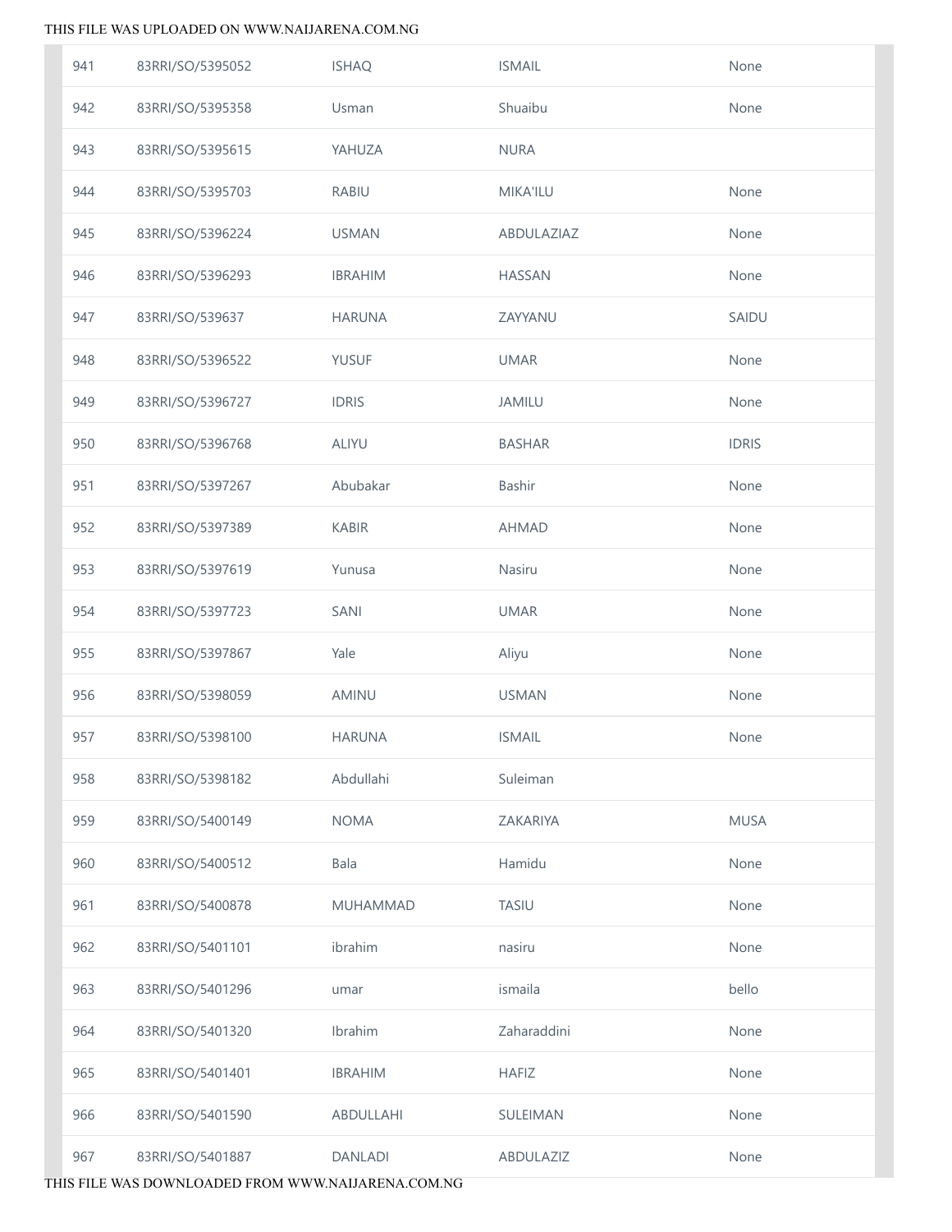| | | | | |
|---|---|---|---|---|
| 941 | 83RRI/SO/5395052 | ISHAQ | ISMAIL | None |
| 942 | 83RRI/SO/5395358 | Usman | Shuaibu | None |
| 943 | 83RRI/SO/5395615 | YAHUZA | NURA | |
| 944 | 83RRI/SO/5395703 | RABIU | MIKA'ILU | None |
| 945 | 83RRI/SO/5396224 | USMAN | ABDULAZIAZ | None |
| 946 | 83RRI/SO/5396293 | IBRAHIM | HASSAN | None |
| 947 | 83RRI/SO/539637 | HARUNA | ZAYYANU | SAIDU |
| 948 | 83RRI/SO/5396522 | YUSUF | UMAR | None |
| 949 | 83RRI/SO/5396727 | IDRIS | JAMILU | None |
| 950 | 83RRI/SO/5396768 | ALIYU | BASHAR | IDRIS |
| 951 | 83RRI/SO/5397267 | Abubakar | Bashir | None |
| 952 | 83RRI/SO/5397389 | KABIR | AHMAD | None |
| 953 | 83RRI/SO/5397619 | Yunusa | Nasiru | None |
| 954 | 83RRI/SO/5397723 | SANI | UMAR | None |
| 955 | 83RRI/SO/5397867 | Yale | Aliyu | None |
| 956 | 83RRI/SO/5398059 | AMINU | USMAN | None |
| 957 | 83RRI/SO/5398100 | HARUNA | ISMAIL | None |
| 958 | 83RRI/SO/5398182 | Abdullahi | Suleiman | |
| 959 | 83RRI/SO/5400149 | NOMA | ZAKARIYA | MUSA |
| 960 | 83RRI/SO/5400512 | Bala | Hamidu | None |
| 961 | 83RRI/SO/5400878 | MUHAMMAD | TASIU | None |
| 962 | 83RRI/SO/5401101 | ibrahim | nasiru | None |
| 963 | 83RRI/SO/5401296 | umar | ismaila | bello |
| 964 | 83RRI/SO/5401320 | Ibrahim | Zaharaddini | None |
| 965 | 83RRI/SO/5401401 | IBRAHIM | HAFIZ | None |
| 966 | 83RRI/SO/5401590 | ABDULLAHI | SULEIMAN | None |
| 967 | 83RRI/SO/5401887 | DANLADI | ABDULAZIZ | None |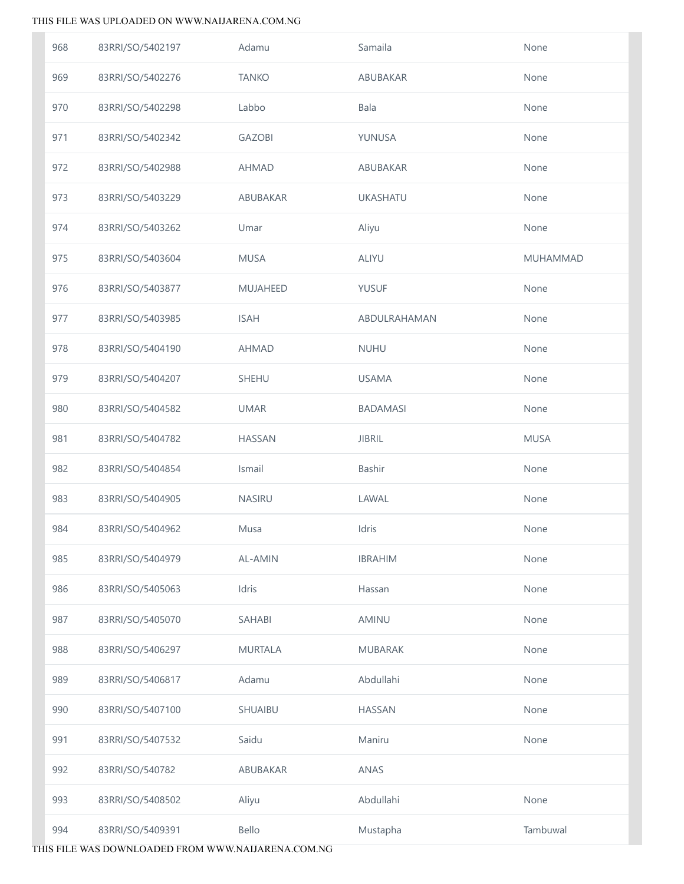| | | | | |
|---|---|---|---|---|
| 968 | 83RRI/SO/5402197 | Adamu | Samaila | None |
| 969 | 83RRI/SO/5402276 | TANKO | ABUBAKAR | None |
| 970 | 83RRI/SO/5402298 | Labbo | Bala | None |
| 971 | 83RRI/SO/5402342 | GAZOBI | YUNUSA | None |
| 972 | 83RRI/SO/5402988 | AHMAD | ABUBAKAR | None |
| 973 | 83RRI/SO/5403229 | ABUBAKAR | UKASHATU | None |
| 974 | 83RRI/SO/5403262 | Umar | Aliyu | None |
| 975 | 83RRI/SO/5403604 | MUSA | ALIYU | MUHAMMAD |
| 976 | 83RRI/SO/5403877 | MUJAHEED | YUSUF | None |
| 977 | 83RRI/SO/5403985 | ISAH | ABDULRAHAMAN | None |
| 978 | 83RRI/SO/5404190 | AHMAD | NUHU | None |
| 979 | 83RRI/SO/5404207 | SHEHU | USAMA | None |
| 980 | 83RRI/SO/5404582 | UMAR | BADAMASI | None |
| 981 | 83RRI/SO/5404782 | HASSAN | JIBRIL | MUSA |
| 982 | 83RRI/SO/5404854 | Ismail | Bashir | None |
| 983 | 83RRI/SO/5404905 | NASIRU | LAWAL | None |
| 984 | 83RRI/SO/5404962 | Musa | Idris | None |
| 985 | 83RRI/SO/5404979 | AL-AMIN | IBRAHIM | None |
| 986 | 83RRI/SO/5405063 | Idris | Hassan | None |
| 987 | 83RRI/SO/5405070 | SAHABI | AMINU | None |
| 988 | 83RRI/SO/5406297 | MURTALA | MUBARAK | None |
| 989 | 83RRI/SO/5406817 | Adamu | Abdullahi | None |
| 990 | 83RRI/SO/5407100 | SHUAIBU | HASSAN | None |
| 991 | 83RRI/SO/5407532 | Saidu | Maniru | None |
| 992 | 83RRI/SO/540782 | ABUBAKAR | ANAS | |
| 993 | 83RRI/SO/5408502 | Aliyu | Abdullahi | None |
| 994 | 83RRI/SO/5409391 | Bello | Mustapha | Tambuwal |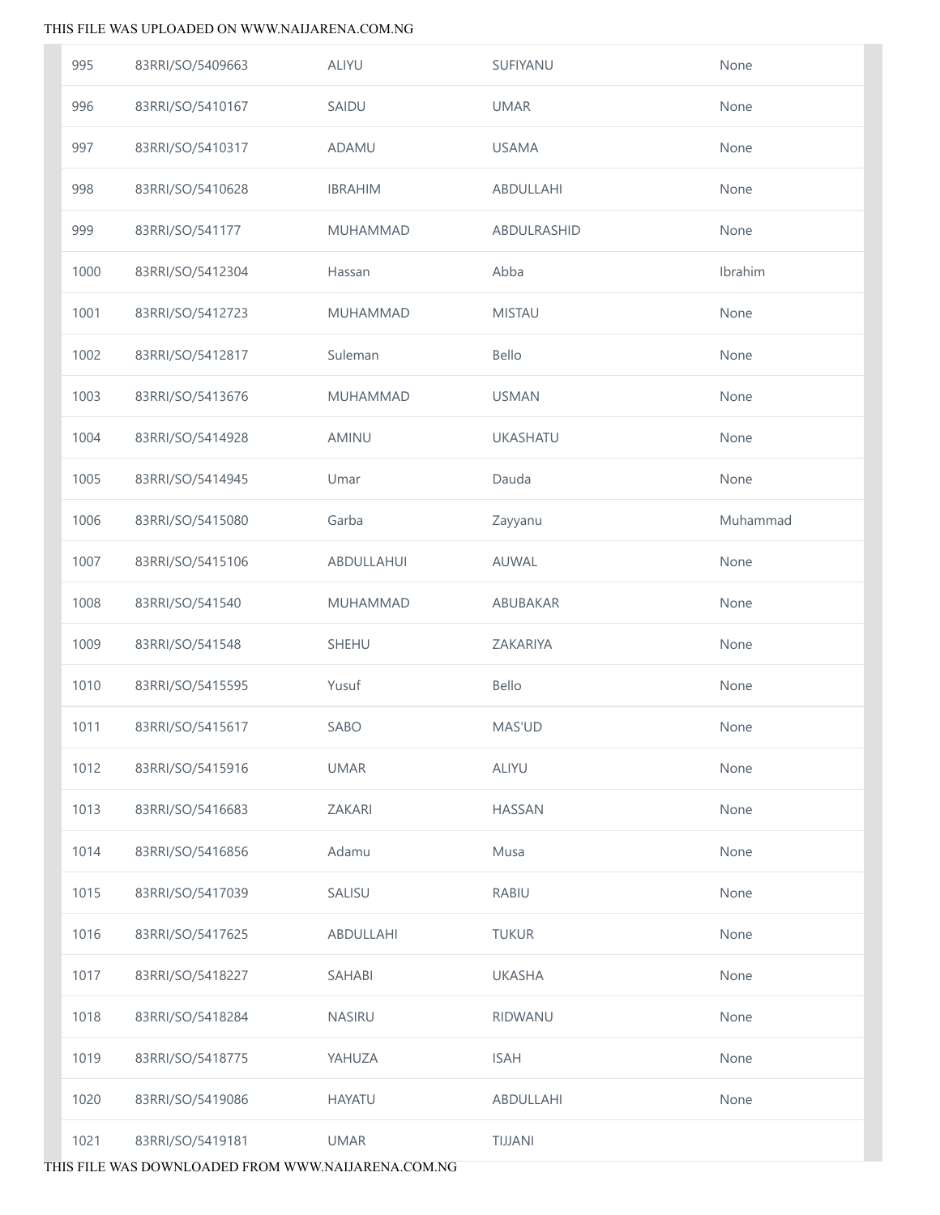| | | | | |
|---|---|---|---|---|
| 995 | 83RRI/SO/5409663 | ALIYU | SUFIYANU | None |
| 996 | 83RRI/SO/5410167 | SAIDU | UMAR | None |
| 997 | 83RRI/SO/5410317 | ADAMU | USAMA | None |
| 998 | 83RRI/SO/5410628 | IBRAHIM | ABDULLAHI | None |
| 999 | 83RRI/SO/541177 | MUHAMMAD | ABDULRASHID | None |
| 1000 | 83RRI/SO/5412304 | Hassan | Abba | Ibrahim |
| 1001 | 83RRI/SO/5412723 | MUHAMMAD | MISTAU | None |
| 1002 | 83RRI/SO/5412817 | Suleman | Bello | None |
| 1003 | 83RRI/SO/5413676 | MUHAMMAD | USMAN | None |
| 1004 | 83RRI/SO/5414928 | AMINU | UKASHATU | None |
| 1005 | 83RRI/SO/5414945 | Umar | Dauda | None |
| 1006 | 83RRI/SO/5415080 | Garba | Zayyanu | Muhammad |
| 1007 | 83RRI/SO/5415106 | ABDULLAHUI | AUWAL | None |
| 1008 | 83RRI/SO/541540 | MUHAMMAD | ABUBAKAR | None |
| 1009 | 83RRI/SO/541548 | SHEHU | ZAKARIYA | None |
| 1010 | 83RRI/SO/5415595 | Yusuf | Bello | None |
| 1011 | 83RRI/SO/5415617 | SABO | MAS'UD | None |
| 1012 | 83RRI/SO/5415916 | UMAR | ALIYU | None |
| 1013 | 83RRI/SO/5416683 | ZAKARI | HASSAN | None |
| 1014 | 83RRI/SO/5416856 | Adamu | Musa | None |
| 1015 | 83RRI/SO/5417039 | SALISU | RABIU | None |
| 1016 | 83RRI/SO/5417625 | ABDULLAHI | TUKUR | None |
| 1017 | 83RRI/SO/5418227 | SAHABI | UKASHA | None |
| 1018 | 83RRI/SO/5418284 | NASIRU | RIDWANU | None |
| 1019 | 83RRI/SO/5418775 | YAHUZA | ISAH | None |
| 1020 | 83RRI/SO/5419086 | HAYATU | ABDULLAHI | None |
| 1021 | 83RRI/SO/5419181 | UMAR | TIJJANI | |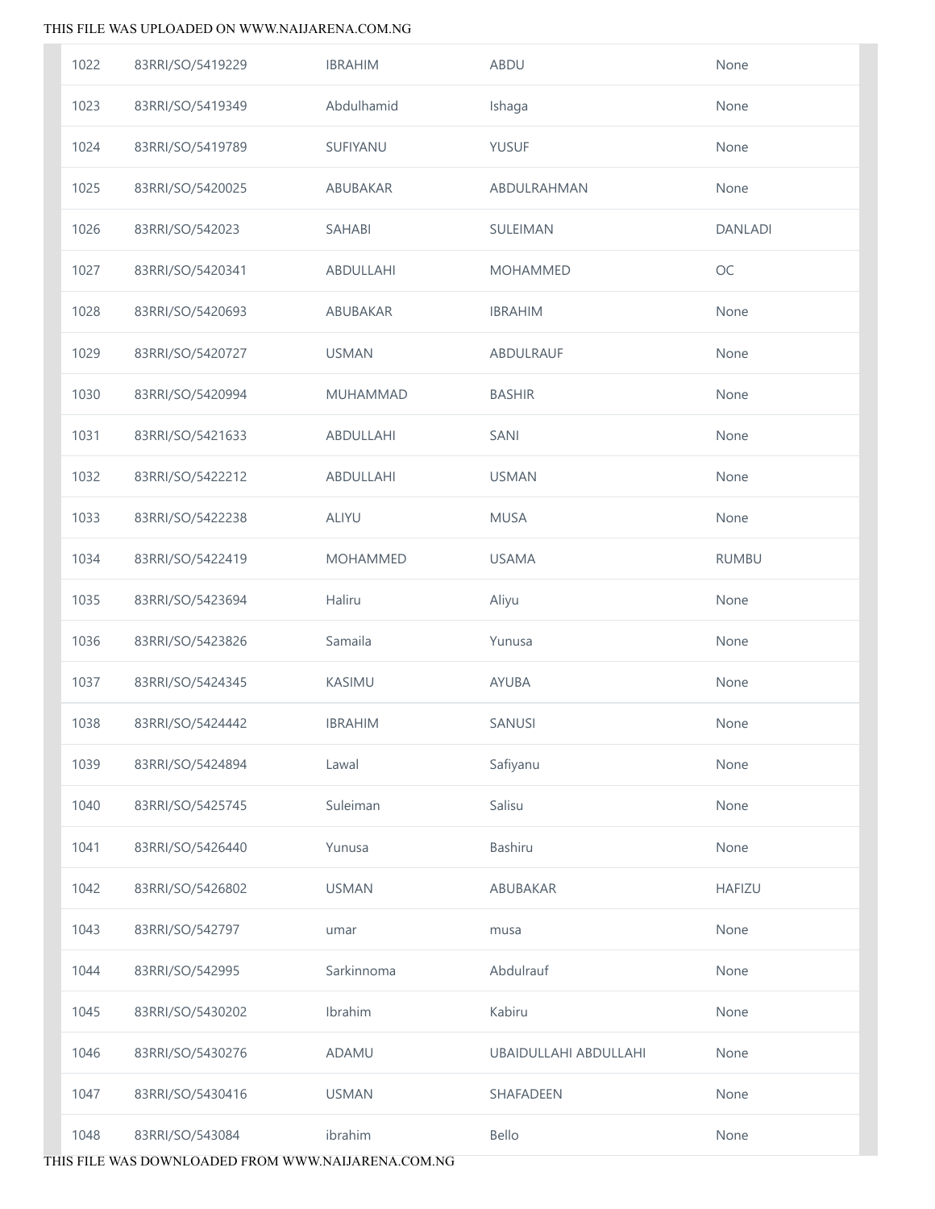| | | | | |
|---|---|---|---|---|
| 1022 | 83RRI/SO/5419229 | IBRAHIM | ABDU | None |
| 1023 | 83RRI/SO/5419349 | Abdulhamid | Ishaga | None |
| 1024 | 83RRI/SO/5419789 | SUFIYANU | YUSUF | None |
| 1025 | 83RRI/SO/5420025 | ABUBAKAR | ABDULRAHMAN | None |
| 1026 | 83RRI/SO/542023 | SAHABI | SULEIMAN | DANLADI |
| 1027 | 83RRI/SO/5420341 | ABDULLAHI | MOHAMMED | OC |
| 1028 | 83RRI/SO/5420693 | ABUBAKAR | IBRAHIM | None |
| 1029 | 83RRI/SO/5420727 | USMAN | ABDULRAUF | None |
| 1030 | 83RRI/SO/5420994 | MUHAMMAD | BASHIR | None |
| 1031 | 83RRI/SO/5421633 | ABDULLAHI | SANI | None |
| 1032 | 83RRI/SO/5422212 | ABDULLAHI | USMAN | None |
| 1033 | 83RRI/SO/5422238 | ALIYU | MUSA | None |
| 1034 | 83RRI/SO/5422419 | MOHAMMED | USAMA | RUMBU |
| 1035 | 83RRI/SO/5423694 | Haliru | Aliyu | None |
| 1036 | 83RRI/SO/5423826 | Samaila | Yunusa | None |
| 1037 | 83RRI/SO/5424345 | KASIMU | AYUBA | None |
| 1038 | 83RRI/SO/5424442 | IBRAHIM | SANUSI | None |
| 1039 | 83RRI/SO/5424894 | Lawal | Safiyanu | None |
| 1040 | 83RRI/SO/5425745 | Suleiman | Salisu | None |
| 1041 | 83RRI/SO/5426440 | Yunusa | Bashiru | None |
| 1042 | 83RRI/SO/5426802 | USMAN | ABUBAKAR | HAFIZU |
| 1043 | 83RRI/SO/542797 | umar | musa | None |
| 1044 | 83RRI/SO/542995 | Sarkinnoma | Abdulrauf | None |
| 1045 | 83RRI/SO/5430202 | Ibrahim | Kabiru | None |
| 1046 | 83RRI/SO/5430276 | ADAMU | UBAIDULLAHI ABDULLAHI | None |
| 1047 | 83RRI/SO/5430416 | USMAN | SHAFADEEN | None |
| 1048 | 83RRI/SO/543084 | ibrahim | Bello | None |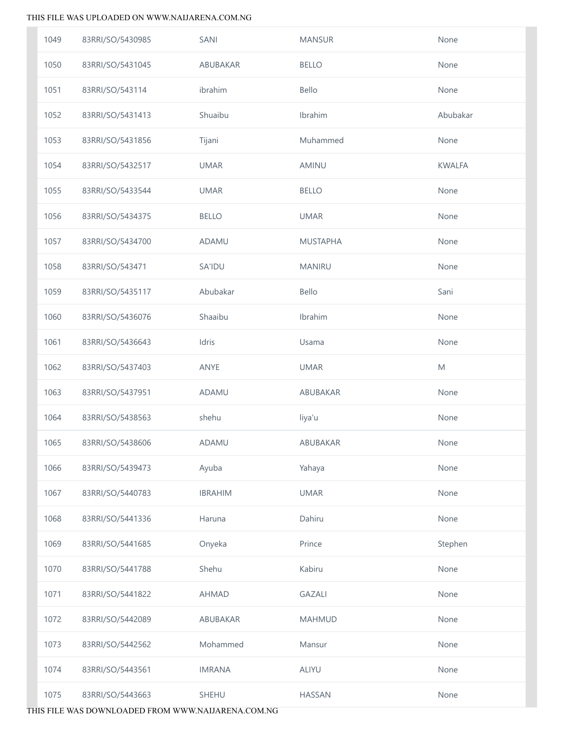| | | | | |
|---|---|---|---|---|
| 1049 | 83RRI/SO/5430985 | SANI | MANSUR | None |
| 1050 | 83RRI/SO/5431045 | ABUBAKAR | BELLO | None |
| 1051 | 83RRI/SO/543114 | ibrahim | Bello | None |
| 1052 | 83RRI/SO/5431413 | Shuaibu | Ibrahim | Abubakar |
| 1053 | 83RRI/SO/5431856 | Tijani | Muhammed | None |
| 1054 | 83RRI/SO/5432517 | UMAR | AMINU | KWALFA |
| 1055 | 83RRI/SO/5433544 | UMAR | BELLO | None |
| 1056 | 83RRI/SO/5434375 | BELLO | UMAR | None |
| 1057 | 83RRI/SO/5434700 | ADAMU | MUSTAPHA | None |
| 1058 | 83RRI/SO/543471 | SA'IDU | MANIRU | None |
| 1059 | 83RRI/SO/5435117 | Abubakar | Bello | Sani |
| 1060 | 83RRI/SO/5436076 | Shaaibu | Ibrahim | None |
| 1061 | 83RRI/SO/5436643 | Idris | Usama | None |
| 1062 | 83RRI/SO/5437403 | ANYE | UMAR | M |
| 1063 | 83RRI/SO/5437951 | ADAMU | ABUBAKAR | None |
| 1064 | 83RRI/SO/5438563 | shehu | liya'u | None |
| 1065 | 83RRI/SO/5438606 | ADAMU | ABUBAKAR | None |
| 1066 | 83RRI/SO/5439473 | Ayuba | Yahaya | None |
| 1067 | 83RRI/SO/5440783 | IBRAHIM | UMAR | None |
| 1068 | 83RRI/SO/5441336 | Haruna | Dahiru | None |
| 1069 | 83RRI/SO/5441685 | Onyeka | Prince | Stephen |
| 1070 | 83RRI/SO/5441788 | Shehu | Kabiru | None |
| 1071 | 83RRI/SO/5441822 | AHMAD | GAZALI | None |
| 1072 | 83RRI/SO/5442089 | ABUBAKAR | MAHMUD | None |
| 1073 | 83RRI/SO/5442562 | Mohammed | Mansur | None |
| 1074 | 83RRI/SO/5443561 | IMRANA | ALIYU | None |
| 1075 | 83RRI/SO/5443663 | SHEHU | HASSAN | None |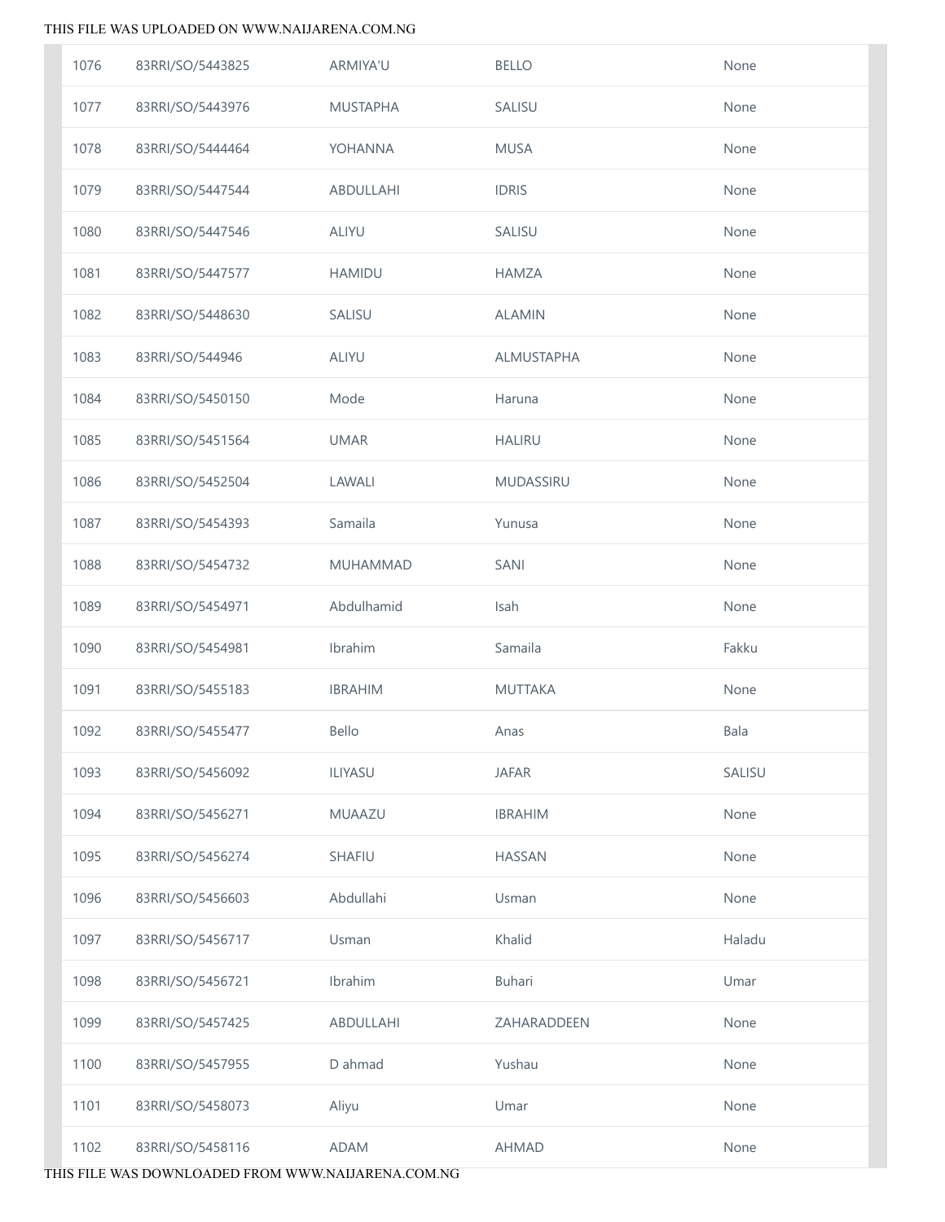| | | | | |
|---|---|---|---|---|
| 1076 | 83RRI/SO/5443825 | ARMIYA'U | BELLO | None |
| 1077 | 83RRI/SO/5443976 | MUSTAPHA | SALISU | None |
| 1078 | 83RRI/SO/5444464 | YOHANNA | MUSA | None |
| 1079 | 83RRI/SO/5447544 | ABDULLAHI | IDRIS | None |
| 1080 | 83RRI/SO/5447546 | ALIYU | SALISU | None |
| 1081 | 83RRI/SO/5447577 | HAMIDU | HAMZA | None |
| 1082 | 83RRI/SO/5448630 | SALISU | ALAMIN | None |
| 1083 | 83RRI/SO/544946 | ALIYU | ALMUSTAPHA | None |
| 1084 | 83RRI/SO/5450150 | Mode | Haruna | None |
| 1085 | 83RRI/SO/5451564 | UMAR | HALIRU | None |
| 1086 | 83RRI/SO/5452504 | LAWALI | MUDASSIRU | None |
| 1087 | 83RRI/SO/5454393 | Samaila | Yunusa | None |
| 1088 | 83RRI/SO/5454732 | MUHAMMAD | SANI | None |
| 1089 | 83RRI/SO/5454971 | Abdulhamid | Isah | None |
| 1090 | 83RRI/SO/5454981 | Ibrahim | Samaila | Fakku |
| 1091 | 83RRI/SO/5455183 | IBRAHIM | MUTTAKA | None |
| 1092 | 83RRI/SO/5455477 | Bello | Anas | Bala |
| 1093 | 83RRI/SO/5456092 | ILIYASU | JAFAR | SALISU |
| 1094 | 83RRI/SO/5456271 | MUAAZU | IBRAHIM | None |
| 1095 | 83RRI/SO/5456274 | SHAFIU | HASSAN | None |
| 1096 | 83RRI/SO/5456603 | Abdullahi | Usman | None |
| 1097 | 83RRI/SO/5456717 | Usman | Khalid | Haladu |
| 1098 | 83RRI/SO/5456721 | Ibrahim | Buhari | Umar |
| 1099 | 83RRI/SO/5457425 | ABDULLAHI | ZAHARADDEEN | None |
| 1100 | 83RRI/SO/5457955 | D ahmad | Yushau | None |
| 1101 | 83RRI/SO/5458073 | Aliyu | Umar | None |
| 1102 | 83RRI/SO/5458116 | ADAM | AHMAD | None |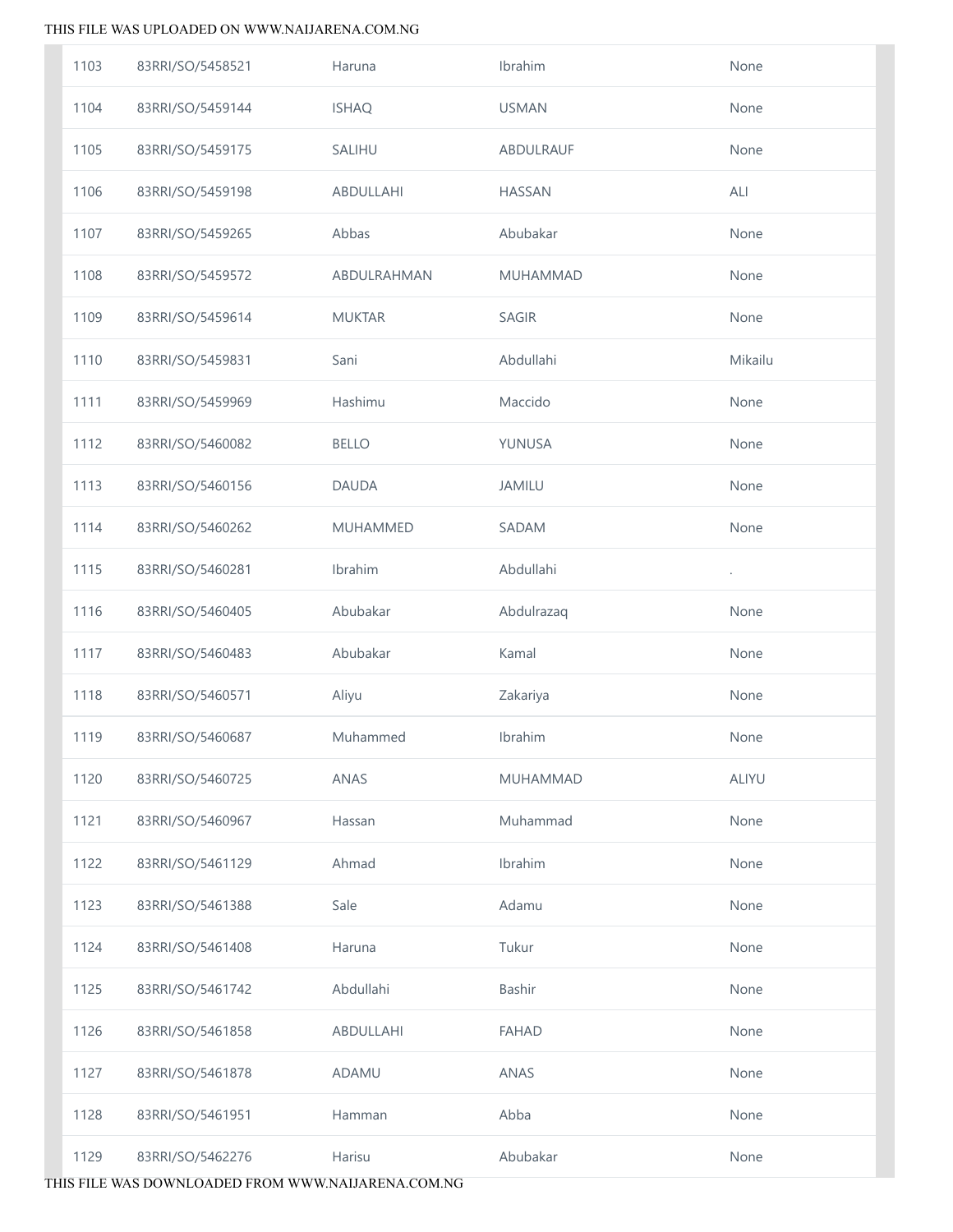| | | | | |
|---|---|---|---|---|
| 1103 | 83RRI/SO/5458521 | Haruna | Ibrahim | None |
| 1104 | 83RRI/SO/5459144 | ISHAQ | USMAN | None |
| 1105 | 83RRI/SO/5459175 | SALIHU | ABDULRAUF | None |
| 1106 | 83RRI/SO/5459198 | ABDULLAHI | HASSAN | ALI |
| 1107 | 83RRI/SO/5459265 | Abbas | Abubakar | None |
| 1108 | 83RRI/SO/5459572 | ABDULRAHMAN | MUHAMMAD | None |
| 1109 | 83RRI/SO/5459614 | MUKTAR | SAGIR | None |
| 1110 | 83RRI/SO/5459831 | Sani | Abdullahi | Mikailu |
| 1111 | 83RRI/SO/5459969 | Hashimu | Maccido | None |
| 1112 | 83RRI/SO/5460082 | BELLO | YUNUSA | None |
| 1113 | 83RRI/SO/5460156 | DAUDA | JAMILU | None |
| 1114 | 83RRI/SO/5460262 | MUHAMMED | SADAM | None |
| 1115 | 83RRI/SO/5460281 | Ibrahim | Abdullahi | . |
| 1116 | 83RRI/SO/5460405 | Abubakar | Abdulrazaq | None |
| 1117 | 83RRI/SO/5460483 | Abubakar | Kamal | None |
| 1118 | 83RRI/SO/5460571 | Aliyu | Zakariya | None |
| 1119 | 83RRI/SO/5460687 | Muhammed | Ibrahim | None |
| 1120 | 83RRI/SO/5460725 | ANAS | MUHAMMAD | ALIYU |
| 1121 | 83RRI/SO/5460967 | Hassan | Muhammad | None |
| 1122 | 83RRI/SO/5461129 | Ahmad | Ibrahim | None |
| 1123 | 83RRI/SO/5461388 | Sale | Adamu | None |
| 1124 | 83RRI/SO/5461408 | Haruna | Tukur | None |
| 1125 | 83RRI/SO/5461742 | Abdullahi | Bashir | None |
| 1126 | 83RRI/SO/5461858 | ABDULLAHI | FAHAD | None |
| 1127 | 83RRI/SO/5461878 | ADAMU | ANAS | None |
| 1128 | 83RRI/SO/5461951 | Hamman | Abba | None |
| 1129 | 83RRI/SO/5462276 | Harisu | Abubakar | None |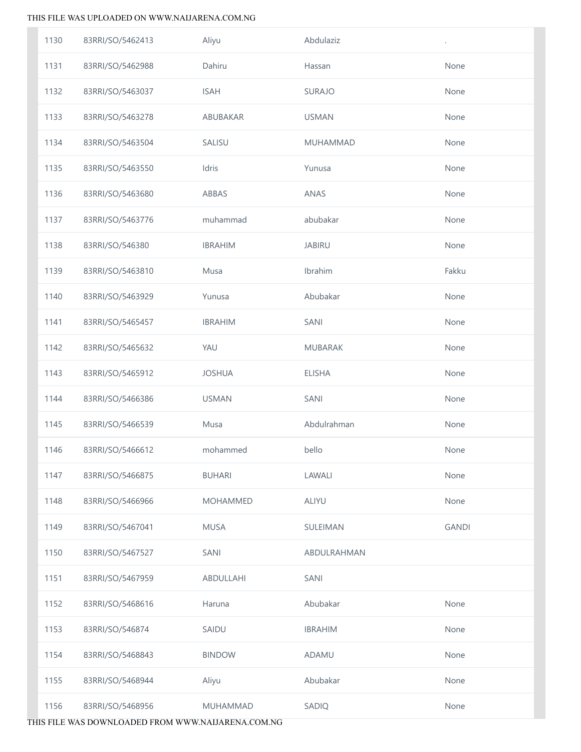| | | | | |
|---|---|---|---|---|
| 1130 | 83RRI/SO/5462413 | Aliyu | Abdulaziz | . |
| 1131 | 83RRI/SO/5462988 | Dahiru | Hassan | None |
| 1132 | 83RRI/SO/5463037 | ISAH | SURAJO | None |
| 1133 | 83RRI/SO/5463278 | ABUBAKAR | USMAN | None |
| 1134 | 83RRI/SO/5463504 | SALISU | MUHAMMAD | None |
| 1135 | 83RRI/SO/5463550 | Idris | Yunusa | None |
| 1136 | 83RRI/SO/5463680 | ABBAS | ANAS | None |
| 1137 | 83RRI/SO/5463776 | muhammad | abubakar | None |
| 1138 | 83RRI/SO/546380 | IBRAHIM | JABIRU | None |
| 1139 | 83RRI/SO/5463810 | Musa | Ibrahim | Fakku |
| 1140 | 83RRI/SO/5463929 | Yunusa | Abubakar | None |
| 1141 | 83RRI/SO/5465457 | IBRAHIM | SANI | None |
| 1142 | 83RRI/SO/5465632 | YAU | MUBARAK | None |
| 1143 | 83RRI/SO/5465912 | JOSHUA | ELISHA | None |
| 1144 | 83RRI/SO/5466386 | USMAN | SANI | None |
| 1145 | 83RRI/SO/5466539 | Musa | Abdulrahman | None |
| 1146 | 83RRI/SO/5466612 | mohammed | bello | None |
| 1147 | 83RRI/SO/5466875 | BUHARI | LAWALI | None |
| 1148 | 83RRI/SO/5466966 | MOHAMMED | ALIYU | None |
| 1149 | 83RRI/SO/5467041 | MUSA | SULEIMAN | GANDI |
| 1150 | 83RRI/SO/5467527 | SANI | ABDULRAHMAN | |
| 1151 | 83RRI/SO/5467959 | ABDULLAHI | SANI | |
| 1152 | 83RRI/SO/5468616 | Haruna | Abubakar | None |
| 1153 | 83RRI/SO/546874 | SAIDU | IBRAHIM | None |
| 1154 | 83RRI/SO/5468843 | BINDOW | ADAMU | None |
| 1155 | 83RRI/SO/5468944 | Aliyu | Abubakar | None |
| 1156 | 83RRI/SO/5468956 | MUHAMMAD | SADIQ | None |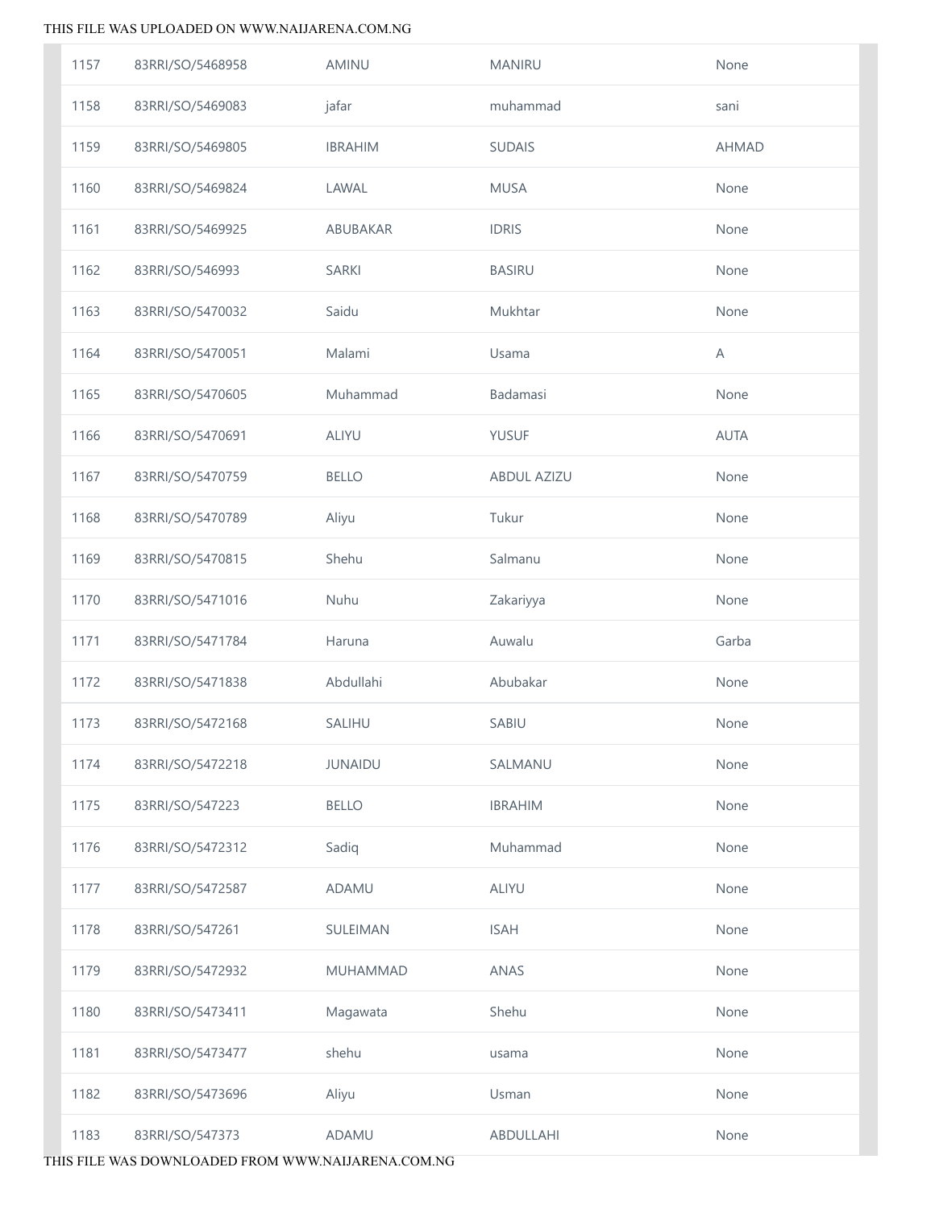| | | | | |
|---|---|---|---|---|
| 1157 | 83RRI/SO/5468958 | AMINU | MANIRU | None |
| 1158 | 83RRI/SO/5469083 | jafar | muhammad | sani |
| 1159 | 83RRI/SO/5469805 | IBRAHIM | SUDAIS | AHMAD |
| 1160 | 83RRI/SO/5469824 | LAWAL | MUSA | None |
| 1161 | 83RRI/SO/5469925 | ABUBAKAR | IDRIS | None |
| 1162 | 83RRI/SO/546993 | SARKI | BASIRU | None |
| 1163 | 83RRI/SO/5470032 | Saidu | Mukhtar | None |
| 1164 | 83RRI/SO/5470051 | Malami | Usama | A |
| 1165 | 83RRI/SO/5470605 | Muhammad | Badamasi | None |
| 1166 | 83RRI/SO/5470691 | ALIYU | YUSUF | AUTA |
| 1167 | 83RRI/SO/5470759 | BELLO | ABDUL AZIZU | None |
| 1168 | 83RRI/SO/5470789 | Aliyu | Tukur | None |
| 1169 | 83RRI/SO/5470815 | Shehu | Salmanu | None |
| 1170 | 83RRI/SO/5471016 | Nuhu | Zakariyya | None |
| 1171 | 83RRI/SO/5471784 | Haruna | Auwalu | Garba |
| 1172 | 83RRI/SO/5471838 | Abdullahi | Abubakar | None |
| 1173 | 83RRI/SO/5472168 | SALIHU | SABIU | None |
| 1174 | 83RRI/SO/5472218 | JUNAIDU | SALMANU | None |
| 1175 | 83RRI/SO/547223 | BELLO | IBRAHIM | None |
| 1176 | 83RRI/SO/5472312 | Sadiq | Muhammad | None |
| 1177 | 83RRI/SO/5472587 | ADAMU | ALIYU | None |
| 1178 | 83RRI/SO/547261 | SULEIMAN | ISAH | None |
| 1179 | 83RRI/SO/5472932 | MUHAMMAD | ANAS | None |
| 1180 | 83RRI/SO/5473411 | Magawata | Shehu | None |
| 1181 | 83RRI/SO/5473477 | shehu | usama | None |
| 1182 | 83RRI/SO/5473696 | Aliyu | Usman | None |
| 1183 | 83RRI/SO/547373 | ADAMU | ABDULLAHI | None |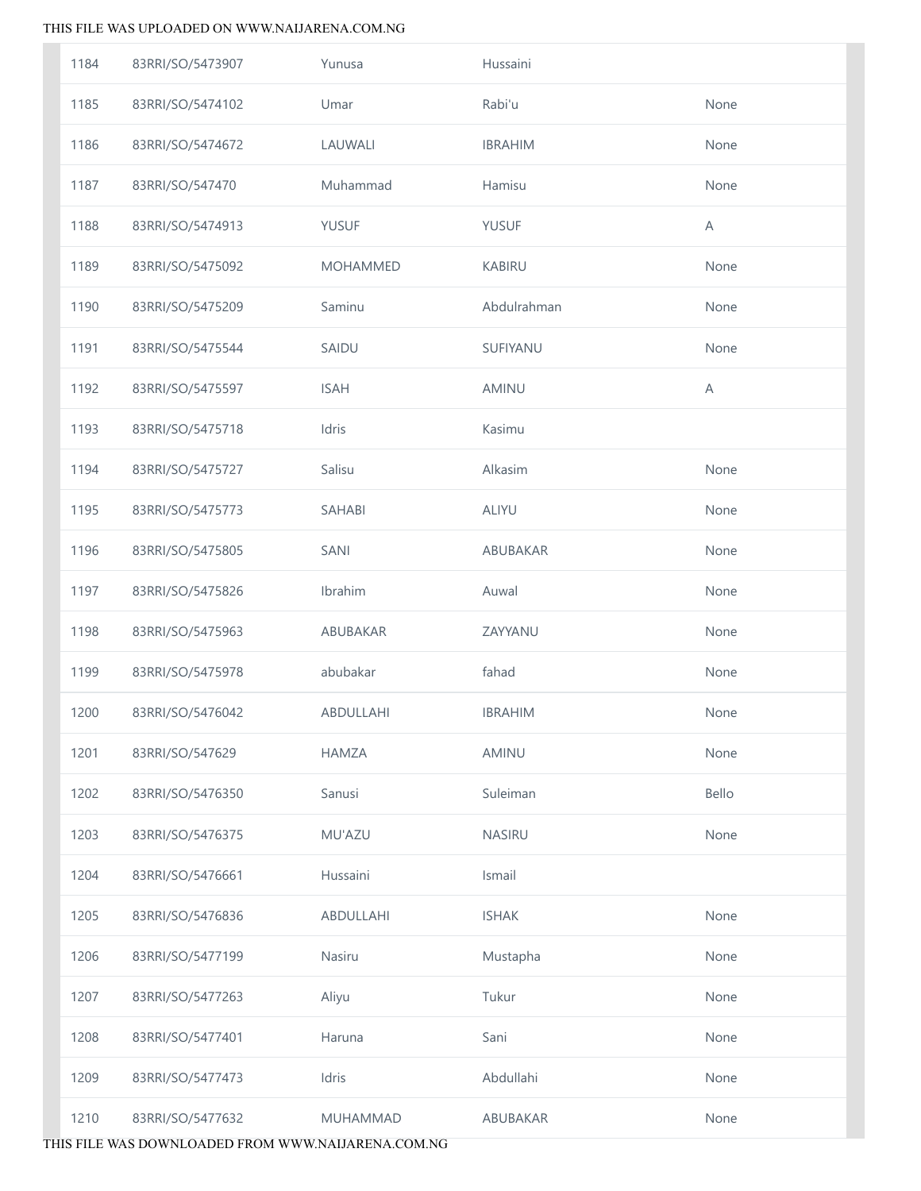| | | | | |
|---|---|---|---|---|
| 1184 | 83RRI/SO/5473907 | Yunusa | Hussaini | |
| 1185 | 83RRI/SO/5474102 | Umar | Rabi'u | None |
| 1186 | 83RRI/SO/5474672 | LAUWALI | IBRAHIM | None |
| 1187 | 83RRI/SO/547470 | Muhammad | Hamisu | None |
| 1188 | 83RRI/SO/5474913 | YUSUF | YUSUF | A |
| 1189 | 83RRI/SO/5475092 | MOHAMMED | KABIRU | None |
| 1190 | 83RRI/SO/5475209 | Saminu | Abdulrahman | None |
| 1191 | 83RRI/SO/5475544 | SAIDU | SUFIYANU | None |
| 1192 | 83RRI/SO/5475597 | ISAH | AMINU | A |
| 1193 | 83RRI/SO/5475718 | Idris | Kasimu | |
| 1194 | 83RRI/SO/5475727 | Salisu | Alkasim | None |
| 1195 | 83RRI/SO/5475773 | SAHABI | ALIYU | None |
| 1196 | 83RRI/SO/5475805 | SANI | ABUBAKAR | None |
| 1197 | 83RRI/SO/5475826 | Ibrahim | Auwal | None |
| 1198 | 83RRI/SO/5475963 | ABUBAKAR | ZAYYANU | None |
| 1199 | 83RRI/SO/5475978 | abubakar | fahad | None |
| 1200 | 83RRI/SO/5476042 | ABDULLAHI | IBRAHIM | None |
| 1201 | 83RRI/SO/547629 | HAMZA | AMINU | None |
| 1202 | 83RRI/SO/5476350 | Sanusi | Suleiman | Bello |
| 1203 | 83RRI/SO/5476375 | MU'AZU | NASIRU | None |
| 1204 | 83RRI/SO/5476661 | Hussaini | Ismail | |
| 1205 | 83RRI/SO/5476836 | ABDULLAHI | ISHAK | None |
| 1206 | 83RRI/SO/5477199 | Nasiru | Mustapha | None |
| 1207 | 83RRI/SO/5477263 | Aliyu | Tukur | None |
| 1208 | 83RRI/SO/5477401 | Haruna | Sani | None |
| 1209 | 83RRI/SO/5477473 | Idris | Abdullahi | None |
| 1210 | 83RRI/SO/5477632 | MUHAMMAD | ABUBAKAR | None |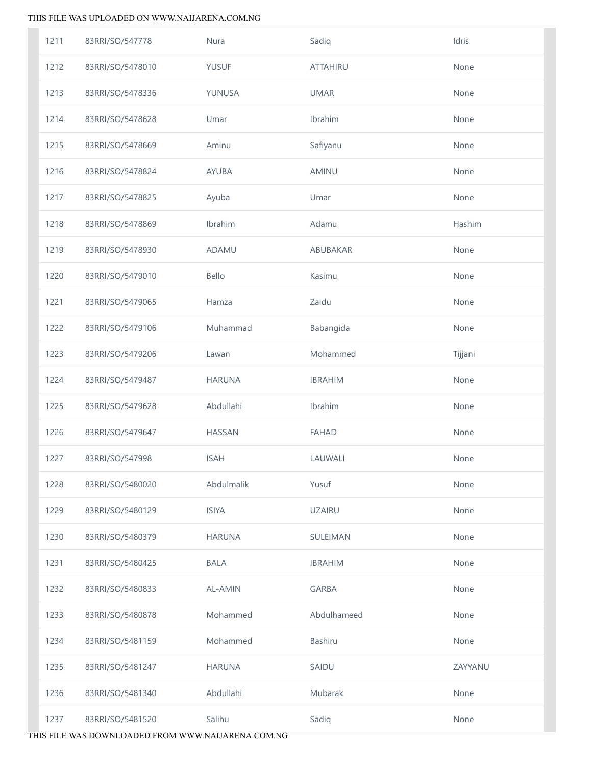| | | | | |
|---|---|---|---|---|
| 1211 | 83RRI/SO/547778 | Nura | Sadiq | Idris |
| 1212 | 83RRI/SO/5478010 | YUSUF | ATTAHIRU | None |
| 1213 | 83RRI/SO/5478336 | YUNUSA | UMAR | None |
| 1214 | 83RRI/SO/5478628 | Umar | Ibrahim | None |
| 1215 | 83RRI/SO/5478669 | Aminu | Safiyanu | None |
| 1216 | 83RRI/SO/5478824 | AYUBA | AMINU | None |
| 1217 | 83RRI/SO/5478825 | Ayuba | Umar | None |
| 1218 | 83RRI/SO/5478869 | Ibrahim | Adamu | Hashim |
| 1219 | 83RRI/SO/5478930 | ADAMU | ABUBAKAR | None |
| 1220 | 83RRI/SO/5479010 | Bello | Kasimu | None |
| 1221 | 83RRI/SO/5479065 | Hamza | Zaidu | None |
| 1222 | 83RRI/SO/5479106 | Muhammad | Babangida | None |
| 1223 | 83RRI/SO/5479206 | Lawan | Mohammed | Tijjani |
| 1224 | 83RRI/SO/5479487 | HARUNA | IBRAHIM | None |
| 1225 | 83RRI/SO/5479628 | Abdullahi | Ibrahim | None |
| 1226 | 83RRI/SO/5479647 | HASSAN | FAHAD | None |
| 1227 | 83RRI/SO/547998 | ISAH | LAUWALI | None |
| 1228 | 83RRI/SO/5480020 | Abdulmalik | Yusuf | None |
| 1229 | 83RRI/SO/5480129 | ISIYA | UZAIRU | None |
| 1230 | 83RRI/SO/5480379 | HARUNA | SULEIMAN | None |
| 1231 | 83RRI/SO/5480425 | BALA | IBRAHIM | None |
| 1232 | 83RRI/SO/5480833 | AL-AMIN | GARBA | None |
| 1233 | 83RRI/SO/5480878 | Mohammed | Abdulhameed | None |
| 1234 | 83RRI/SO/5481159 | Mohammed | Bashiru | None |
| 1235 | 83RRI/SO/5481247 | HARUNA | SAIDU | ZAYYANU |
| 1236 | 83RRI/SO/5481340 | Abdullahi | Mubarak | None |
| 1237 | 83RRI/SO/5481520 | Salihu | Sadiq | None |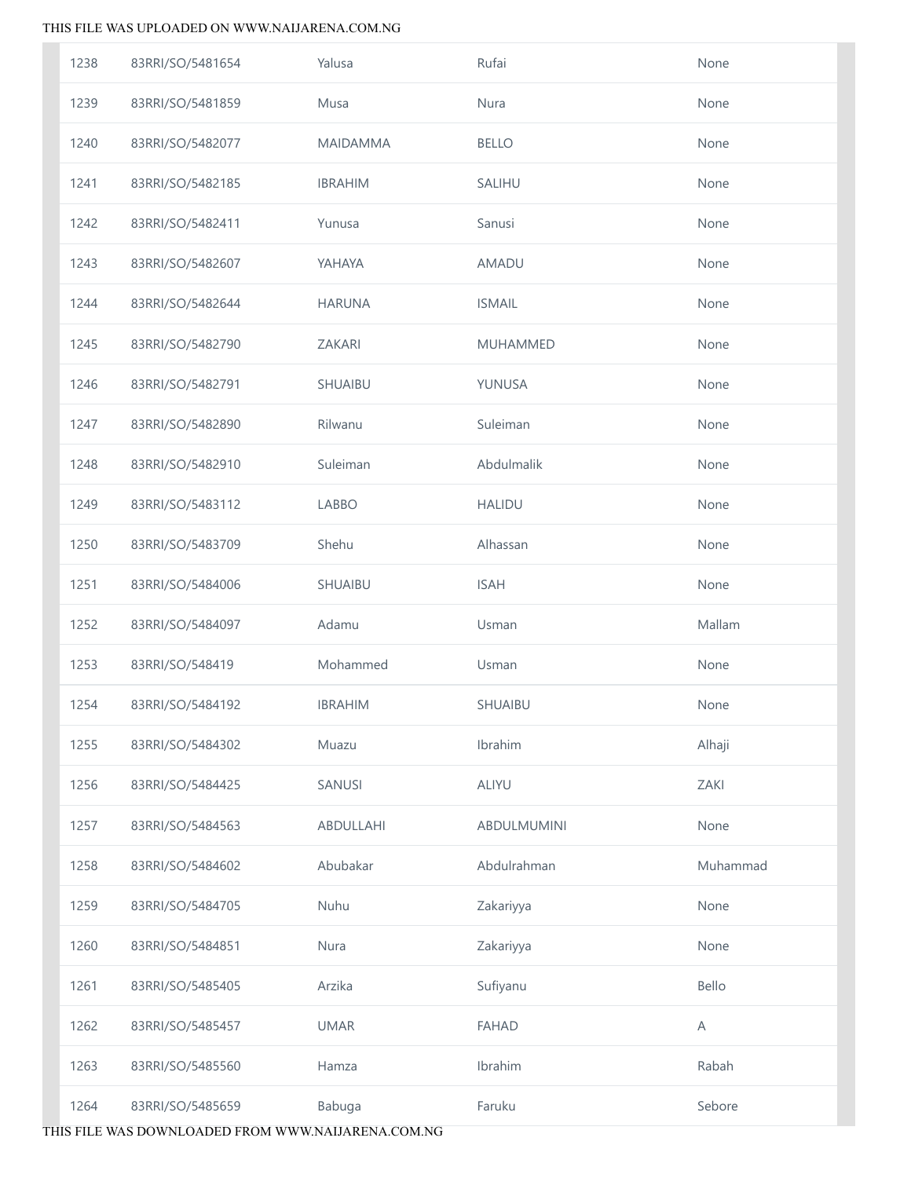| | | | | |
|---|---|---|---|---|
| 1238 | 83RRI/SO/5481654 | Yalusa | Rufai | None |
| 1239 | 83RRI/SO/5481859 | Musa | Nura | None |
| 1240 | 83RRI/SO/5482077 | MAIDAMMA | BELLO | None |
| 1241 | 83RRI/SO/5482185 | IBRAHIM | SALIHU | None |
| 1242 | 83RRI/SO/5482411 | Yunusa | Sanusi | None |
| 1243 | 83RRI/SO/5482607 | YAHAYA | AMADU | None |
| 1244 | 83RRI/SO/5482644 | HARUNA | ISMAIL | None |
| 1245 | 83RRI/SO/5482790 | ZAKARI | MUHAMMED | None |
| 1246 | 83RRI/SO/5482791 | SHUAIBU | YUNUSA | None |
| 1247 | 83RRI/SO/5482890 | Rilwanu | Suleiman | None |
| 1248 | 83RRI/SO/5482910 | Suleiman | Abdulmalik | None |
| 1249 | 83RRI/SO/5483112 | LABBO | HALIDU | None |
| 1250 | 83RRI/SO/5483709 | Shehu | Alhassan | None |
| 1251 | 83RRI/SO/5484006 | SHUAIBU | ISAH | None |
| 1252 | 83RRI/SO/5484097 | Adamu | Usman | Mallam |
| 1253 | 83RRI/SO/548419 | Mohammed | Usman | None |
| 1254 | 83RRI/SO/5484192 | IBRAHIM | SHUAIBU | None |
| 1255 | 83RRI/SO/5484302 | Muazu | Ibrahim | Alhaji |
| 1256 | 83RRI/SO/5484425 | SANUSI | ALIYU | ZAKI |
| 1257 | 83RRI/SO/5484563 | ABDULLAHI | ABDULMUMINI | None |
| 1258 | 83RRI/SO/5484602 | Abubakar | Abdulrahman | Muhammad |
| 1259 | 83RRI/SO/5484705 | Nuhu | Zakariyya | None |
| 1260 | 83RRI/SO/5484851 | Nura | Zakariyya | None |
| 1261 | 83RRI/SO/5485405 | Arzika | Sufiyanu | Bello |
| 1262 | 83RRI/SO/5485457 | UMAR | FAHAD | A |
| 1263 | 83RRI/SO/5485560 | Hamza | Ibrahim | Rabah |
| 1264 | 83RRI/SO/5485659 | Babuga | Faruku | Sebore |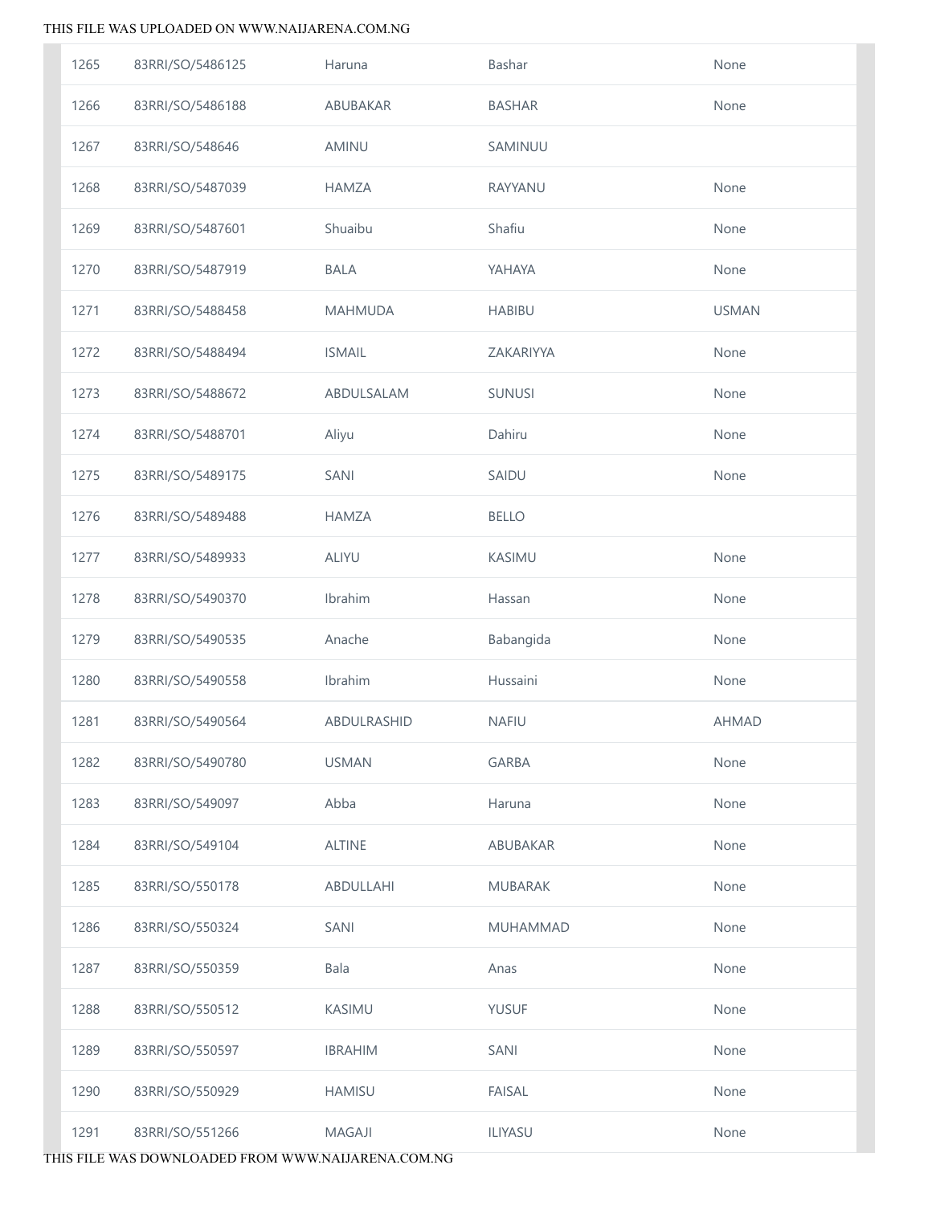| | | | | |
|---|---|---|---|---|
| 1265 | 83RRI/SO/5486125 | Haruna | Bashar | None |
| 1266 | 83RRI/SO/5486188 | ABUBAKAR | BASHAR | None |
| 1267 | 83RRI/SO/548646 | AMINU | SAMINUU | |
| 1268 | 83RRI/SO/5487039 | HAMZA | RAYYANU | None |
| 1269 | 83RRI/SO/5487601 | Shuaibu | Shafiu | None |
| 1270 | 83RRI/SO/5487919 | BALA | YAHAYA | None |
| 1271 | 83RRI/SO/5488458 | MAHMUDA | HABIBU | USMAN |
| 1272 | 83RRI/SO/5488494 | ISMAIL | ZAKARIYYA | None |
| 1273 | 83RRI/SO/5488672 | ABDULSALAM | SUNUSI | None |
| 1274 | 83RRI/SO/5488701 | Aliyu | Dahiru | None |
| 1275 | 83RRI/SO/5489175 | SANI | SAIDU | None |
| 1276 | 83RRI/SO/5489488 | HAMZA | BELLO | |
| 1277 | 83RRI/SO/5489933 | ALIYU | KASIMU | None |
| 1278 | 83RRI/SO/5490370 | Ibrahim | Hassan | None |
| 1279 | 83RRI/SO/5490535 | Anache | Babangida | None |
| 1280 | 83RRI/SO/5490558 | Ibrahim | Hussaini | None |
| 1281 | 83RRI/SO/5490564 | ABDULRASHID | NAFIU | AHMAD |
| 1282 | 83RRI/SO/5490780 | USMAN | GARBA | None |
| 1283 | 83RRI/SO/549097 | Abba | Haruna | None |
| 1284 | 83RRI/SO/549104 | ALTINE | ABUBAKAR | None |
| 1285 | 83RRI/SO/550178 | ABDULLAHI | MUBARAK | None |
| 1286 | 83RRI/SO/550324 | SANI | MUHAMMAD | None |
| 1287 | 83RRI/SO/550359 | Bala | Anas | None |
| 1288 | 83RRI/SO/550512 | KASIMU | YUSUF | None |
| 1289 | 83RRI/SO/550597 | IBRAHIM | SANI | None |
| 1290 | 83RRI/SO/550929 | HAMISU | FAISAL | None |
| 1291 | 83RRI/SO/551266 | MAGAJI | ILIYASU | None |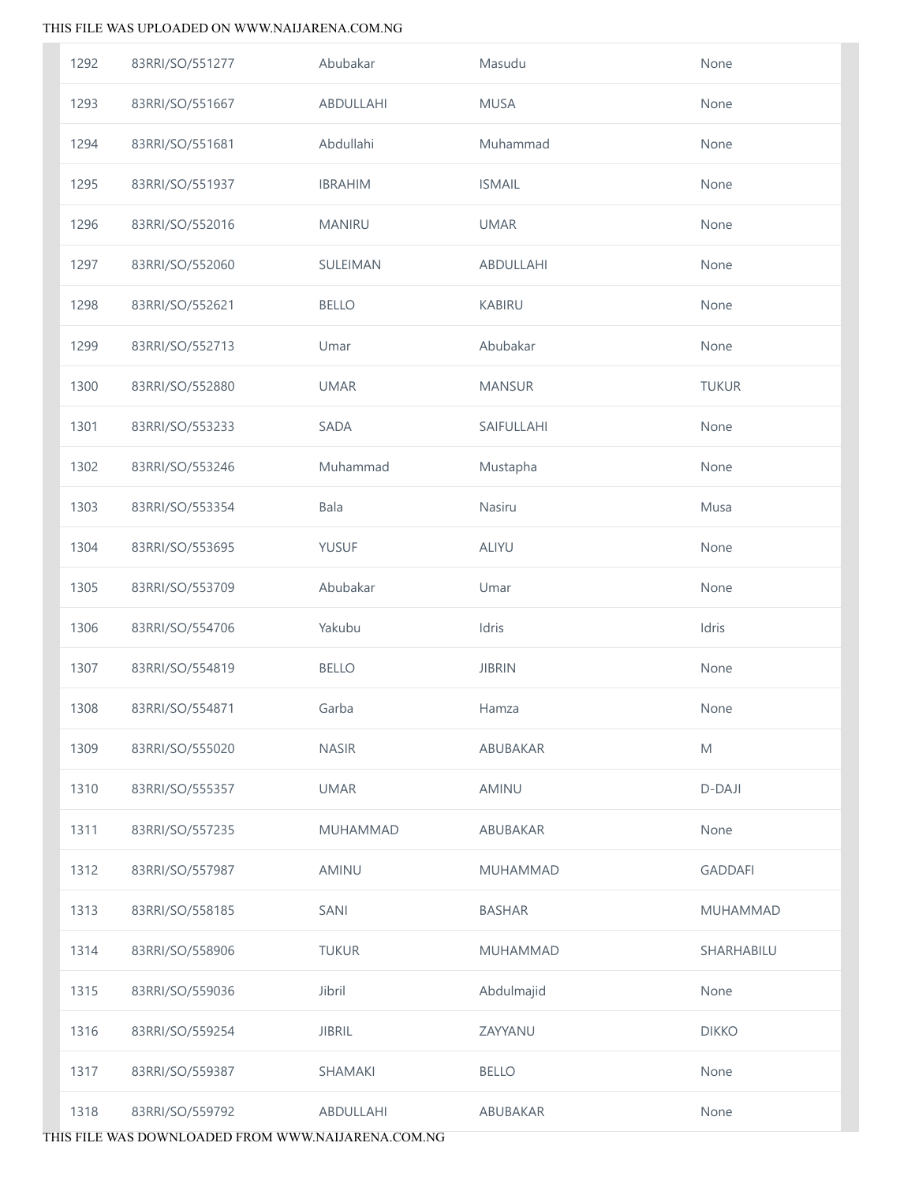| | | | | |
|---|---|---|---|---|
| 1292 | 83RRI/SO/551277 | Abubakar | Masudu | None |
| 1293 | 83RRI/SO/551667 | ABDULLAHI | MUSA | None |
| 1294 | 83RRI/SO/551681 | Abdullahi | Muhammad | None |
| 1295 | 83RRI/SO/551937 | IBRAHIM | ISMAIL | None |
| 1296 | 83RRI/SO/552016 | MANIRU | UMAR | None |
| 1297 | 83RRI/SO/552060 | SULEIMAN | ABDULLAHI | None |
| 1298 | 83RRI/SO/552621 | BELLO | KABIRU | None |
| 1299 | 83RRI/SO/552713 | Umar | Abubakar | None |
| 1300 | 83RRI/SO/552880 | UMAR | MANSUR | TUKUR |
| 1301 | 83RRI/SO/553233 | SADA | SAIFULLAHI | None |
| 1302 | 83RRI/SO/553246 | Muhammad | Mustapha | None |
| 1303 | 83RRI/SO/553354 | Bala | Nasiru | Musa |
| 1304 | 83RRI/SO/553695 | YUSUF | ALIYU | None |
| 1305 | 83RRI/SO/553709 | Abubakar | Umar | None |
| 1306 | 83RRI/SO/554706 | Yakubu | Idris | Idris |
| 1307 | 83RRI/SO/554819 | BELLO | JIBRIN | None |
| 1308 | 83RRI/SO/554871 | Garba | Hamza | None |
| 1309 | 83RRI/SO/555020 | NASIR | ABUBAKAR | M |
| 1310 | 83RRI/SO/555357 | UMAR | AMINU | D-DAJI |
| 1311 | 83RRI/SO/557235 | MUHAMMAD | ABUBAKAR | None |
| 1312 | 83RRI/SO/557987 | AMINU | MUHAMMAD | GADDAFI |
| 1313 | 83RRI/SO/558185 | SANI | BASHAR | MUHAMMAD |
| 1314 | 83RRI/SO/558906 | TUKUR | MUHAMMAD | SHARHABILU |
| 1315 | 83RRI/SO/559036 | Jibril | Abdulmajid | None |
| 1316 | 83RRI/SO/559254 | JIBRIL | ZAYYANU | DIKKO |
| 1317 | 83RRI/SO/559387 | SHAMAKI | BELLO | None |
| 1318 | 83RRI/SO/559792 | ABDULLAHI | ABUBAKAR | None |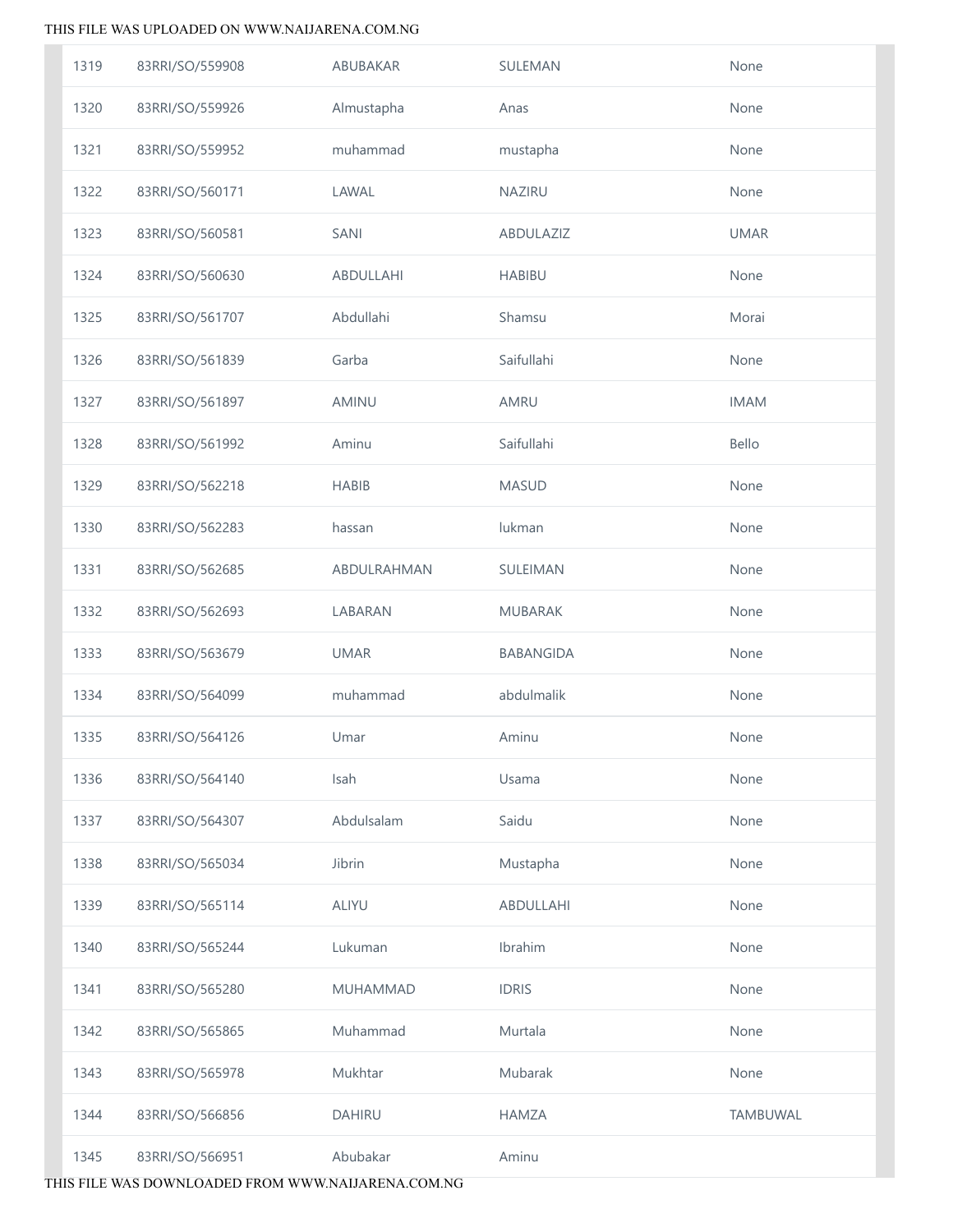| | | | | |
|---|---|---|---|---|
| 1319 | 83RRI/SO/559908 | ABUBAKAR | SULEMAN | None |
| 1320 | 83RRI/SO/559926 | Almustapha | Anas | None |
| 1321 | 83RRI/SO/559952 | muhammad | mustapha | None |
| 1322 | 83RRI/SO/560171 | LAWAL | NAZIRU | None |
| 1323 | 83RRI/SO/560581 | SANI | ABDULAZIZ | UMAR |
| 1324 | 83RRI/SO/560630 | ABDULLAHI | HABIBU | None |
| 1325 | 83RRI/SO/561707 | Abdullahi | Shamsu | Morai |
| 1326 | 83RRI/SO/561839 | Garba | Saifullahi | None |
| 1327 | 83RRI/SO/561897 | AMINU | AMRU | IMAM |
| 1328 | 83RRI/SO/561992 | Aminu | Saifullahi | Bello |
| 1329 | 83RRI/SO/562218 | HABIB | MASUD | None |
| 1330 | 83RRI/SO/562283 | hassan | lukman | None |
| 1331 | 83RRI/SO/562685 | ABDULRAHMAN | SULEIMAN | None |
| 1332 | 83RRI/SO/562693 | LABARAN | MUBARAK | None |
| 1333 | 83RRI/SO/563679 | UMAR | BABANGIDA | None |
| 1334 | 83RRI/SO/564099 | muhammad | abdulmalik | None |
| 1335 | 83RRI/SO/564126 | Umar | Aminu | None |
| 1336 | 83RRI/SO/564140 | Isah | Usama | None |
| 1337 | 83RRI/SO/564307 | Abdulsalam | Saidu | None |
| 1338 | 83RRI/SO/565034 | Jibrin | Mustapha | None |
| 1339 | 83RRI/SO/565114 | ALIYU | ABDULLAHI | None |
| 1340 | 83RRI/SO/565244 | Lukuman | Ibrahim | None |
| 1341 | 83RRI/SO/565280 | MUHAMMAD | IDRIS | None |
| 1342 | 83RRI/SO/565865 | Muhammad | Murtala | None |
| 1343 | 83RRI/SO/565978 | Mukhtar | Mubarak | None |
| 1344 | 83RRI/SO/566856 | DAHIRU | HAMZA | TAMBUWAL |
| 1345 | 83RRI/SO/566951 | Abubakar | Aminu | |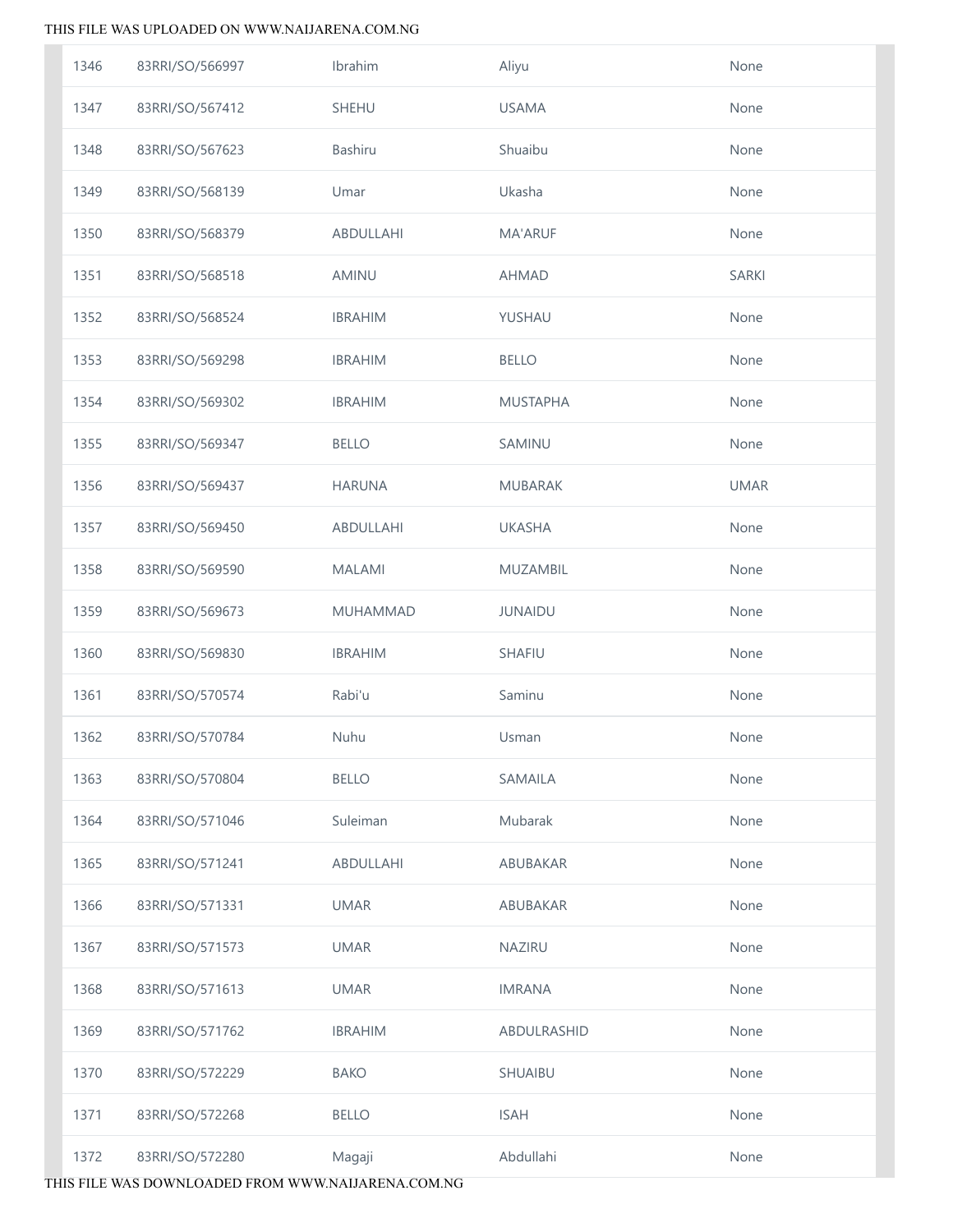| | | | | |
|---|---|---|---|---|
| 1346 | 83RRI/SO/566997 | Ibrahim | Aliyu | None |
| 1347 | 83RRI/SO/567412 | SHEHU | USAMA | None |
| 1348 | 83RRI/SO/567623 | Bashiru | Shuaibu | None |
| 1349 | 83RRI/SO/568139 | Umar | Ukasha | None |
| 1350 | 83RRI/SO/568379 | ABDULLAHI | MA'ARUF | None |
| 1351 | 83RRI/SO/568518 | AMINU | AHMAD | SARKI |
| 1352 | 83RRI/SO/568524 | IBRAHIM | YUSHAU | None |
| 1353 | 83RRI/SO/569298 | IBRAHIM | BELLO | None |
| 1354 | 83RRI/SO/569302 | IBRAHIM | MUSTAPHA | None |
| 1355 | 83RRI/SO/569347 | BELLO | SAMINU | None |
| 1356 | 83RRI/SO/569437 | HARUNA | MUBARAK | UMAR |
| 1357 | 83RRI/SO/569450 | ABDULLAHI | UKASHA | None |
| 1358 | 83RRI/SO/569590 | MALAMI | MUZAMBIL | None |
| 1359 | 83RRI/SO/569673 | MUHAMMAD | JUNAIDU | None |
| 1360 | 83RRI/SO/569830 | IBRAHIM | SHAFIU | None |
| 1361 | 83RRI/SO/570574 | Rabi'u | Saminu | None |
| 1362 | 83RRI/SO/570784 | Nuhu | Usman | None |
| 1363 | 83RRI/SO/570804 | BELLO | SAMAILA | None |
| 1364 | 83RRI/SO/571046 | Suleiman | Mubarak | None |
| 1365 | 83RRI/SO/571241 | ABDULLAHI | ABUBAKAR | None |
| 1366 | 83RRI/SO/571331 | UMAR | ABUBAKAR | None |
| 1367 | 83RRI/SO/571573 | UMAR | NAZIRU | None |
| 1368 | 83RRI/SO/571613 | UMAR | IMRANA | None |
| 1369 | 83RRI/SO/571762 | IBRAHIM | ABDULRASHID | None |
| 1370 | 83RRI/SO/572229 | BAKO | SHUAIBU | None |
| 1371 | 83RRI/SO/572268 | BELLO | ISAH | None |
| 1372 | 83RRI/SO/572280 | Magaji | Abdullahi | None |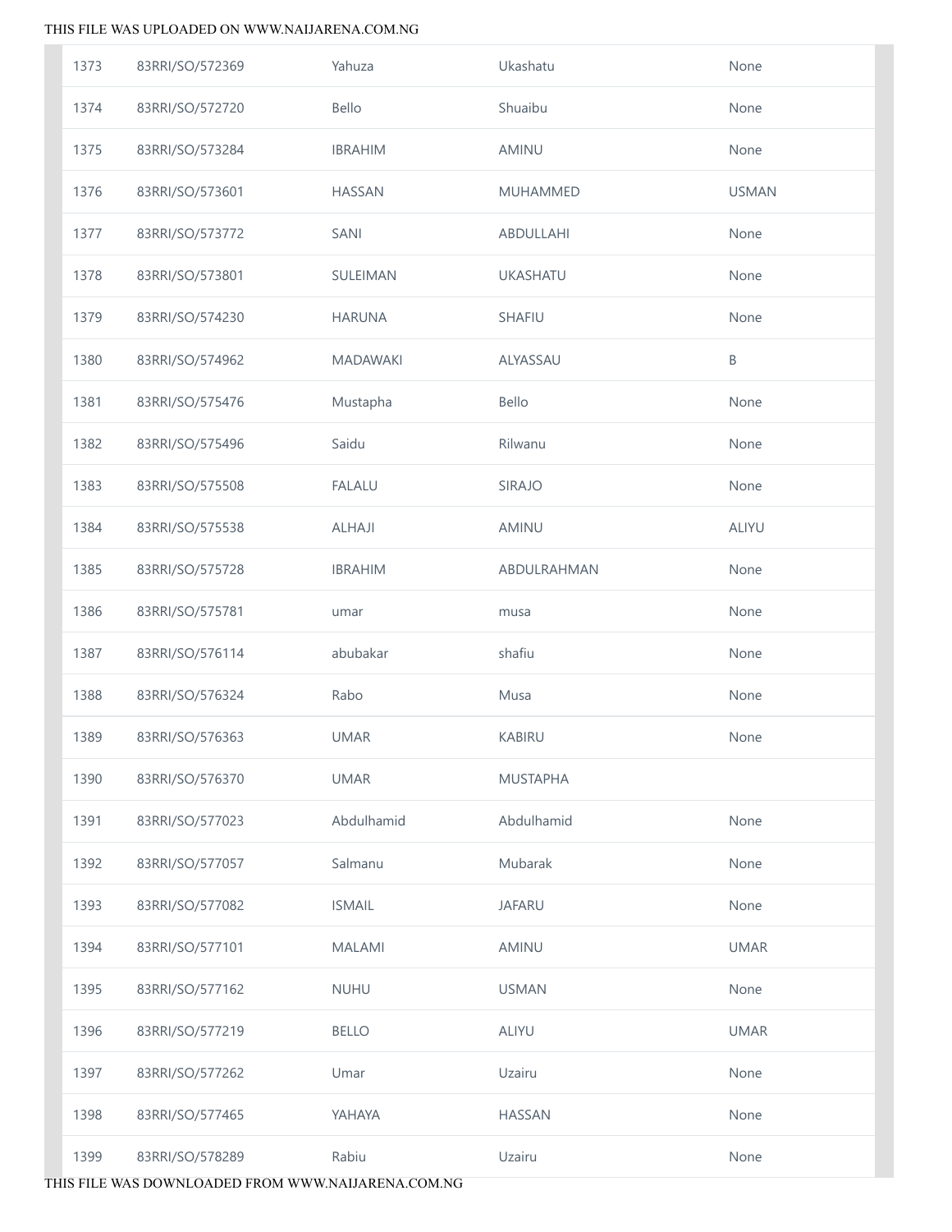| | | | | |
|---|---|---|---|---|
| 1373 | 83RRI/SO/572369 | Yahuza | Ukashatu | None |
| 1374 | 83RRI/SO/572720 | Bello | Shuaibu | None |
| 1375 | 83RRI/SO/573284 | IBRAHIM | AMINU | None |
| 1376 | 83RRI/SO/573601 | HASSAN | MUHAMMED | USMAN |
| 1377 | 83RRI/SO/573772 | SANI | ABDULLAHI | None |
| 1378 | 83RRI/SO/573801 | SULEIMAN | UKASHATU | None |
| 1379 | 83RRI/SO/574230 | HARUNA | SHAFIU | None |
| 1380 | 83RRI/SO/574962 | MADAWAKI | ALYASSAU | B |
| 1381 | 83RRI/SO/575476 | Mustapha | Bello | None |
| 1382 | 83RRI/SO/575496 | Saidu | Rilwanu | None |
| 1383 | 83RRI/SO/575508 | FALALU | SIRAJO | None |
| 1384 | 83RRI/SO/575538 | ALHAJI | AMINU | ALIYU |
| 1385 | 83RRI/SO/575728 | IBRAHIM | ABDULRAHMAN | None |
| 1386 | 83RRI/SO/575781 | umar | musa | None |
| 1387 | 83RRI/SO/576114 | abubakar | shafiu | None |
| 1388 | 83RRI/SO/576324 | Rabo | Musa | None |
| 1389 | 83RRI/SO/576363 | UMAR | KABIRU | None |
| 1390 | 83RRI/SO/576370 | UMAR | MUSTAPHA | |
| 1391 | 83RRI/SO/577023 | Abdulhamid | Abdulhamid | None |
| 1392 | 83RRI/SO/577057 | Salmanu | Mubarak | None |
| 1393 | 83RRI/SO/577082 | ISMAIL | JAFARU | None |
| 1394 | 83RRI/SO/577101 | MALAMI | AMINU | UMAR |
| 1395 | 83RRI/SO/577162 | NUHU | USMAN | None |
| 1396 | 83RRI/SO/577219 | BELLO | ALIYU | UMAR |
| 1397 | 83RRI/SO/577262 | Umar | Uzairu | None |
| 1398 | 83RRI/SO/577465 | YAHAYA | HASSAN | None |
| 1399 | 83RRI/SO/578289 | Rabiu | Uzairu | None |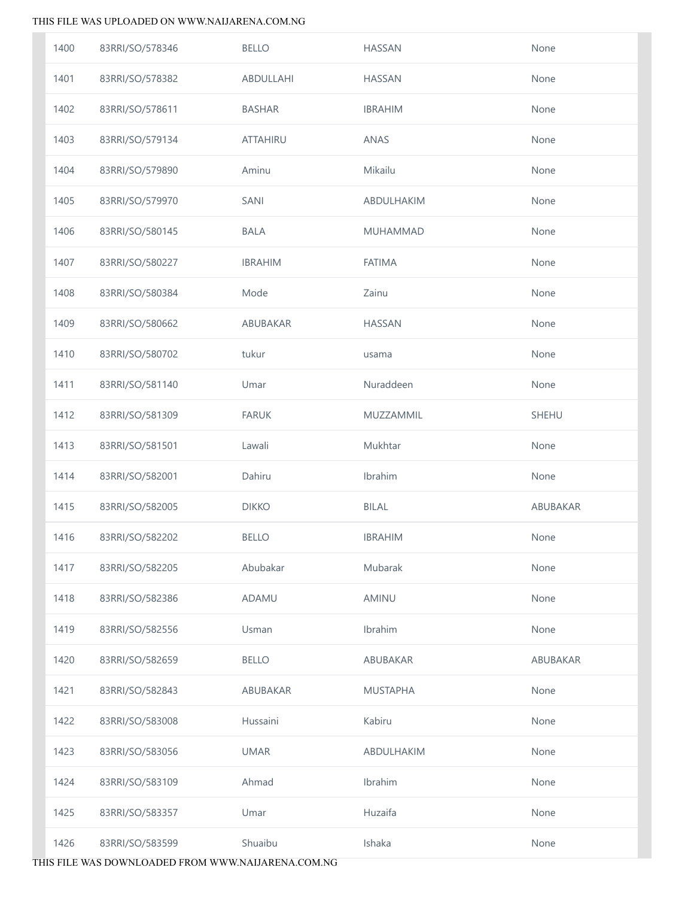| | | | | |
|---|---|---|---|---|
| 1400 | 83RRI/SO/578346 | BELLO | HASSAN | None |
| 1401 | 83RRI/SO/578382 | ABDULLAHI | HASSAN | None |
| 1402 | 83RRI/SO/578611 | BASHAR | IBRAHIM | None |
| 1403 | 83RRI/SO/579134 | ATTAHIRU | ANAS | None |
| 1404 | 83RRI/SO/579890 | Aminu | Mikailu | None |
| 1405 | 83RRI/SO/579970 | SANI | ABDULHAKIM | None |
| 1406 | 83RRI/SO/580145 | BALA | MUHAMMAD | None |
| 1407 | 83RRI/SO/580227 | IBRAHIM | FATIMA | None |
| 1408 | 83RRI/SO/580384 | Mode | Zainu | None |
| 1409 | 83RRI/SO/580662 | ABUBAKAR | HASSAN | None |
| 1410 | 83RRI/SO/580702 | tukur | usama | None |
| 1411 | 83RRI/SO/581140 | Umar | Nuraddeen | None |
| 1412 | 83RRI/SO/581309 | FARUK | MUZZAMMIL | SHEHU |
| 1413 | 83RRI/SO/581501 | Lawali | Mukhtar | None |
| 1414 | 83RRI/SO/582001 | Dahiru | Ibrahim | None |
| 1415 | 83RRI/SO/582005 | DIKKO | BILAL | ABUBAKAR |
| 1416 | 83RRI/SO/582202 | BELLO | IBRAHIM | None |
| 1417 | 83RRI/SO/582205 | Abubakar | Mubarak | None |
| 1418 | 83RRI/SO/582386 | ADAMU | AMINU | None |
| 1419 | 83RRI/SO/582556 | Usman | Ibrahim | None |
| 1420 | 83RRI/SO/582659 | BELLO | ABUBAKAR | ABUBAKAR |
| 1421 | 83RRI/SO/582843 | ABUBAKAR | MUSTAPHA | None |
| 1422 | 83RRI/SO/583008 | Hussaini | Kabiru | None |
| 1423 | 83RRI/SO/583056 | UMAR | ABDULHAKIM | None |
| 1424 | 83RRI/SO/583109 | Ahmad | Ibrahim | None |
| 1425 | 83RRI/SO/583357 | Umar | Huzaifa | None |
| 1426 | 83RRI/SO/583599 | Shuaibu | Ishaka | None |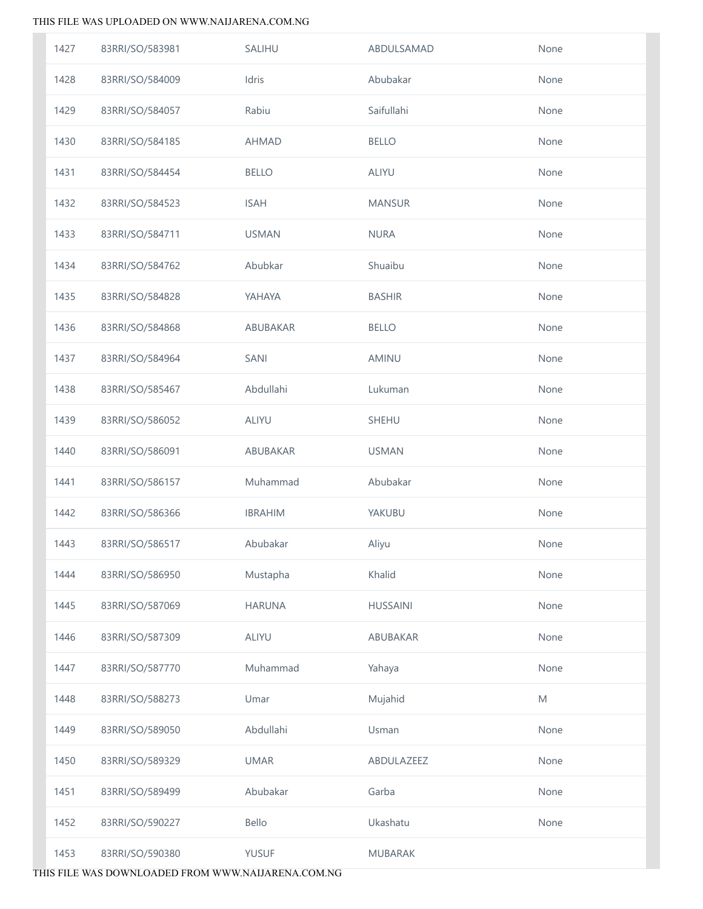| | | | | |
|---|---|---|---|---|
| 1427 | 83RRI/SO/583981 | SALIHU | ABDULSAMAD | None |
| 1428 | 83RRI/SO/584009 | Idris | Abubakar | None |
| 1429 | 83RRI/SO/584057 | Rabiu | Saifullahi | None |
| 1430 | 83RRI/SO/584185 | AHMAD | BELLO | None |
| 1431 | 83RRI/SO/584454 | BELLO | ALIYU | None |
| 1432 | 83RRI/SO/584523 | ISAH | MANSUR | None |
| 1433 | 83RRI/SO/584711 | USMAN | NURA | None |
| 1434 | 83RRI/SO/584762 | Abubkar | Shuaibu | None |
| 1435 | 83RRI/SO/584828 | YAHAYA | BASHIR | None |
| 1436 | 83RRI/SO/584868 | ABUBAKAR | BELLO | None |
| 1437 | 83RRI/SO/584964 | SANI | AMINU | None |
| 1438 | 83RRI/SO/585467 | Abdullahi | Lukuman | None |
| 1439 | 83RRI/SO/586052 | ALIYU | SHEHU | None |
| 1440 | 83RRI/SO/586091 | ABUBAKAR | USMAN | None |
| 1441 | 83RRI/SO/586157 | Muhammad | Abubakar | None |
| 1442 | 83RRI/SO/586366 | IBRAHIM | YAKUBU | None |
| 1443 | 83RRI/SO/586517 | Abubakar | Aliyu | None |
| 1444 | 83RRI/SO/586950 | Mustapha | Khalid | None |
| 1445 | 83RRI/SO/587069 | HARUNA | HUSSAINI | None |
| 1446 | 83RRI/SO/587309 | ALIYU | ABUBAKAR | None |
| 1447 | 83RRI/SO/587770 | Muhammad | Yahaya | None |
| 1448 | 83RRI/SO/588273 | Umar | Mujahid | M |
| 1449 | 83RRI/SO/589050 | Abdullahi | Usman | None |
| 1450 | 83RRI/SO/589329 | UMAR | ABDULAZEEZ | None |
| 1451 | 83RRI/SO/589499 | Abubakar | Garba | None |
| 1452 | 83RRI/SO/590227 | Bello | Ukashatu | None |
| 1453 | 83RRI/SO/590380 | YUSUF | MUBARAK | |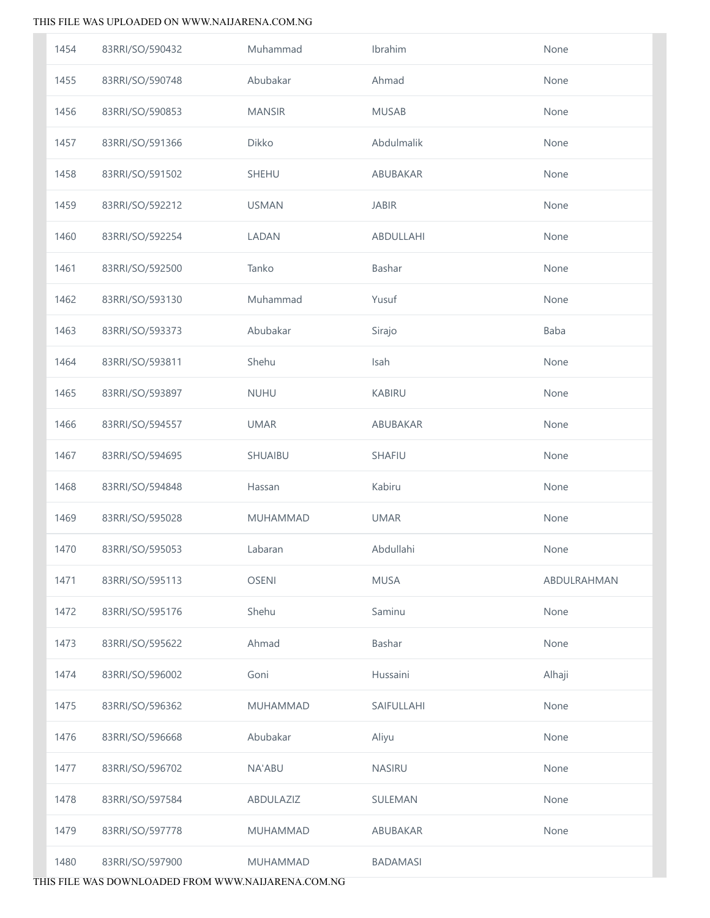| | | | | |
|---|---|---|---|---|
| 1454 | 83RRI/SO/590432 | Muhammad | Ibrahim | None |
| 1455 | 83RRI/SO/590748 | Abubakar | Ahmad | None |
| 1456 | 83RRI/SO/590853 | MANSIR | MUSAB | None |
| 1457 | 83RRI/SO/591366 | Dikko | Abdulmalik | None |
| 1458 | 83RRI/SO/591502 | SHEHU | ABUBAKAR | None |
| 1459 | 83RRI/SO/592212 | USMAN | JABIR | None |
| 1460 | 83RRI/SO/592254 | LADAN | ABDULLAHI | None |
| 1461 | 83RRI/SO/592500 | Tanko | Bashar | None |
| 1462 | 83RRI/SO/593130 | Muhammad | Yusuf | None |
| 1463 | 83RRI/SO/593373 | Abubakar | Sirajo | Baba |
| 1464 | 83RRI/SO/593811 | Shehu | Isah | None |
| 1465 | 83RRI/SO/593897 | NUHU | KABIRU | None |
| 1466 | 83RRI/SO/594557 | UMAR | ABUBAKAR | None |
| 1467 | 83RRI/SO/594695 | SHUAIBU | SHAFIU | None |
| 1468 | 83RRI/SO/594848 | Hassan | Kabiru | None |
| 1469 | 83RRI/SO/595028 | MUHAMMAD | UMAR | None |
| 1470 | 83RRI/SO/595053 | Labaran | Abdullahi | None |
| 1471 | 83RRI/SO/595113 | OSENI | MUSA | ABDULRAHMAN |
| 1472 | 83RRI/SO/595176 | Shehu | Saminu | None |
| 1473 | 83RRI/SO/595622 | Ahmad | Bashar | None |
| 1474 | 83RRI/SO/596002 | Goni | Hussaini | Alhaji |
| 1475 | 83RRI/SO/596362 | MUHAMMAD | SAIFULLAHI | None |
| 1476 | 83RRI/SO/596668 | Abubakar | Aliyu | None |
| 1477 | 83RRI/SO/596702 | NA'ABU | NASIRU | None |
| 1478 | 83RRI/SO/597584 | ABDULAZIZ | SULEMAN | None |
| 1479 | 83RRI/SO/597778 | MUHAMMAD | ABUBAKAR | None |
| 1480 | 83RRI/SO/597900 | MUHAMMAD | BADAMASI | |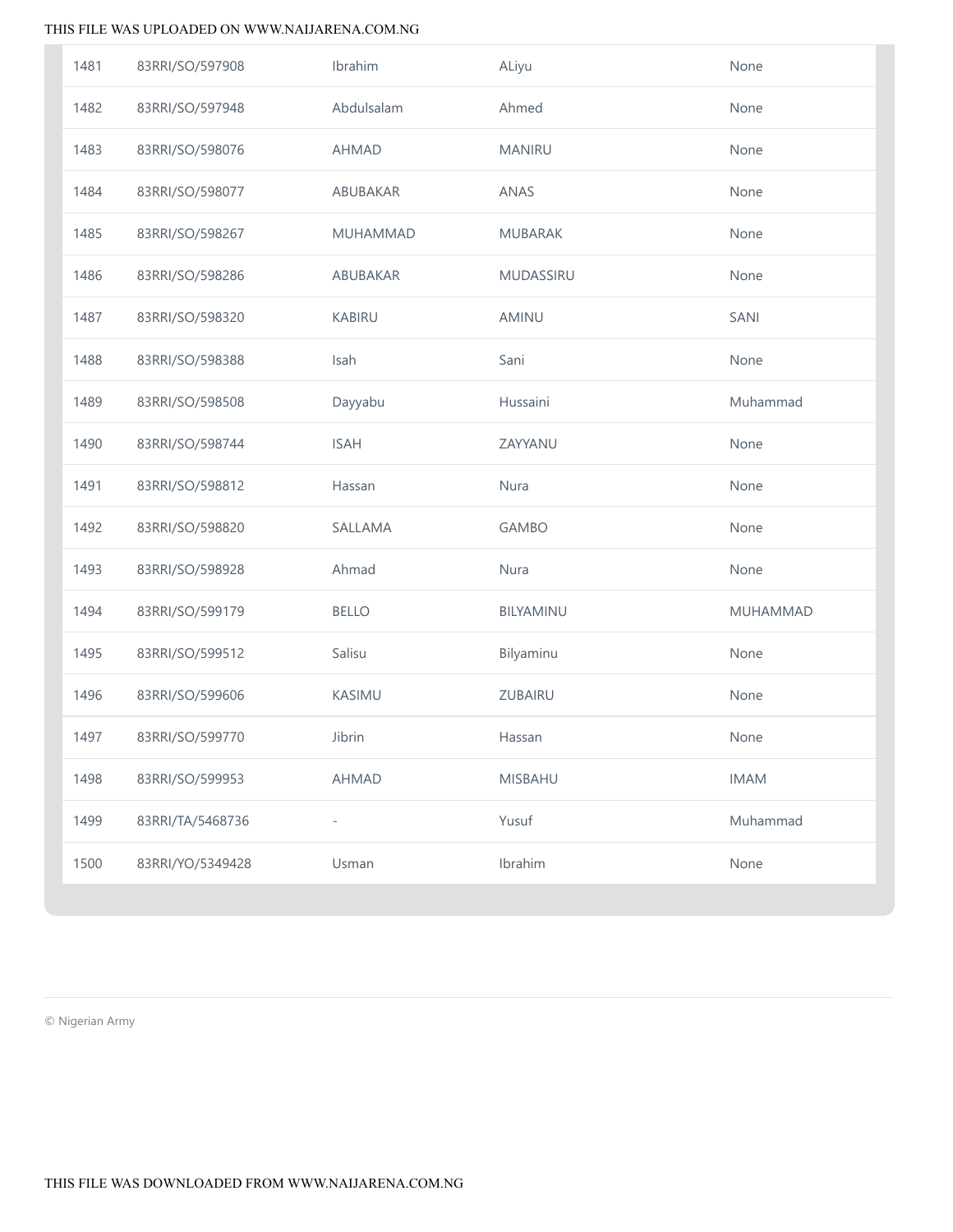| | | | | |
|---|---|---|---|---|
| 1481 | 83RRI/SO/597908 | Ibrahim | ALiyu | None |
| 1482 | 83RRI/SO/597948 | Abdulsalam | Ahmed | None |
| 1483 | 83RRI/SO/598076 | AHMAD | MANIRU | None |
| 1484 | 83RRI/SO/598077 | ABUBAKAR | ANAS | None |
| 1485 | 83RRI/SO/598267 | MUHAMMAD | MUBARAK | None |
| 1486 | 83RRI/SO/598286 | ABUBAKAR | MUDASSIRU | None |
| 1487 | 83RRI/SO/598320 | KABIRU | AMINU | SANI |
| 1488 | 83RRI/SO/598388 | Isah | Sani | None |
| 1489 | 83RRI/SO/598508 | Dayyabu | Hussaini | Muhammad |
| 1490 | 83RRI/SO/598744 | ISAH | ZAYYANU | None |
| 1491 | 83RRI/SO/598812 | Hassan | Nura | None |
| 1492 | 83RRI/SO/598820 | SALLAMA | GAMBO | None |
| 1493 | 83RRI/SO/598928 | Ahmad | Nura | None |
| 1494 | 83RRI/SO/599179 | BELLO | BILYAMINU | MUHAMMAD |
| 1495 | 83RRI/SO/599512 | Salisu | Bilyaminu | None |
| 1496 | 83RRI/SO/599606 | KASIMU | ZUBAIRU | None |
| 1497 | 83RRI/SO/599770 | Jibrin | Hassan | None |
| 1498 | 83RRI/SO/599953 | AHMAD | MISBAHU | IMAM |
| 1499 | 83RRI/TA/5468736 | - | Yusuf | Muhammad |
| 1500 | 83RRI/YO/5349428 | Usman | Ibrahim | None |

© Nigerian Army